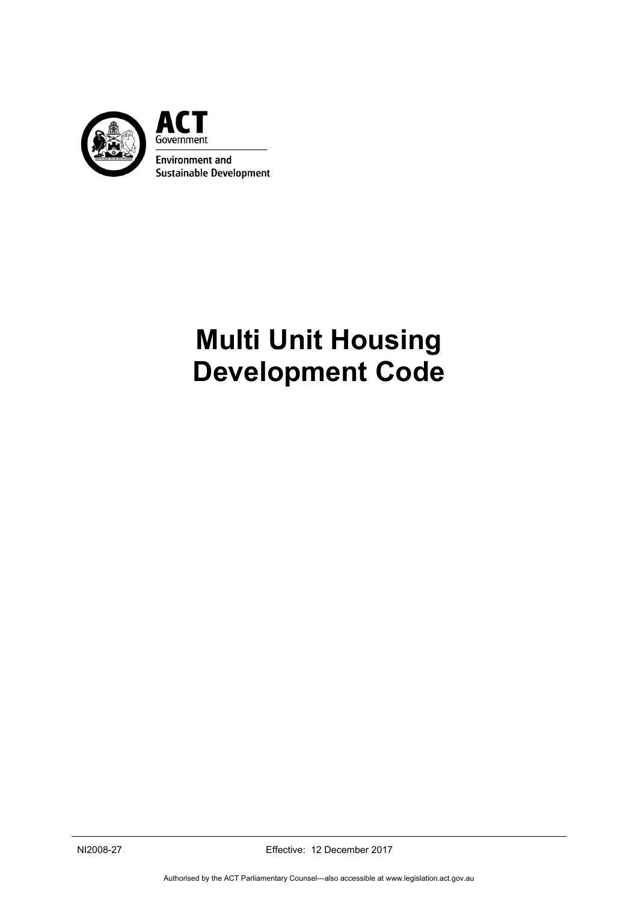ACT Government

Environment and Sustainable Development

# Multi Unit Housing Development Code

NI2008-27 Effective: 12 December 2017

Authorised by the ACT Parliamentary Counsel—also accessible at www.legislation.act.gov.au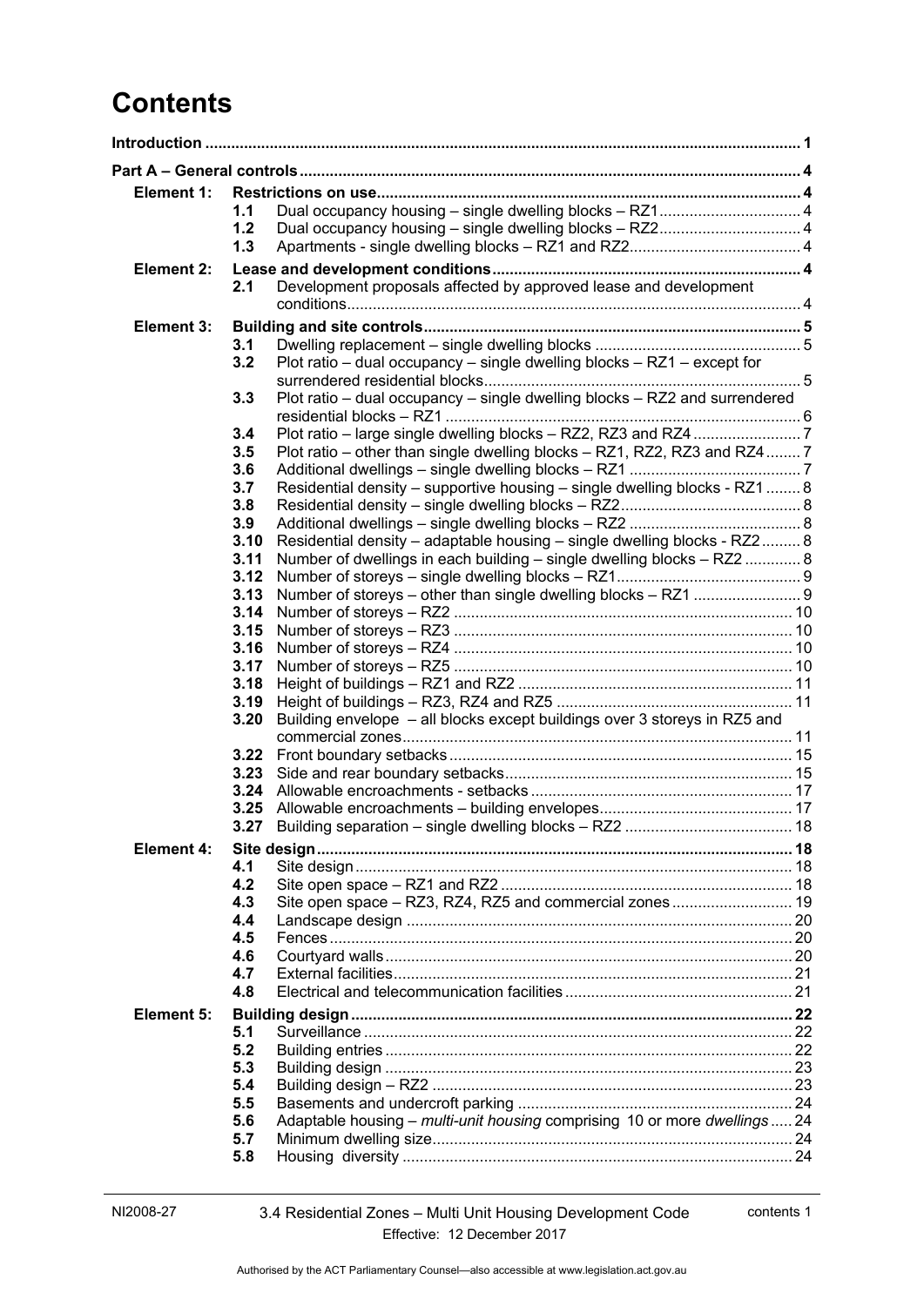# Contents

| | | | |
|---|---|---|---|
| **Introduction** | | | **1** |
| **Part A – General controls** | | | **4** |
| **Element 1:** | | **Restrictions on use** | **4** |
| | 1.1 | Dual occupancy housing – single dwelling blocks – RZ1 | 4 |
| | 1.2 | Dual occupancy housing – single dwelling blocks – RZ2 | 4 |
| | 1.3 | Apartments - single dwelling blocks – RZ1 and RZ2 | 4 |
| **Element 2:** | | **Lease and development conditions** | **4** |
| | 2.1 | Development proposals affected by approved lease and development conditions | 4 |
| **Element 3:** | | **Building and site controls** | **5** |
| | 3.1 | Dwelling replacement – single dwelling blocks | 5 |
| | 3.2 | Plot ratio – dual occupancy – single dwelling blocks – RZ1 – except for surrendered residential blocks | 5 |
| | 3.3 | Plot ratio – dual occupancy – single dwelling blocks – RZ2 and surrendered residential blocks – RZ1 | 6 |
| | 3.4 | Plot ratio – large single dwelling blocks – RZ2, RZ3 and RZ4 | 7 |
| | 3.5 | Plot ratio – other than single dwelling blocks – RZ1, RZ2, RZ3 and RZ4 | 7 |
| | 3.6 | Additional dwellings – single dwelling blocks – RZ1 | 7 |
| | 3.7 | Residential density – supportive housing – single dwelling blocks - RZ1 | 8 |
| | 3.8 | Residential density – single dwelling blocks – RZ2 | 8 |
| | 3.9 | Additional dwellings – single dwelling blocks – RZ2 | 8 |
| | 3.10 | Residential density – adaptable housing – single dwelling blocks - RZ2 | 8 |
| | 3.11 | Number of dwellings in each building – single dwelling blocks – RZ2 | 8 |
| | 3.12 | Number of storeys – single dwelling blocks – RZ1 | 9 |
| | 3.13 | Number of storeys – other than single dwelling blocks – RZ1 | 9 |
| | 3.14 | Number of storeys – RZ2 | 10 |
| | 3.15 | Number of storeys – RZ3 | 10 |
| | 3.16 | Number of storeys – RZ4 | 10 |
| | 3.17 | Number of storeys – RZ5 | 10 |
| | 3.18 | Height of buildings – RZ1 and RZ2 | 11 |
| | 3.19 | Height of buildings – RZ3, RZ4 and RZ5 | 11 |
| | 3.20 | Building envelope – all blocks except buildings over 3 storeys in RZ5 and commercial zones | 11 |
| | 3.22 | Front boundary setbacks | 15 |
| | 3.23 | Side and rear boundary setbacks | 15 |
| | 3.24 | Allowable encroachments - setbacks | 17 |
| | 3.25 | Allowable encroachments – building envelopes | 17 |
| | 3.27 | Building separation – single dwelling blocks – RZ2 | 18 |
| **Element 4:** | | **Site design** | **18** |
| | 4.1 | Site design | 18 |
| | 4.2 | Site open space – RZ1 and RZ2 | 18 |
| | 4.3 | Site open space – RZ3, RZ4, RZ5 and commercial zones | 19 |
| | 4.4 | Landscape design | 20 |
| | 4.5 | Fences | 20 |
| | 4.6 | Courtyard walls | 20 |
| | 4.7 | External facilities | 21 |
| | 4.8 | Electrical and telecommunication facilities | 21 |
| **Element 5:** | | **Building design** | **22** |
| | 5.1 | Surveillance | 22 |
| | 5.2 | Building entries | 22 |
| | 5.3 | Building design | 23 |
| | 5.4 | Building design – RZ2 | 23 |
| | 5.5 | Basements and undercroft parking | 24 |
| | 5.6 | Adaptable housing – *multi-unit housing* comprising 10 or more *dwellings* | 24 |
| | 5.7 | Minimum dwelling size | 24 |
| | 5.8 | Housing diversity | 24 |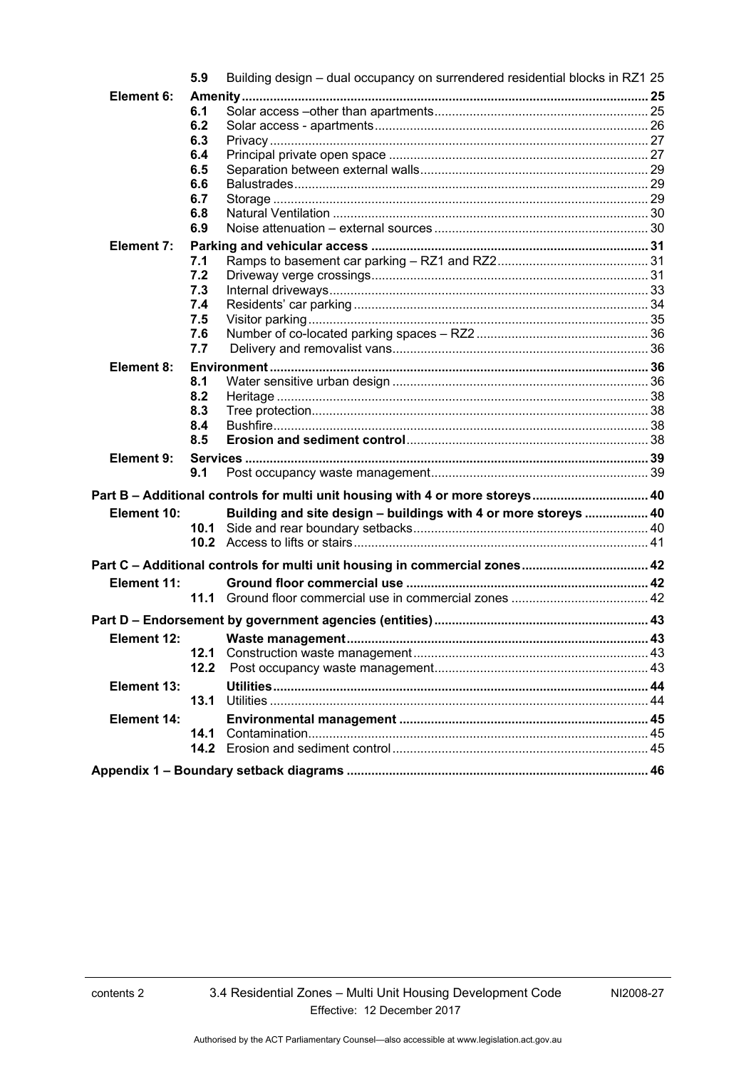| | | | |
|---|---|---|---|
| | **5.9** | Building design – dual occupancy on surrendered residential blocks in RZ1 | 25 |
| **Element 6:** | **Amenity** | | **25** |
| | **6.1** | Solar access –other than apartments | 25 |
| | **6.2** | Solar access - apartments | 26 |
| | **6.3** | Privacy | 27 |
| | **6.4** | Principal private open space | 27 |
| | **6.5** | Separation between external walls | 29 |
| | **6.6** | Balustrades | 29 |
| | **6.7** | Storage | 29 |
| | **6.8** | Natural Ventilation | 30 |
| | **6.9** | Noise attenuation – external sources | 30 |
| **Element 7:** | **Parking and vehicular access** | | **31** |
| | **7.1** | Ramps to basement car parking – RZ1 and RZ2 | 31 |
| | **7.2** | Driveway verge crossings | 31 |
| | **7.3** | Internal driveways | 33 |
| | **7.4** | Residents' car parking | 34 |
| | **7.5** | Visitor parking | 35 |
| | **7.6** | Number of co-located parking spaces – RZ2 | 36 |
| | **7.7** | Delivery and removalist vans | 36 |
| **Element 8:** | **Environment** | | **36** |
| | **8.1** | Water sensitive urban design | 36 |
| | **8.2** | Heritage | 38 |
| | **8.3** | Tree protection | 38 |
| | **8.4** | Bushfire | 38 |
| | **8.5** | **Erosion and sediment control** | 38 |
| **Element 9:** | **Services** | | **39** |
| | **9.1** | Post occupancy waste management | 39 |
| **Part B – Additional controls for multi unit housing with 4 or more storeys** | | | **40** |
| **Element 10:** | | **Building and site design – buildings with 4 or more storeys** | **40** |
| | **10.1** | Side and rear boundary setbacks | 40 |
| | **10.2** | Access to lifts or stairs | 41 |
| **Part C – Additional controls for multi unit housing in commercial zones** | | | **42** |
| **Element 11:** | | **Ground floor commercial use** | **42** |
| | **11.1** | Ground floor commercial use in commercial zones | 42 |
| **Part D – Endorsement by government agencies (entities)** | | | **43** |
| **Element 12:** | | **Waste management** | **43** |
| | **12.1** | Construction waste management | 43 |
| | **12.2** | Post occupancy waste management | 43 |
| **Element 13:** | | **Utilities** | **44** |
| | **13.1** | Utilities | 44 |
| **Element 14:** | | **Environmental management** | **45** |
| | **14.1** | Contamination | 45 |
| | **14.2** | Erosion and sediment control | 45 |
| **Appendix 1 – Boundary setback diagrams** | | | **46** |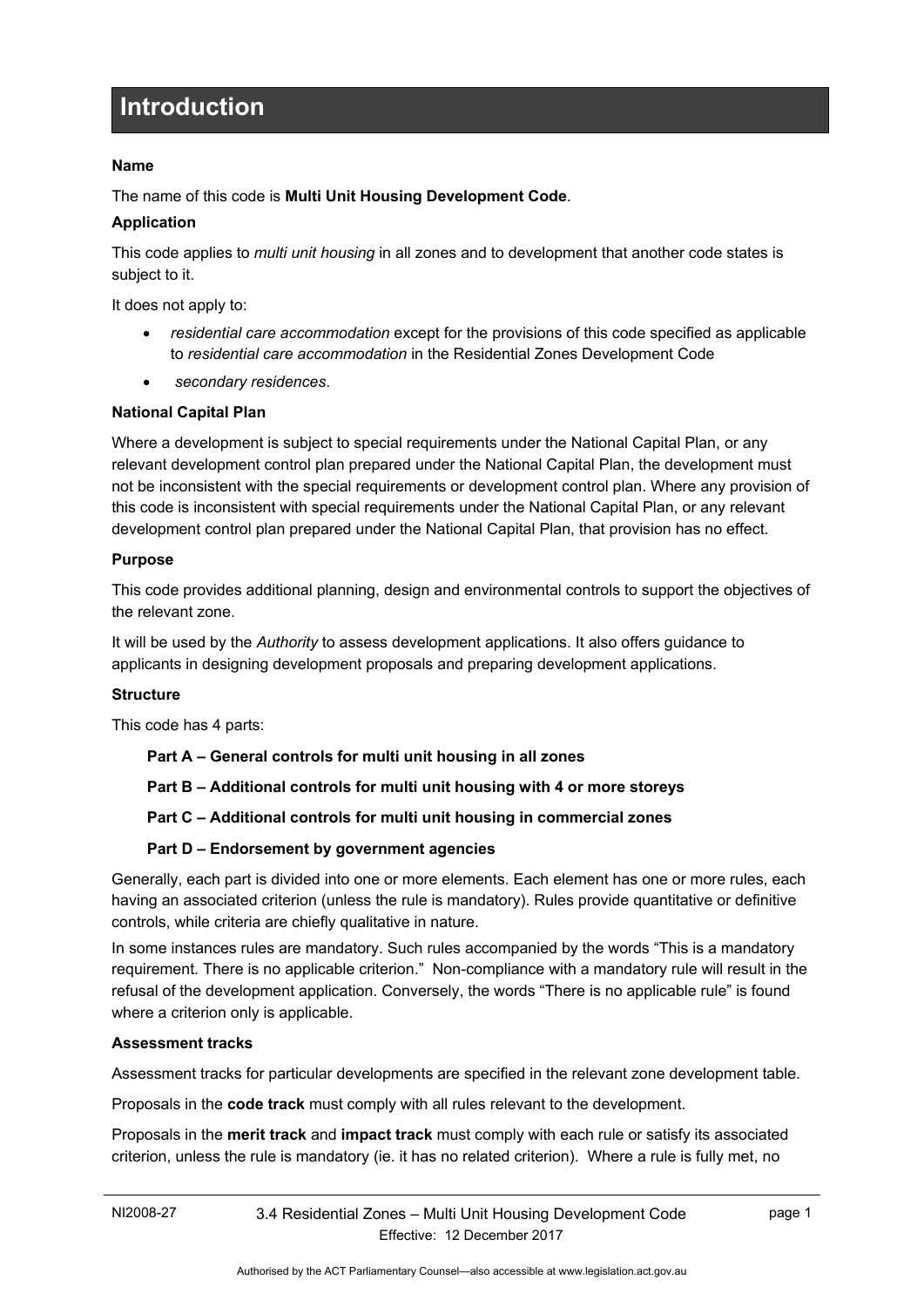# Introduction

**Name**

The name of this code is **Multi Unit Housing Development Code**.

**Application**

This code applies to *multi unit housing* in all zones and to development that another code states is subject to it.

It does not apply to:

- *residential care accommodation* except for the provisions of this code specified as applicable to *residential care accommodation* in the Residential Zones Development Code
- *secondary residences*.

**National Capital Plan**

Where a development is subject to special requirements under the National Capital Plan, or any relevant development control plan prepared under the National Capital Plan, the development must not be inconsistent with the special requirements or development control plan. Where any provision of this code is inconsistent with special requirements under the National Capital Plan, or any relevant development control plan prepared under the National Capital Plan, that provision has no effect.

**Purpose**

This code provides additional planning, design and environmental controls to support the objectives of the relevant zone.

It will be used by the *Authority* to assess development applications. It also offers guidance to applicants in designing development proposals and preparing development applications.

**Structure**

This code has 4 parts:

**Part A – General controls for multi unit housing in all zones**

**Part B – Additional controls for multi unit housing with 4 or more storeys**

**Part C – Additional controls for multi unit housing in commercial zones**

**Part D – Endorsement by government agencies**

Generally, each part is divided into one or more elements. Each element has one or more rules, each having an associated criterion (unless the rule is mandatory). Rules provide quantitative or definitive controls, while criteria are chiefly qualitative in nature.

In some instances rules are mandatory. Such rules accompanied by the words "This is a mandatory requirement. There is no applicable criterion." Non-compliance with a mandatory rule will result in the refusal of the development application. Conversely, the words "There is no applicable rule" is found where a criterion only is applicable.

**Assessment tracks**

Assessment tracks for particular developments are specified in the relevant zone development table.

Proposals in the **code track** must comply with all rules relevant to the development.

Proposals in the **merit track** and **impact track** must comply with each rule or satisfy its associated criterion, unless the rule is mandatory (ie. it has no related criterion). Where a rule is fully met, no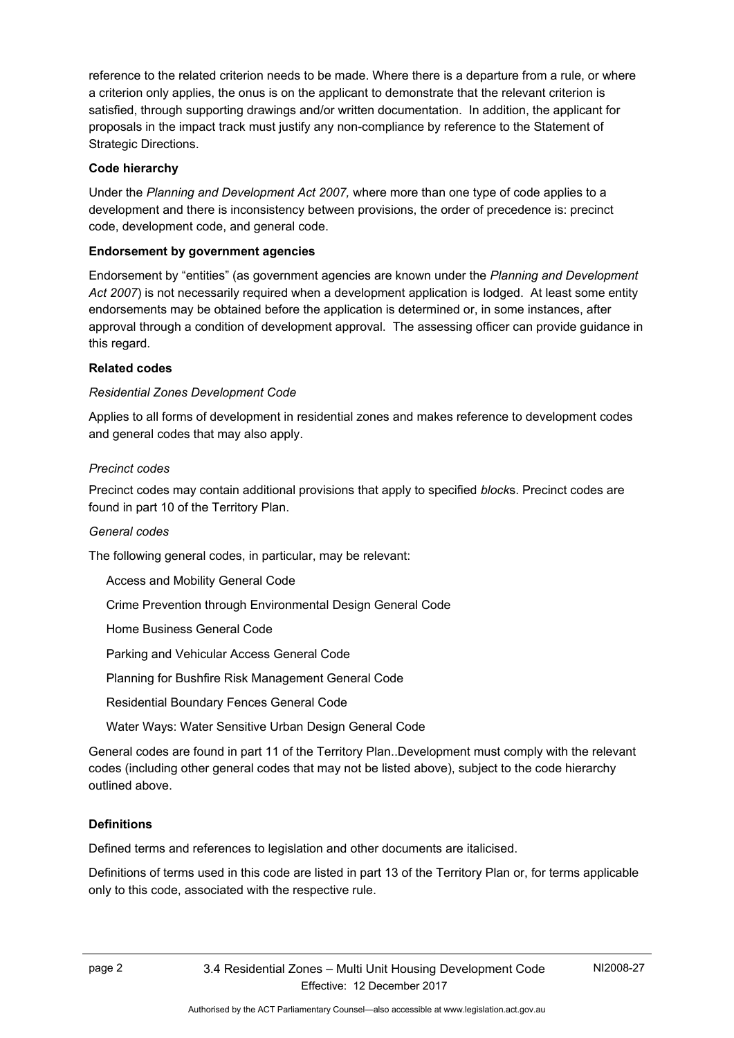reference to the related criterion needs to be made. Where there is a departure from a rule, or where a criterion only applies, the onus is on the applicant to demonstrate that the relevant criterion is satisfied, through supporting drawings and/or written documentation. In addition, the applicant for proposals in the impact track must justify any non-compliance by reference to the Statement of Strategic Directions.

**Code hierarchy**

Under the *Planning and Development Act 2007,* where more than one type of code applies to a development and there is inconsistency between provisions, the order of precedence is: precinct code, development code, and general code.

**Endorsement by government agencies**

Endorsement by "entities" (as government agencies are known under the *Planning and Development Act 2007*) is not necessarily required when a development application is lodged. At least some entity endorsements may be obtained before the application is determined or, in some instances, after approval through a condition of development approval. The assessing officer can provide guidance in this regard.

**Related codes**

*Residential Zones Development Code*

Applies to all forms of development in residential zones and makes reference to development codes and general codes that may also apply.

*Precinct codes*

Precinct codes may contain additional provisions that apply to specified *block*s. Precinct codes are found in part 10 of the Territory Plan.

*General codes*

The following general codes, in particular, may be relevant:

Access and Mobility General Code

Crime Prevention through Environmental Design General Code

Home Business General Code

Parking and Vehicular Access General Code

Planning for Bushfire Risk Management General Code

Residential Boundary Fences General Code

Water Ways: Water Sensitive Urban Design General Code

General codes are found in part 11 of the Territory Plan..Development must comply with the relevant codes (including other general codes that may not be listed above), subject to the code hierarchy outlined above.

**Definitions**

Defined terms and references to legislation and other documents are italicised.

Definitions of terms used in this code are listed in part 13 of the Territory Plan or, for terms applicable only to this code, associated with the respective rule.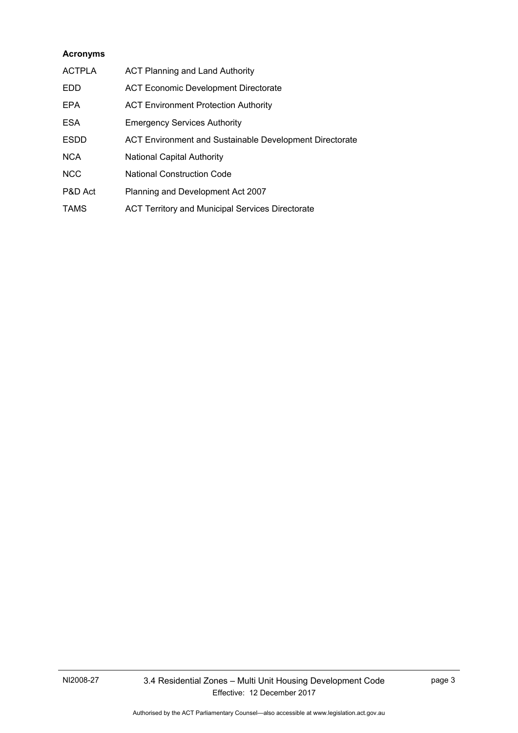**Acronyms**

| | |
|---|---|
| ACTPLA | ACT Planning and Land Authority |
| EDD | ACT Economic Development Directorate |
| EPA | ACT Environment Protection Authority |
| ESA | Emergency Services Authority |
| ESDD | ACT Environment and Sustainable Development Directorate |
| NCA | National Capital Authority |
| NCC | National Construction Code |
| P&D Act | Planning and Development Act 2007 |
| TAMS | ACT Territory and Municipal Services Directorate |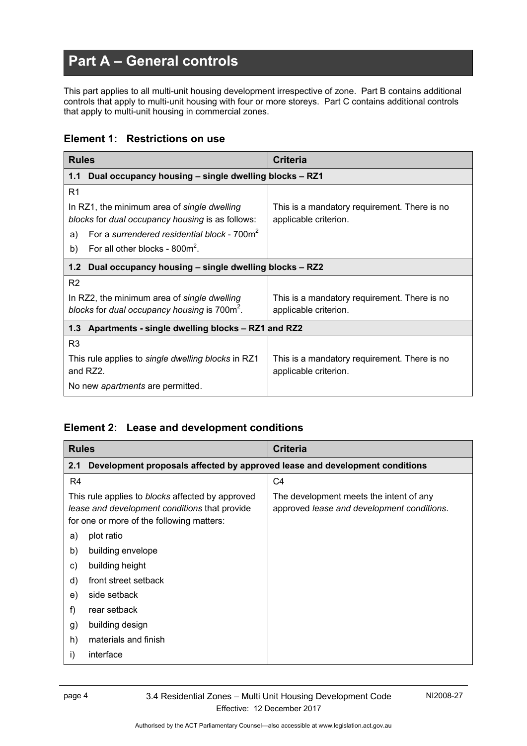# Part A – General controls

This part applies to all multi-unit housing development irrespective of zone. Part B contains additional controls that apply to multi-unit housing with four or more storeys. Part C contains additional controls that apply to multi-unit housing in commercial zones.

## Element 1: Restrictions on use

| Rules | Criteria |
|---|---|
| **1.1 Dual occupancy housing – single dwelling blocks – RZ1** | |
| R1<br><br>In RZ1, the minimum area of *single dwelling blocks* for *dual occupancy housing* is as follows:<br>a) For a *surrendered residential block* - 700m$^2$<br>b) For all other blocks - 800m$^2$. | This is a mandatory requirement. There is no applicable criterion. |
| **1.2 Dual occupancy housing – single dwelling blocks – RZ2** | |
| R2<br><br>In RZ2, the minimum area of *single dwelling blocks* for *dual occupancy housing* is 700m$^2$. | This is a mandatory requirement. There is no applicable criterion. |
| **1.3 Apartments - single dwelling blocks – RZ1 and RZ2** | |
| R3<br><br>This rule applies to *single dwelling blocks* in RZ1 and RZ2.<br><br>No new *apartments* are permitted. | This is a mandatory requirement. There is no applicable criterion. |

## Element 2: Lease and development conditions

| Rules | Criteria |
|---|---|
| **2.1 Development proposals affected by approved lease and development conditions** | |
| R4<br><br>This rule applies to *blocks* affected by approved *lease and development conditions* that provide for one or more of the following matters:<br>a) plot ratio<br>b) building envelope<br>c) building height<br>d) front street setback<br>e) side setback<br>f) rear setback<br>g) building design<br>h) materials and finish<br>i) interface | C4<br><br>The development meets the intent of any approved *lease and development conditions*. |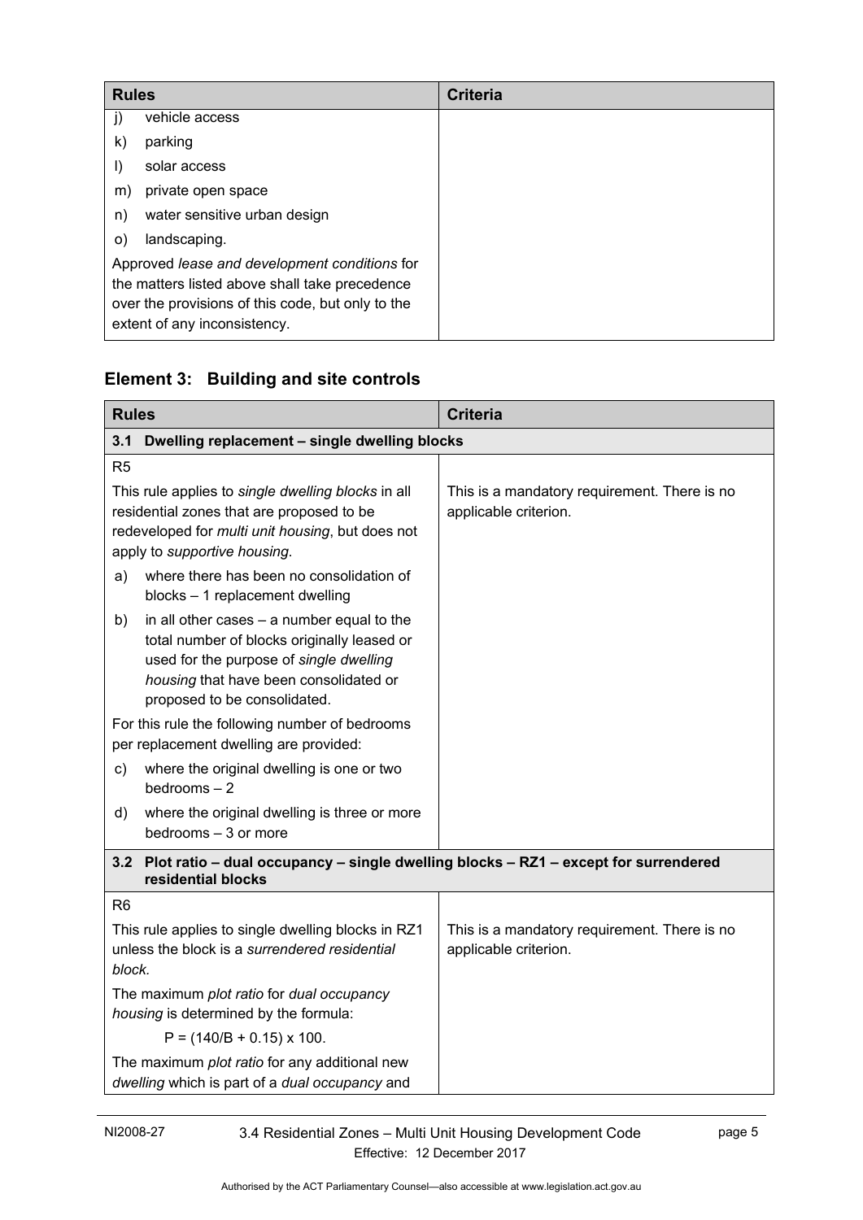| Rules | Criteria |
|---|---|
| j) vehicle access<br>k) parking<br>l) solar access<br>m) private open space<br>n) water sensitive urban design<br>o) landscaping.<br>Approved *lease and development conditions* for the matters listed above shall take precedence over the provisions of this code, but only to the extent of any inconsistency. | |

## Element 3: Building and site controls

| Rules | Criteria |
|---|---|
| **3.1 Dwelling replacement – single dwelling blocks** | |
| R5<br>This rule applies to *single dwelling blocks* in all residential zones that are proposed to be redeveloped for *multi unit housing*, but does not apply to *supportive housing*.<br>a) where there has been no consolidation of blocks – 1 replacement dwelling<br>b) in all other cases – a number equal to the total number of blocks originally leased or used for the purpose of *single dwelling housing* that have been consolidated or proposed to be consolidated.<br>For this rule the following number of bedrooms per replacement dwelling are provided:<br>c) where the original dwelling is one or two bedrooms – 2<br>d) where the original dwelling is three or more bedrooms – 3 or more | This is a mandatory requirement. There is no applicable criterion. |
| **3.2 Plot ratio – dual occupancy – single dwelling blocks – RZ1 – except for surrendered residential blocks** | |
| R6<br>This rule applies to single dwelling blocks in RZ1 unless the block is a *surrendered residential block.*<br>The maximum *plot ratio* for *dual occupancy housing* is determined by the formula:<br>$P = (140/B + 0.15) \times 100$.<br>The maximum *plot ratio* for any additional new *dwelling* which is part of a *dual occupancy* and | This is a mandatory requirement. There is no applicable criterion. |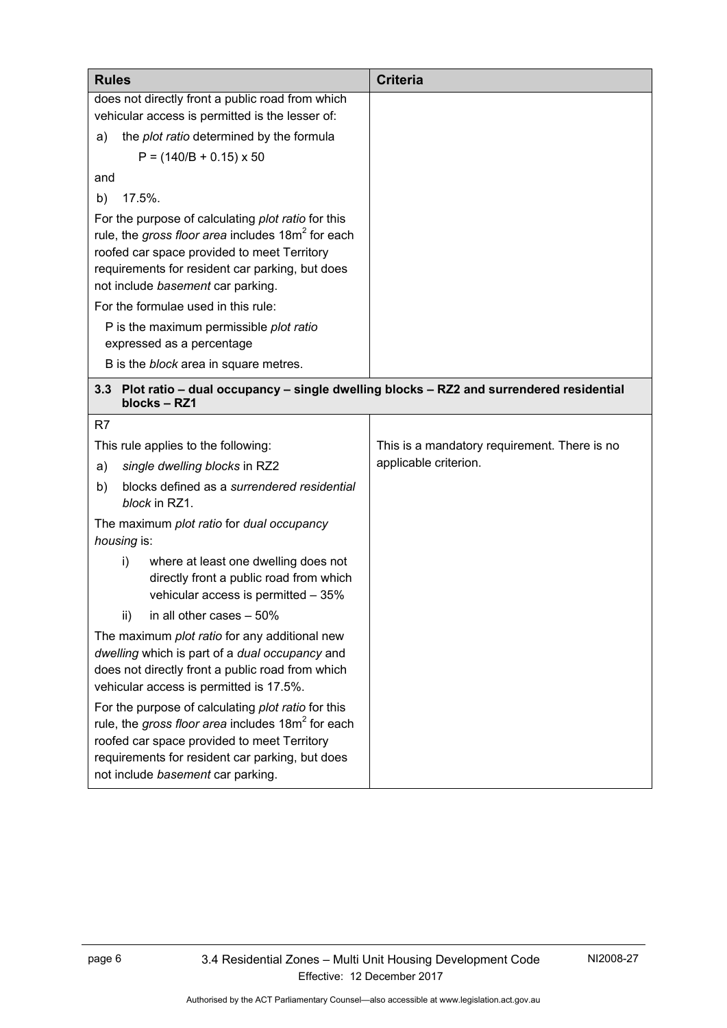| Rules | Criteria |
|---|---|
| does not directly front a public road from which vehicular access is permitted is the lesser of:<br>a) the *plot ratio* determined by the formula<br>$P = (140/B + 0.15) \times 50$<br>and<br>b) 17.5%.<br>For the purpose of calculating *plot ratio* for this rule, the *gross floor area* includes 18m$^2$ for each roofed car space provided to meet Territory requirements for resident car parking, but does not include *basement* car parking.<br>For the formulae used in this rule:<br>P is the maximum permissible *plot ratio* expressed as a percentage<br>B is the *block* area in square metres. | |
| **3.3 Plot ratio – dual occupancy – single dwelling blocks – RZ2 and surrendered residential blocks – RZ1** | |
| R7<br>This rule applies to the following:<br>a) *single dwelling blocks* in RZ2<br>b) blocks defined as a *surrendered residential block* in RZ1.<br>The maximum *plot ratio* for *dual occupancy housing* is:<br>i) where at least one dwelling does not directly front a public road from which vehicular access is permitted – 35%<br>ii) in all other cases – 50%<br>The maximum *plot ratio* for any additional new *dwelling* which is part of a *dual occupancy* and does not directly front a public road from which vehicular access is permitted is 17.5%.<br>For the purpose of calculating *plot ratio* for this rule, the *gross floor area* includes 18m$^2$ for each roofed car space provided to meet Territory requirements for resident car parking, but does not include *basement* car parking. | This is a mandatory requirement. There is no applicable criterion. |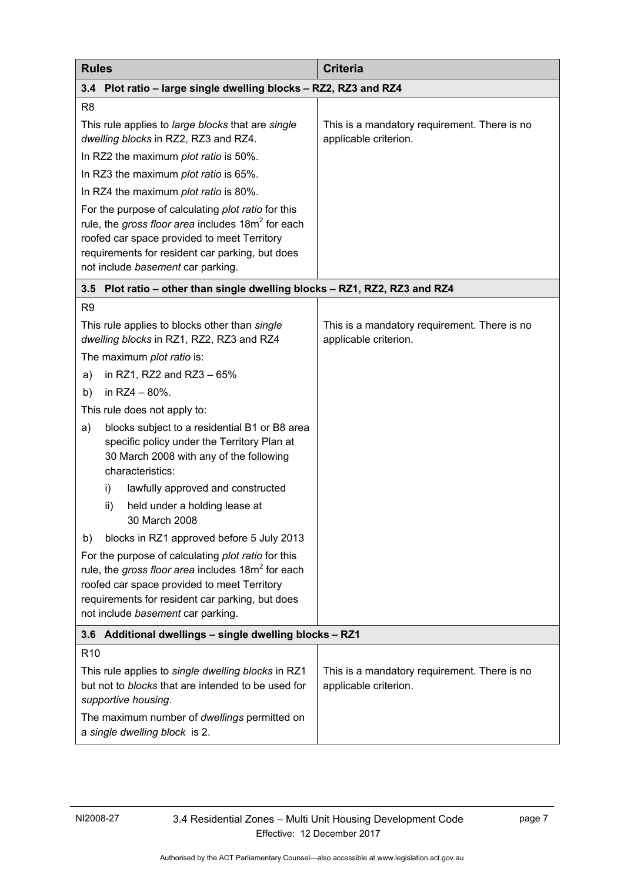| Rules | Criteria |
|---|---|
| **3.4 Plot ratio – large single dwelling blocks – RZ2, RZ3 and RZ4** | |
| R8<br><br>This rule applies to *large blocks* that are *single dwelling blocks* in RZ2, RZ3 and RZ4.<br><br>In RZ2 the maximum *plot ratio* is 50%.<br><br>In RZ3 the maximum *plot ratio* is 65%.<br><br>In RZ4 the maximum *plot ratio* is 80%.<br><br>For the purpose of calculating *plot ratio* for this rule, the *gross floor area* includes 18m$^2$ for each roofed car space provided to meet Territory requirements for resident car parking, but does not include *basement* car parking. | This is a mandatory requirement. There is no applicable criterion. |
| **3.5 Plot ratio – other than single dwelling blocks – RZ1, RZ2, RZ3 and RZ4** | |
| R9<br><br>This rule applies to blocks other than *single dwelling blocks* in RZ1, RZ2, RZ3 and RZ4<br><br>The maximum *plot ratio* is:<br><br>a) in RZ1, RZ2 and RZ3 – 65%<br><br>b) in RZ4 – 80%.<br><br>This rule does not apply to:<br><br>a) blocks subject to a residential B1 or B8 area specific policy under the Territory Plan at 30 March 2008 with any of the following characteristics:<br><br>i) lawfully approved and constructed<br><br>ii) held under a holding lease at 30 March 2008<br><br>b) blocks in RZ1 approved before 5 July 2013<br><br>For the purpose of calculating *plot ratio* for this rule, the *gross floor area* includes 18m$^2$ for each roofed car space provided to meet Territory requirements for resident car parking, but does not include *basement* car parking. | This is a mandatory requirement. There is no applicable criterion. |
| **3.6 Additional dwellings – single dwelling blocks – RZ1** | |
| R10<br><br>This rule applies to *single dwelling blocks* in RZ1 but not to *blocks* that are intended to be used for *supportive housing*.<br><br>The maximum number of *dwellings* permitted on a *single dwelling block* is 2. | This is a mandatory requirement. There is no applicable criterion. |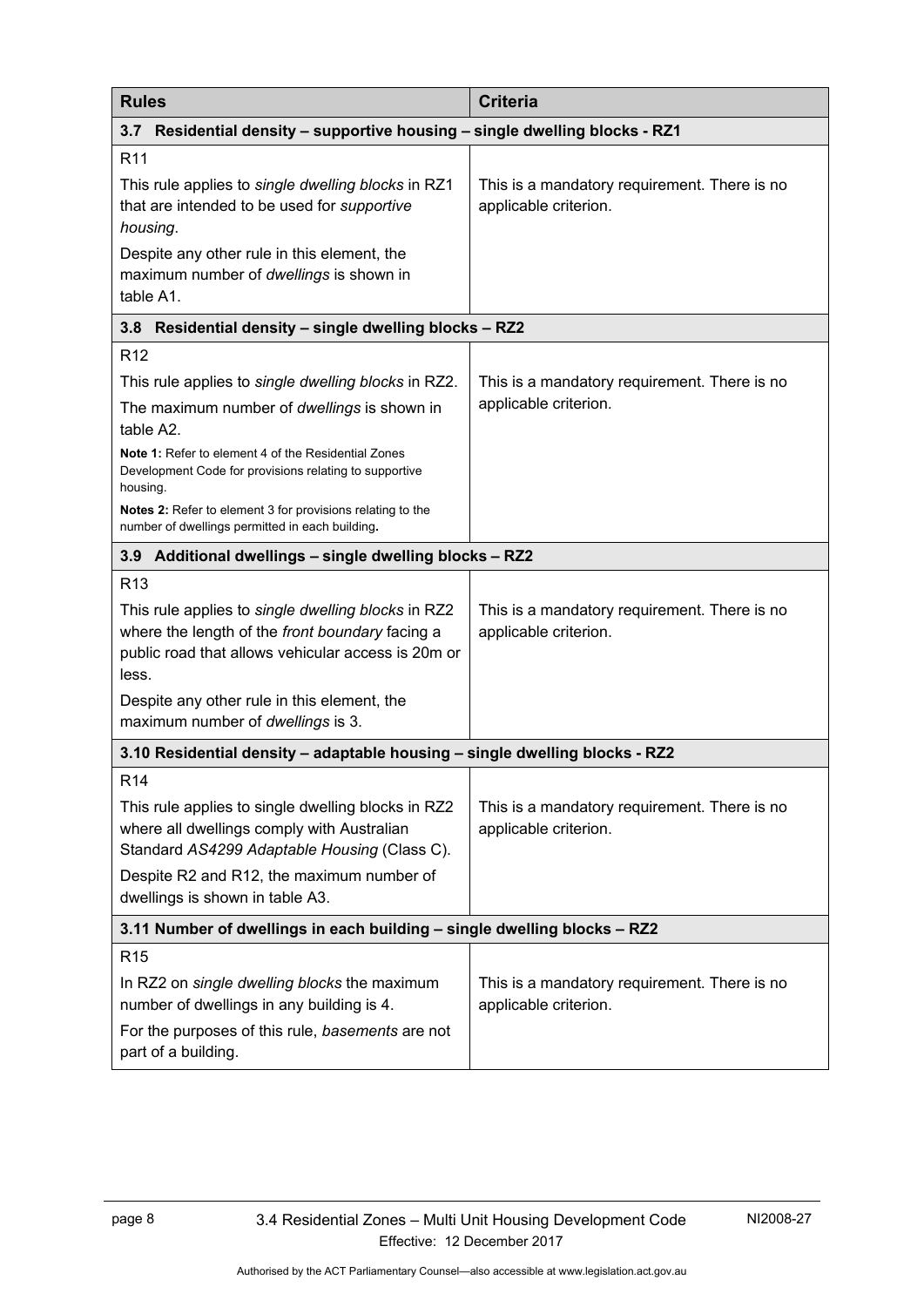| Rules | Criteria |
|---|---|
| **3.7 Residential density – supportive housing – single dwelling blocks - RZ1** | |
| R11<br><br>This rule applies to *single dwelling blocks* in RZ1 that are intended to be used for *supportive housing*.<br><br>Despite any other rule in this element, the maximum number of *dwellings* is shown in table A1. | This is a mandatory requirement. There is no applicable criterion. |
| **3.8 Residential density – single dwelling blocks – RZ2** | |
| R12<br><br>This rule applies to *single dwelling blocks* in RZ2.<br><br>The maximum number of *dwellings* is shown in table A2.<br><br>**Note 1:** Refer to element 4 of the Residential Zones Development Code for provisions relating to supportive housing.<br><br>**Notes 2:** Refer to element 3 for provisions relating to the number of dwellings permitted in each building**.** | This is a mandatory requirement. There is no applicable criterion. |
| **3.9 Additional dwellings – single dwelling blocks – RZ2** | |
| R13<br><br>This rule applies to *single dwelling blocks* in RZ2 where the length of the *front boundary* facing a public road that allows vehicular access is 20m or less.<br><br>Despite any other rule in this element, the maximum number of *dwellings* is 3. | This is a mandatory requirement. There is no applicable criterion. |
| **3.10 Residential density – adaptable housing – single dwelling blocks - RZ2** | |
| R14<br><br>This rule applies to single dwelling blocks in RZ2 where all dwellings comply with Australian Standard *AS4299 Adaptable Housing* (Class C).<br><br>Despite R2 and R12, the maximum number of dwellings is shown in table A3. | This is a mandatory requirement. There is no applicable criterion. |
| **3.11 Number of dwellings in each building – single dwelling blocks – RZ2** | |
| R15<br><br>In RZ2 on *single dwelling blocks* the maximum number of dwellings in any building is 4.<br><br>For the purposes of this rule, *basements* are not part of a building. | This is a mandatory requirement. There is no applicable criterion. |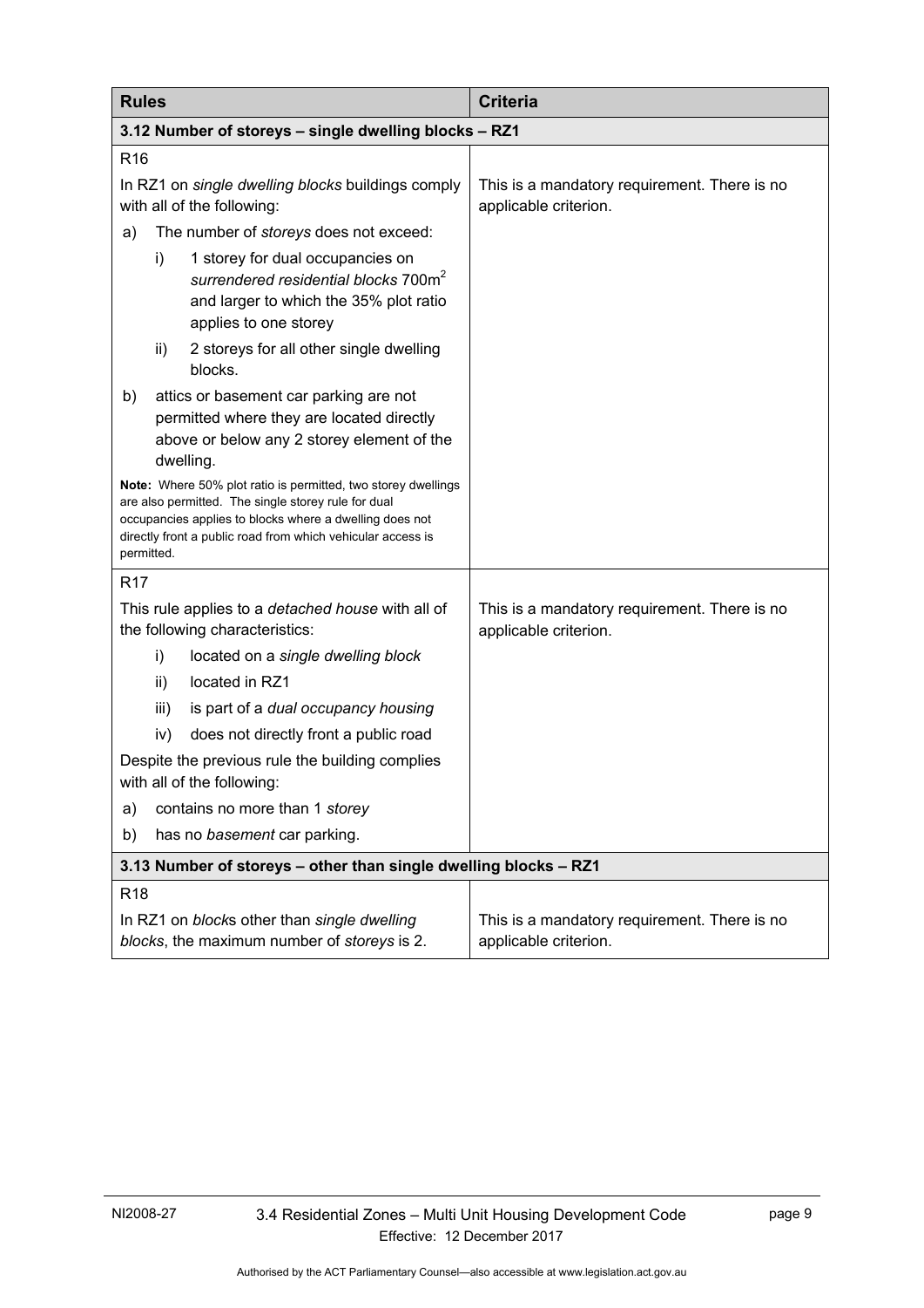| Rules | Criteria |
| --- | --- |
| **3.12 Number of storeys – single dwelling blocks – RZ1** | |
| R16<br><br>In RZ1 on *single dwelling blocks* buildings comply with all of the following:<br><br>a) The number of *storeys* does not exceed:<br><br>i) 1 storey for dual occupancies on *surrendered residential blocks* 700m$^2$ and larger to which the 35% plot ratio applies to one storey<br><br>ii) 2 storeys for all other single dwelling blocks.<br><br>b) attics or basement car parking are not permitted where they are located directly above or below any 2 storey element of the dwelling.<br><br>**Note:** Where 50% plot ratio is permitted, two storey dwellings are also permitted. The single storey rule for dual occupancies applies to blocks where a dwelling does not directly front a public road from which vehicular access is permitted. | This is a mandatory requirement. There is no applicable criterion. |
| R17<br><br>This rule applies to a *detached house* with all of the following characteristics:<br><br>i) located on a *single dwelling block*<br><br>ii) located in RZ1<br><br>iii) is part of a *dual occupancy housing*<br><br>iv) does not directly front a public road<br><br>Despite the previous rule the building complies with all of the following:<br><br>a) contains no more than 1 *storey*<br><br>b) has no *basement* car parking. | This is a mandatory requirement. There is no applicable criterion. |
| **3.13 Number of storeys – other than single dwelling blocks – RZ1** | |
| R18<br><br>In RZ1 on *block*s other than *single dwelling blocks*, the maximum number of *storeys* is 2. | This is a mandatory requirement. There is no applicable criterion. |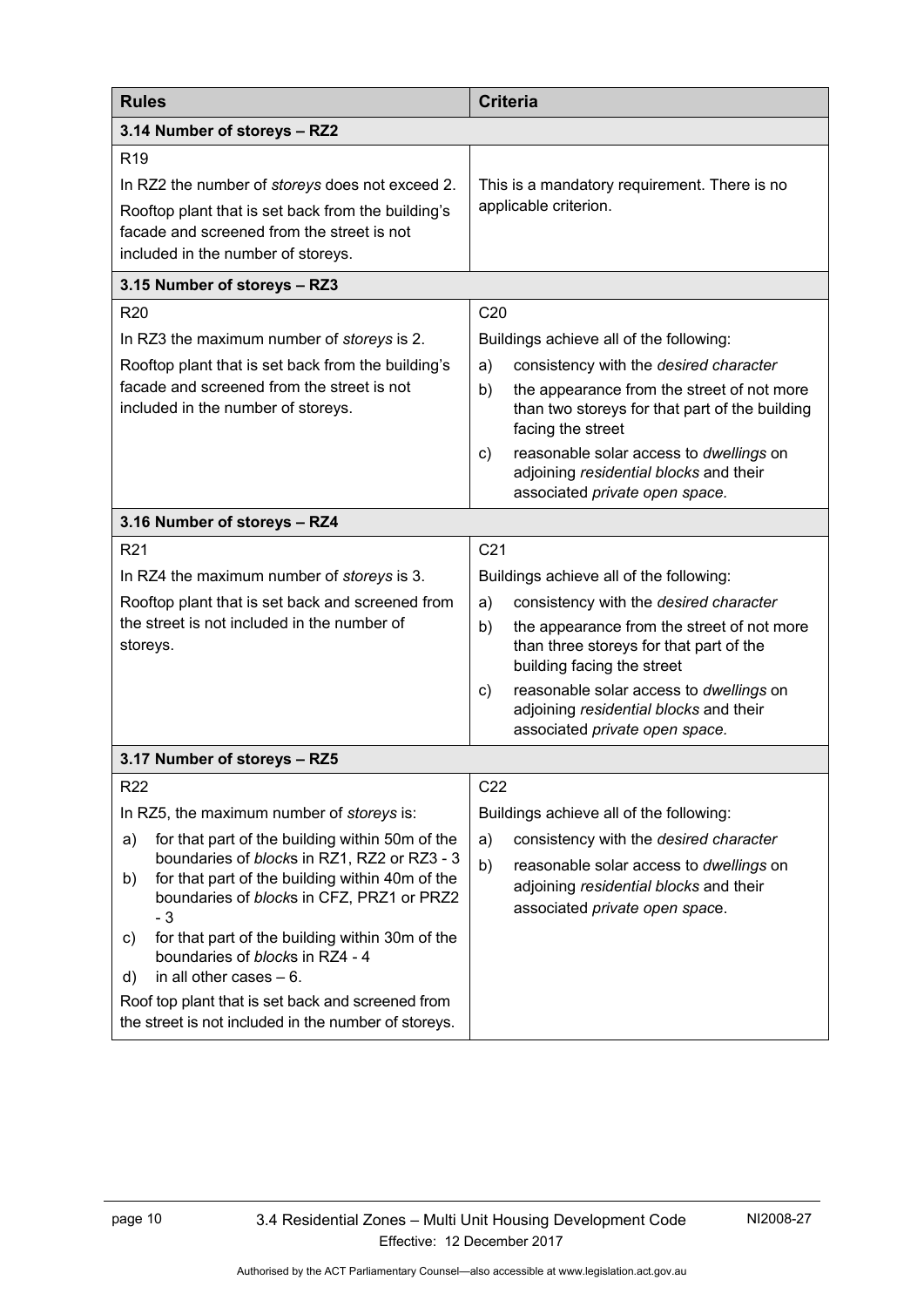| Rules | Criteria |
| --- | --- |
| **3.14 Number of storeys – RZ2** | |
| R19<br>In RZ2 the number of *storeys* does not exceed 2.<br>Rooftop plant that is set back from the building's facade and screened from the street is not included in the number of storeys. | This is a mandatory requirement. There is no applicable criterion. |
| **3.15 Number of storeys – RZ3** | |
| R20<br>In RZ3 the maximum number of *storeys* is 2.<br>Rooftop plant that is set back from the building's facade and screened from the street is not included in the number of storeys. | C20<br>Buildings achieve all of the following:<br>a) consistency with the *desired character*<br>b) the appearance from the street of not more than two storeys for that part of the building facing the street<br>c) reasonable solar access to *dwellings* on adjoining *residential blocks* and their associated *private open space.* |
| **3.16 Number of storeys – RZ4** | |
| R21<br>In RZ4 the maximum number of *storeys* is 3.<br>Rooftop plant that is set back and screened from the street is not included in the number of storeys. | C21<br>Buildings achieve all of the following:<br>a) consistency with the *desired character*<br>b) the appearance from the street of not more than three storeys for that part of the building facing the street<br>c) reasonable solar access to *dwellings* on adjoining *residential blocks* and their associated *private open space.* |
| **3.17 Number of storeys – RZ5** | |
| R22<br>In RZ5, the maximum number of *storeys* is:<br>a) for that part of the building within 50m of the boundaries of *block*s in RZ1, RZ2 or RZ3 - 3<br>b) for that part of the building within 40m of the boundaries of *block*s in CFZ, PRZ1 or PRZ2 - 3<br>c) for that part of the building within 30m of the boundaries of *block*s in RZ4 - 4<br>d) in all other cases – 6.<br>Roof top plant that is set back and screened from the street is not included in the number of storeys. | C22<br>Buildings achieve all of the following:<br>a) consistency with the *desired character*<br>b) reasonable solar access to *dwellings* on adjoining *residential blocks* and their associated *private open space*. |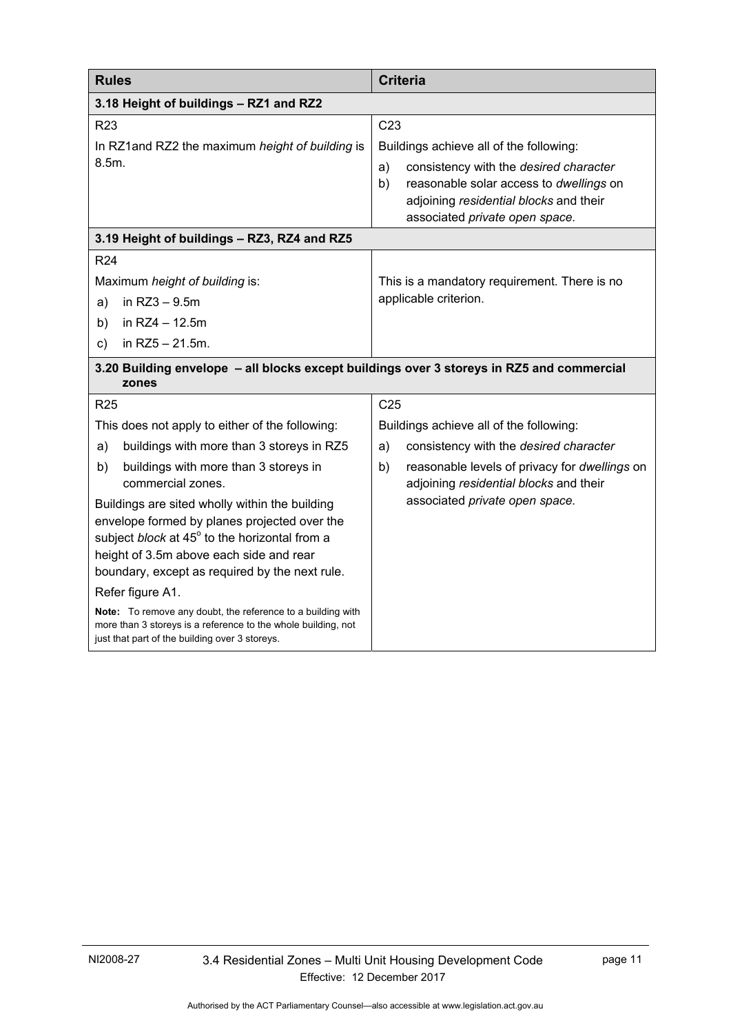| Rules | Criteria |
|---|---|
| **3.18 Height of buildings – RZ1 and RZ2** | |
| R23<br><br>In RZ1and RZ2 the maximum *height of building* is 8.5m. | C23<br><br>Buildings achieve all of the following:<br>a) consistency with the *desired character*<br>b) reasonable solar access to *dwellings* on adjoining *residential blocks* and their associated *private open space.* |
| **3.19 Height of buildings – RZ3, RZ4 and RZ5** | |
| R24<br><br>Maximum *height of building* is:<br>a) in RZ3 – 9.5m<br>b) in RZ4 – 12.5m<br>c) in RZ5 – 21.5m. | This is a mandatory requirement. There is no applicable criterion. |
| **3.20 Building envelope – all blocks except buildings over 3 storeys in RZ5 and commercial zones** | |
| R25<br><br>This does not apply to either of the following:<br>a) buildings with more than 3 storeys in RZ5<br>b) buildings with more than 3 storeys in commercial zones.<br><br>Buildings are sited wholly within the building envelope formed by planes projected over the subject *block* at 45° to the horizontal from a height of 3.5m above each side and rear boundary, except as required by the next rule.<br><br>Refer figure A1.<br><br>**Note:** To remove any doubt, the reference to a building with more than 3 storeys is a reference to the whole building, not just that part of the building over 3 storeys. | C25<br><br>Buildings achieve all of the following:<br>a) consistency with the *desired character*<br>b) reasonable levels of privacy for *dwellings* on adjoining *residential blocks* and their associated *private open space.* |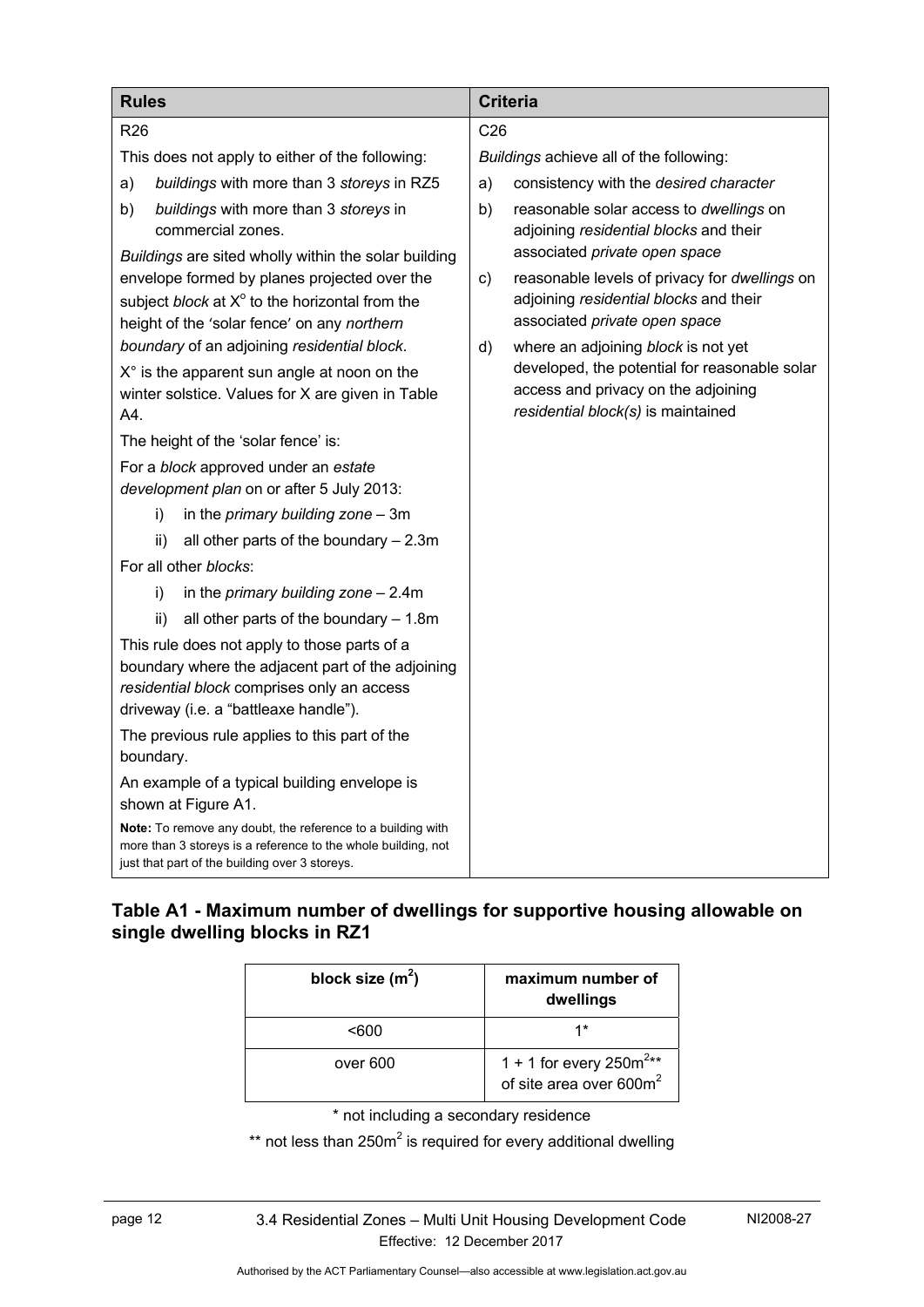| Rules | Criteria |
|---|---|
| R26<br><br>This does not apply to either of the following:<br><br>a) *buildings* with more than 3 *storeys* in RZ5<br><br>b) *buildings* with more than 3 *storeys* in commercial zones.<br><br>*Buildings* are sited wholly within the solar building envelope formed by planes projected over the subject *block* at X° to the horizontal from the height of the 'solar fence' on any *northern boundary* of an adjoining *residential block*.<br><br>X° is the apparent sun angle at noon on the winter solstice. Values for X are given in Table A4.<br><br>The height of the 'solar fence' is:<br><br>For a *block* approved under an *estate development plan* on or after 5 July 2013:<br><br>i) in the *primary building zone* – 3m<br><br>ii) all other parts of the boundary – 2.3m<br><br>For all other *blocks*:<br><br>i) in the *primary building zone* – 2.4m<br><br>ii) all other parts of the boundary – 1.8m<br><br>This rule does not apply to those parts of a boundary where the adjacent part of the adjoining *residential block* comprises only an access driveway (i.e. a "battleaxe handle").<br><br>The previous rule applies to this part of the boundary.<br><br>An example of a typical building envelope is shown at Figure A1.<br><br>**Note:** To remove any doubt, the reference to a building with more than 3 storeys is a reference to the whole building, not just that part of the building over 3 storeys. | C26<br><br>*Buildings* achieve all of the following:<br><br>a) consistency with the *desired character*<br><br>b) reasonable solar access to *dwellings* on adjoining *residential blocks* and their associated *private open space*<br><br>c) reasonable levels of privacy for *dwellings* on adjoining *residential blocks* and their associated *private open space*<br><br>d) where an adjoining *block* is not yet developed, the potential for reasonable solar access and privacy on the adjoining *residential block(s)* is maintained |

## Table A1 - Maximum number of dwellings for supportive housing allowable on single dwelling blocks in RZ1

| block size ($m^2$) | maximum number of dwellings |
|---|---|
| <600 | 1* |
| over 600 | 1 + 1 for every 250$m^2$** of site area over 600$m^2$ |

\* not including a secondary residence

** not less than 250$m^2$ is required for every additional dwelling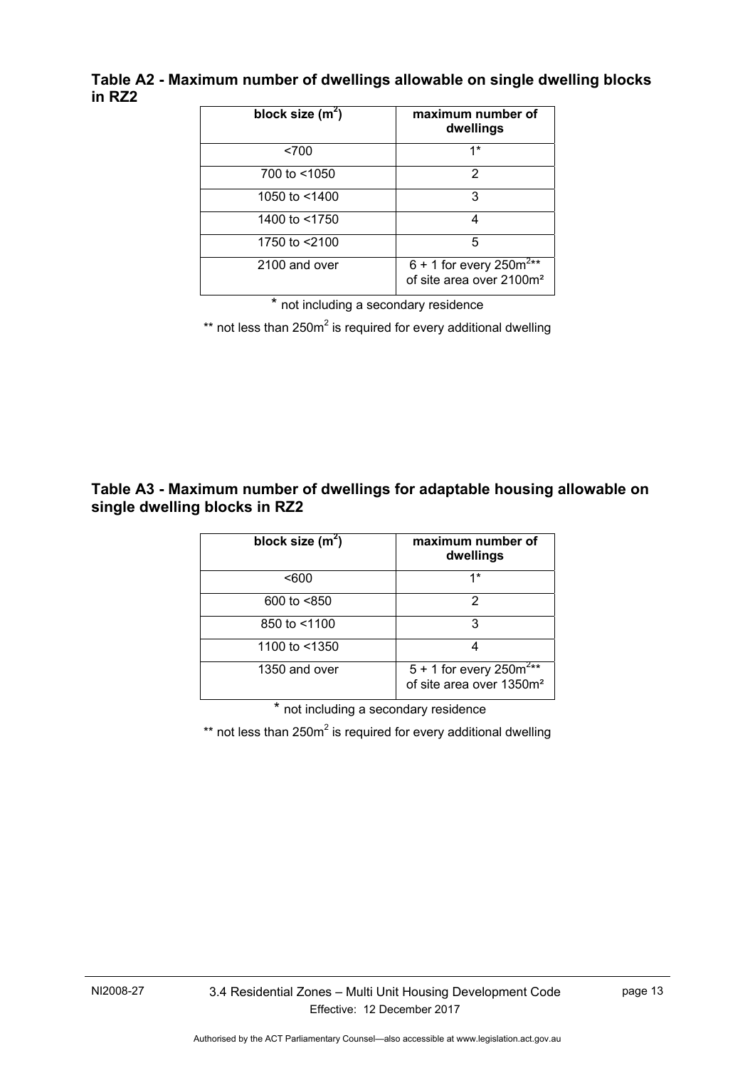### Table A2 - Maximum number of dwellings allowable on single dwelling blocks in RZ2

| block size ($m^2$) | maximum number of dwellings |
|---|---|
| <700 | 1* |
| 700 to <1050 | 2 |
| 1050 to <1400 | 3 |
| 1400 to <1750 | 4 |
| 1750 to <2100 | 5 |
| 2100 and over | 6 + 1 for every 250$m^2$** of site area over 2100$m^2$ |

\* not including a secondary residence

** not less than 250$m^2$ is required for every additional dwelling

### Table A3 - Maximum number of dwellings for adaptable housing allowable on single dwelling blocks in RZ2

| block size ($m^2$) | maximum number of dwellings |
|---|---|
| <600 | 1* |
| 600 to <850 | 2 |
| 850 to <1100 | 3 |
| 1100 to <1350 | 4 |
| 1350 and over | 5 + 1 for every 250$m^2$** of site area over 1350$m^2$ |

\* not including a secondary residence

** not less than 250$m^2$ is required for every additional dwelling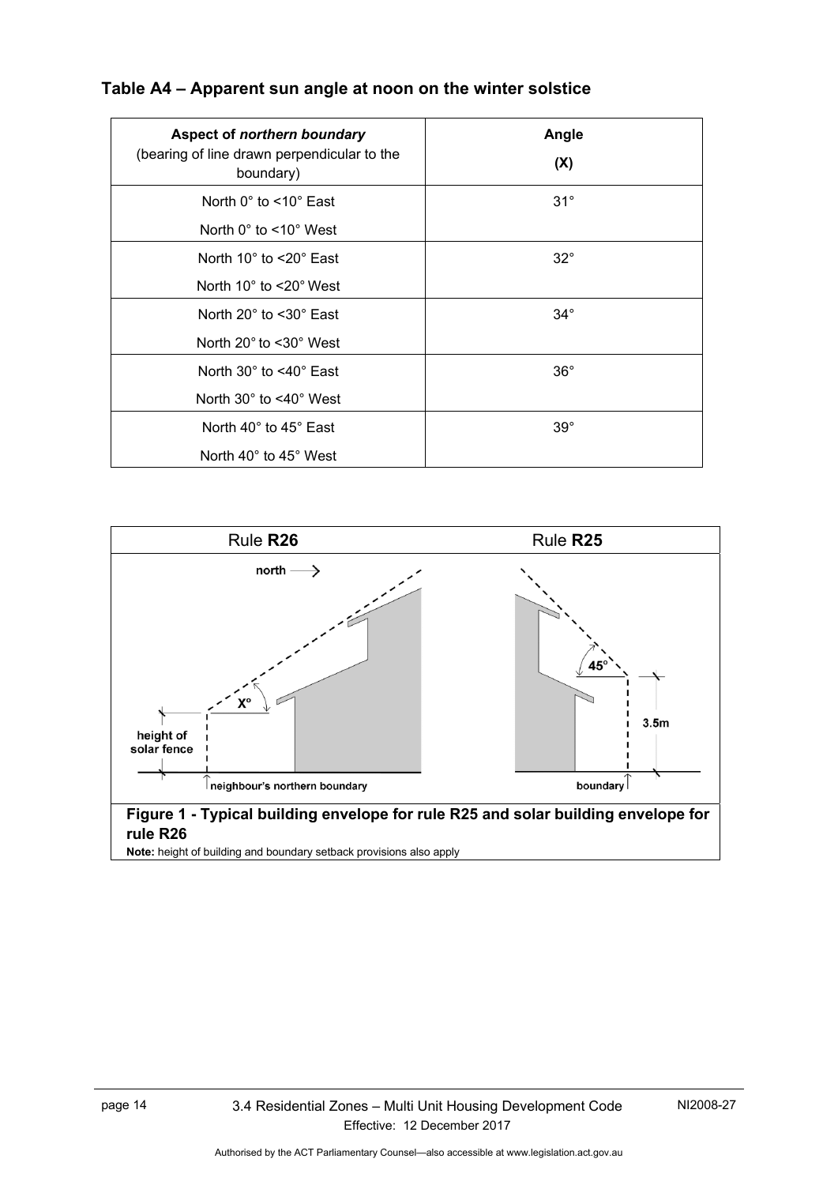### Table A4 – Apparent sun angle at noon on the winter solstice

| Aspect of *northern boundary* (bearing of line drawn perpendicular to the boundary) | Angle (X) |
|---|---|
| North 0° to <10° East<br>North 0° to <10° West | 31° |
| North 10° to <20° East<br>North 10° to <20° West | 32° |
| North 20° to <30° East<br>North 20° to <30° West | 34° |
| North 30° to <40° East<br>North 30° to <40° West | 36° |
| North 40° to 45° East<br>North 40° to 45° West | 39° |

Rule **R26** Rule **R25**

north ⟶

X°

height of solar fence

neighbour's northern boundary

45°

3.5m

boundary

**Figure 1 - Typical building envelope for rule R25 and solar building envelope for rule R26**

**Note:** height of building and boundary setback provisions also apply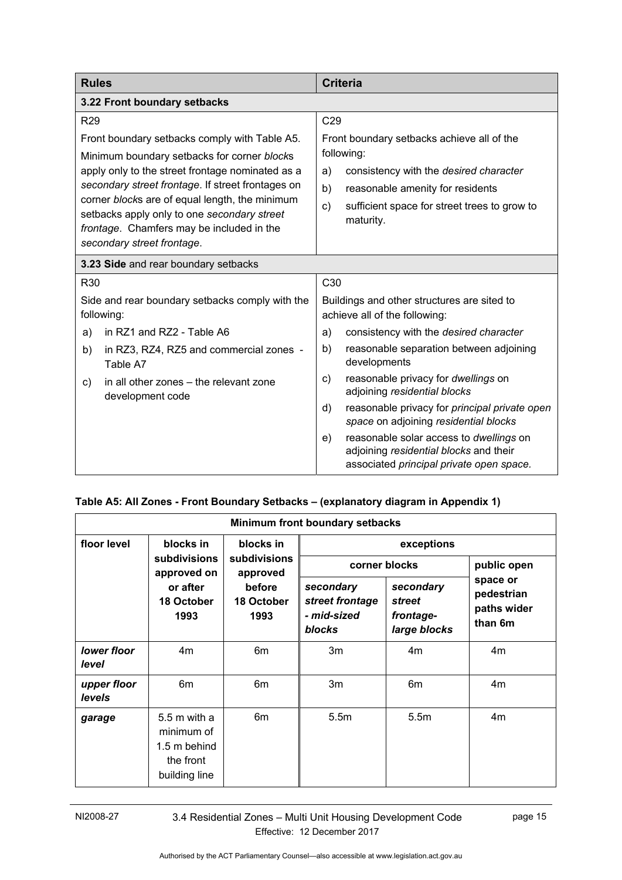| Rules | Criteria |
|---|---|
| **3.22 Front boundary setbacks** | |
| R29<br><br>Front boundary setbacks comply with Table A5.<br><br>Minimum boundary setbacks for corner *block*s apply only to the street frontage nominated as a *secondary street frontage*. If street frontages on corner *block*s are of equal length, the minimum setbacks apply only to one *secondary street frontage*. Chamfers may be included in the *secondary street frontage*. | C29<br><br>Front boundary setbacks achieve all of the following:<br><br>a) consistency with the *desired character*<br><br>b) reasonable amenity for residents<br><br>c) sufficient space for street trees to grow to maturity. |
| **3.23 Side** and rear boundary setbacks | |
| R30<br><br>Side and rear boundary setbacks comply with the following:<br><br>a) in RZ1 and RZ2 - Table A6<br><br>b) in RZ3, RZ4, RZ5 and commercial zones - Table A7<br><br>c) in all other zones – the relevant zone development code | C30<br><br>Buildings and other structures are sited to achieve all of the following:<br><br>a) consistency with the *desired character*<br><br>b) reasonable separation between adjoining developments<br><br>c) reasonable privacy for *dwellings* on adjoining *residential blocks*<br><br>d) reasonable privacy for *principal private open space* on adjoining *residential blocks*<br><br>e) reasonable solar access to *dwellings* on adjoining *residential blocks* and their associated *principal private open space.* |

**Table A5: All Zones - Front Boundary Setbacks – (explanatory diagram in Appendix 1)**

| Minimum front boundary setbacks | | | | | |
|---|---|---|---|---|---|
| **floor level** | **blocks in subdivisions approved on or after 18 October 1993** | **blocks in subdivisions approved before 18 October 1993** | **exceptions** | | |
| | | | **corner blocks** | | **public open space or pedestrian paths wider than 6m** |
| | | | ***secondary street frontage - mid-sized blocks*** | ***secondary street frontage- large blocks*** | |
| ***lower floor level*** | 4m | 6m | 3m | 4m | 4m |
| ***upper floor levels*** | 6m | 6m | 3m | 6m | 4m |
| ***garage*** | 5.5 m with a minimum of 1.5 m behind the front building line | 6m | 5.5m | 5.5m | 4m |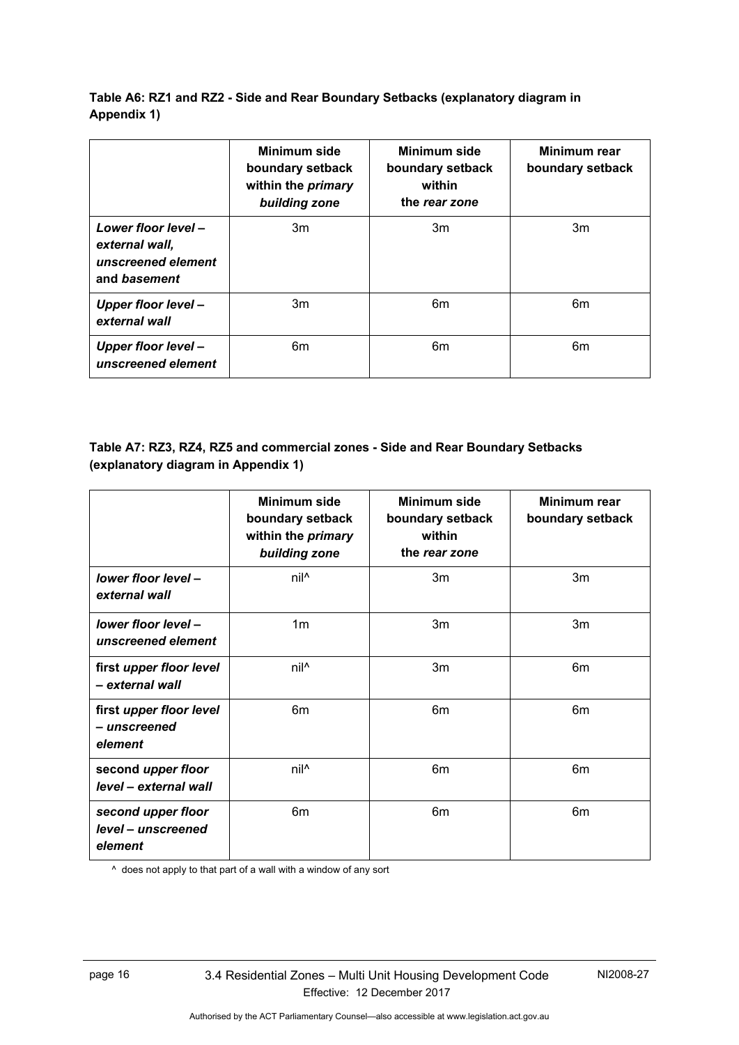**Table A6: RZ1 and RZ2 - Side and Rear Boundary Setbacks (explanatory diagram in Appendix 1)**

| | Minimum side boundary setback within the *primary building zone* | Minimum side boundary setback within the *rear zone* | Minimum rear boundary setback |
|---|---|---|---|
| ***Lower floor level* – *external wall*, *unscreened element* and *basement*** | 3m | 3m | 3m |
| ***Upper floor level* – *external wall*** | 3m | 6m | 6m |
| ***Upper floor level* – *unscreened element*** | 6m | 6m | 6m |

**Table A7: RZ3, RZ4, RZ5 and commercial zones - Side and Rear Boundary Setbacks (explanatory diagram in Appendix 1)**

| | Minimum side boundary setback within the *primary building zone* | Minimum side boundary setback within the *rear zone* | Minimum rear boundary setback |
|---|---|---|---|
| ***lower floor level* – *external wall*** | nil^ | 3m | 3m |
| ***lower floor level* – *unscreened element*** | 1m | 3m | 3m |
| **first *upper floor level* – *external wall*** | nil^ | 3m | 6m |
| **first *upper floor level* – *unscreened element*** | 6m | 6m | 6m |
| **second *upper floor level* – *external wall*** | nil^ | 6m | 6m |
| ***second upper floor level* – *unscreened element*** | 6m | 6m | 6m |

^ does not apply to that part of a wall with a window of any sort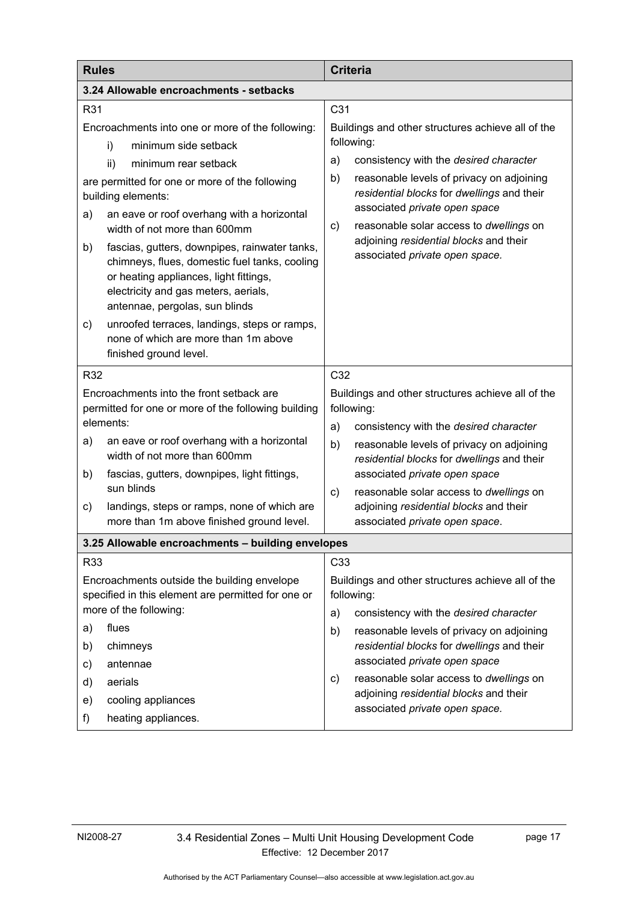| Rules | Criteria |
|---|---|
| **3.24 Allowable encroachments - setbacks** | |
| R31<br><br>Encroachments into one or more of the following:<br>i) minimum side setback<br>ii) minimum rear setback<br><br>are permitted for one or more of the following building elements:<br>a) an eave or roof overhang with a horizontal width of not more than 600mm<br>b) fascias, gutters, downpipes, rainwater tanks, chimneys, flues, domestic fuel tanks, cooling or heating appliances, light fittings, electricity and gas meters, aerials, antennae, pergolas, sun blinds<br>c) unroofed terraces, landings, steps or ramps, none of which are more than 1m above finished ground level. | C31<br><br>Buildings and other structures achieve all of the following:<br>a) consistency with the *desired character*<br>b) reasonable levels of privacy on adjoining *residential blocks* for *dwellings* and their associated *private open space*<br>c) reasonable solar access to *dwellings* on adjoining *residential blocks* and their associated *private open space.* |
| R32<br><br>Encroachments into the front setback are permitted for one or more of the following building elements:<br>a) an eave or roof overhang with a horizontal width of not more than 600mm<br>b) fascias, gutters, downpipes, light fittings, sun blinds<br>c) landings, steps or ramps, none of which are more than 1m above finished ground level. | C32<br><br>Buildings and other structures achieve all of the following:<br>a) consistency with the *desired character*<br>b) reasonable levels of privacy on adjoining *residential blocks* for *dwellings* and their associated *private open space*<br>c) reasonable solar access to *dwellings* on adjoining *residential blocks* and their associated *private open space*. |
| **3.25 Allowable encroachments – building envelopes** | |
| R33<br><br>Encroachments outside the building envelope specified in this element are permitted for one or more of the following:<br>a) flues<br>b) chimneys<br>c) antennae<br>d) aerials<br>e) cooling appliances<br>f) heating appliances. | C33<br><br>Buildings and other structures achieve all of the following:<br>a) consistency with the *desired character*<br>b) reasonable levels of privacy on adjoining *residential blocks* for *dwellings* and their associated *private open space*<br>c) reasonable solar access to *dwellings* on adjoining *residential blocks* and their associated *private open space.* |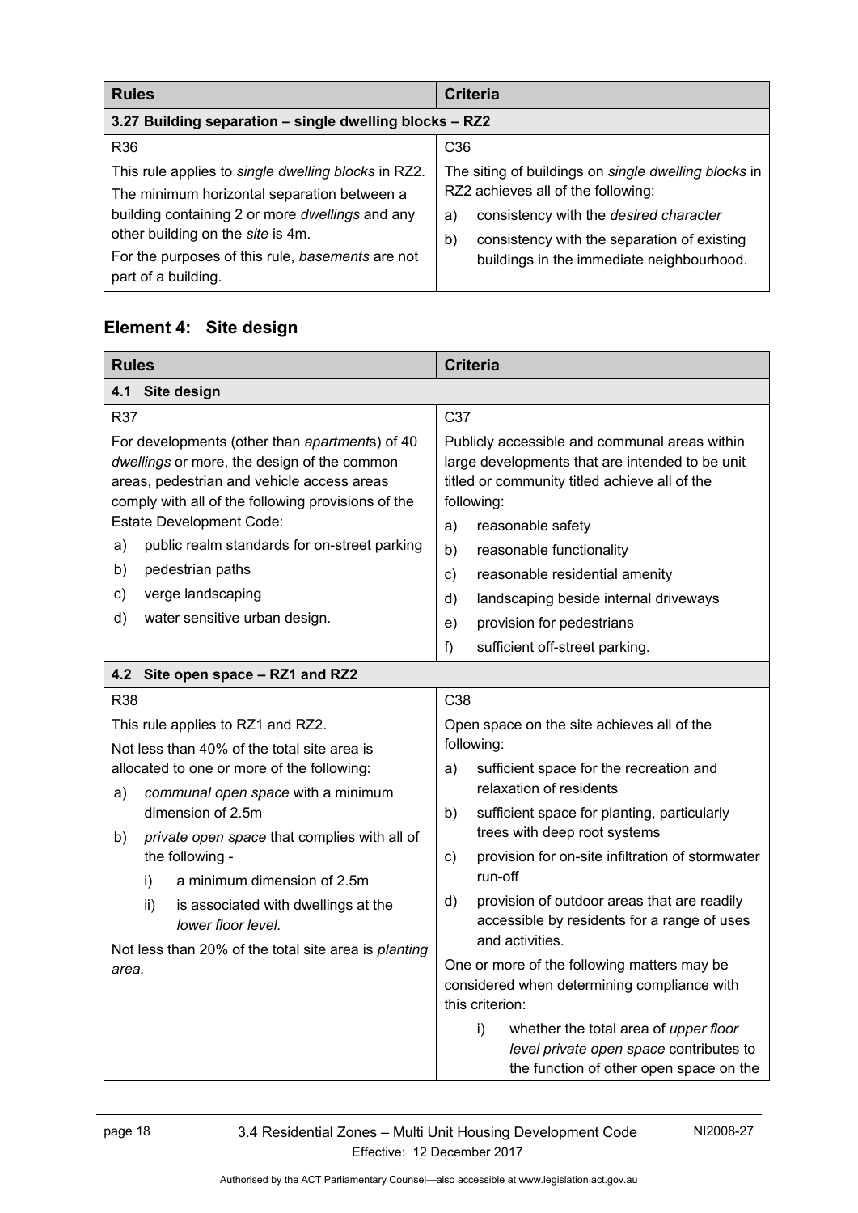| Rules | Criteria |
|---|---|
| **3.27 Building separation – single dwelling blocks – RZ2** | |
| R36<br>This rule applies to *single dwelling blocks* in RZ2.<br>The minimum horizontal separation between a building containing 2 or more *dwellings* and any other building on the *site* is 4m.<br>For the purposes of this rule, *basements* are not part of a building. | C36<br>The siting of buildings on *single dwelling blocks* in RZ2 achieves all of the following:<br>a) consistency with the *desired character*<br>b) consistency with the separation of existing buildings in the immediate neighbourhood. |

## Element 4: Site design

| Rules | Criteria |
|---|---|
| **4.1 Site design** | |
| R37<br>For developments (other than *apartments*) of 40 *dwellings* or more, the design of the common areas, pedestrian and vehicle access areas comply with all of the following provisions of the Estate Development Code:<br>a) public realm standards for on-street parking<br>b) pedestrian paths<br>c) verge landscaping<br>d) water sensitive urban design. | C37<br>Publicly accessible and communal areas within large developments that are intended to be unit titled or community titled achieve all of the following:<br>a) reasonable safety<br>b) reasonable functionality<br>c) reasonable residential amenity<br>d) landscaping beside internal driveways<br>e) provision for pedestrians<br>f) sufficient off-street parking. |
| **4.2 Site open space – RZ1 and RZ2** | |
| R38<br>This rule applies to RZ1 and RZ2.<br>Not less than 40% of the total site area is allocated to one or more of the following:<br>a) *communal open space* with a minimum dimension of 2.5m<br>b) *private open space* that complies with all of the following -<br>i) a minimum dimension of 2.5m<br>ii) is associated with dwellings at the *lower floor level.*<br>Not less than 20% of the total site area is *planting area.* | C38<br>Open space on the site achieves all of the following:<br>a) sufficient space for the recreation and relaxation of residents<br>b) sufficient space for planting, particularly trees with deep root systems<br>c) provision for on-site infiltration of stormwater run-off<br>d) provision of outdoor areas that are readily accessible by residents for a range of uses and activities.<br>One or more of the following matters may be considered when determining compliance with this criterion:<br>i) whether the total area of *upper floor level private open space* contributes to the function of other open space on the |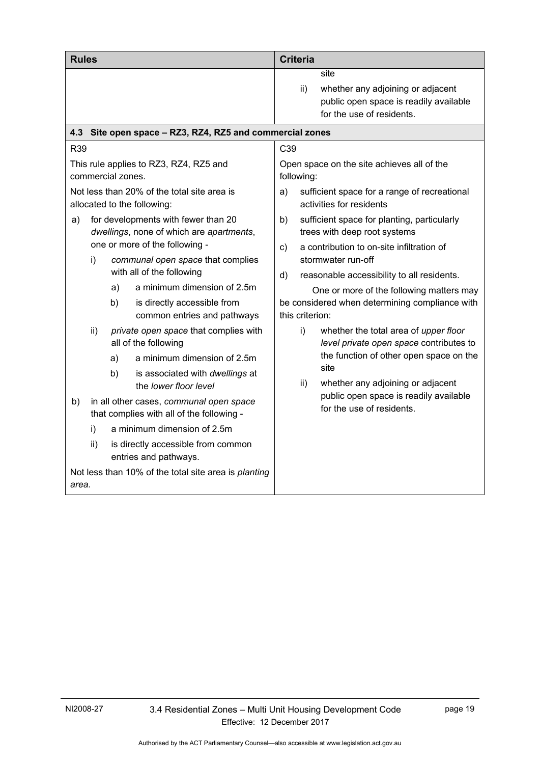| Rules | Criteria |
|---|---|
| | site<br>ii) whether any adjoining or adjacent public open space is readily available for the use of residents. |
| **4.3 Site open space – RZ3, RZ4, RZ5 and commercial zones** | |
| R39<br>This rule applies to RZ3, RZ4, RZ5 and commercial zones.<br>Not less than 20% of the total site area is allocated to the following:<br>a) for developments with fewer than 20 *dwellings*, none of which are *apartments*, one or more of the following -<br>i) *communal open space* that complies with all of the following<br>a) a minimum dimension of 2.5m<br>b) is directly accessible from common entries and pathways<br>ii) *private open space* that complies with all of the following<br>a) a minimum dimension of 2.5m<br>b) is associated with *dwellings* at the *lower floor level*<br>b) in all other cases, *communal open space* that complies with all of the following -<br>i) a minimum dimension of 2.5m<br>ii) is directly accessible from common entries and pathways.<br>Not less than 10% of the total site area is *planting area.* | C39<br>Open space on the site achieves all of the following:<br>a) sufficient space for a range of recreational activities for residents<br>b) sufficient space for planting, particularly trees with deep root systems<br>c) a contribution to on-site infiltration of stormwater run-off<br>d) reasonable accessibility to all residents.<br>One or more of the following matters may be considered when determining compliance with this criterion:<br>i) whether the total area of *upper floor level private open space* contributes to the function of other open space on the site<br>ii) whether any adjoining or adjacent public open space is readily available for the use of residents. |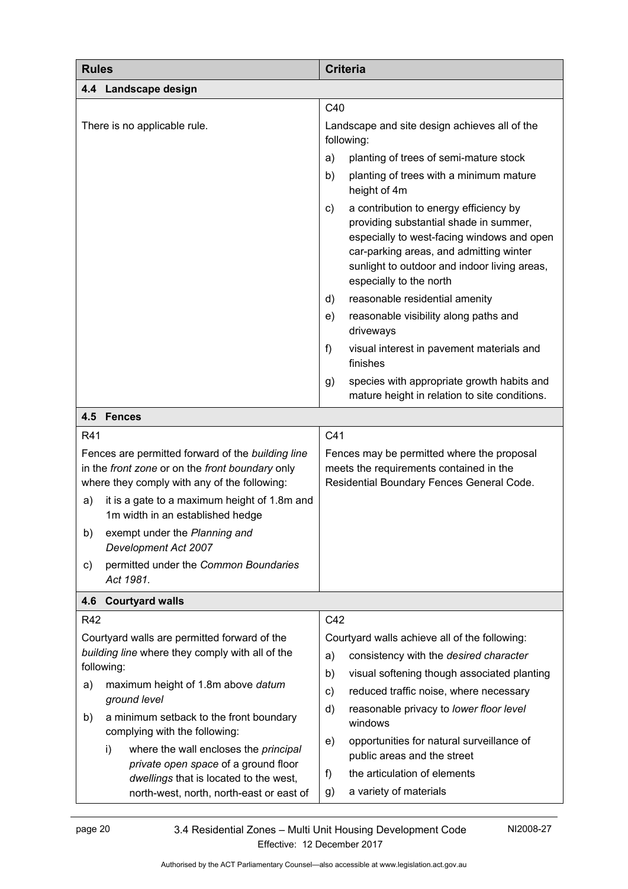| Rules | Criteria |
|---|---|
| **4.4 Landscape design** | |
| There is no applicable rule. | C40<br>Landscape and site design achieves all of the following:<br>a) planting of trees of semi-mature stock<br>b) planting of trees with a minimum mature height of 4m<br>c) a contribution to energy efficiency by providing substantial shade in summer, especially to west-facing windows and open car-parking areas, and admitting winter sunlight to outdoor and indoor living areas, especially to the north<br>d) reasonable residential amenity<br>e) reasonable visibility along paths and driveways<br>f) visual interest in pavement materials and finishes<br>g) species with appropriate growth habits and mature height in relation to site conditions. |
| **4.5 Fences** | |
| R41<br>Fences are permitted forward of the *building line* in the *front zone* or on the *front boundary* only where they comply with any of the following:<br>a) it is a gate to a maximum height of 1.8m and 1m width in an established hedge<br>b) exempt under the *Planning and Development Act 2007*<br>c) permitted under the *Common Boundaries Act 1981.* | C41<br>Fences may be permitted where the proposal meets the requirements contained in the Residential Boundary Fences General Code. |
| **4.6 Courtyard walls** | |
| R42<br>Courtyard walls are permitted forward of the *building line* where they comply with all of the following:<br>a) maximum height of 1.8m above *datum ground level*<br>b) a minimum setback to the front boundary complying with the following:<br>i) where the wall encloses the *principal private open space* of a ground floor *dwellings* that is located to the west, north-west, north, north-east or east of | C42<br>Courtyard walls achieve all of the following:<br>a) consistency with the *desired character*<br>b) visual softening though associated planting<br>c) reduced traffic noise, where necessary<br>d) reasonable privacy to *lower floor level* windows<br>e) opportunities for natural surveillance of public areas and the street<br>f) the articulation of elements<br>g) a variety of materials |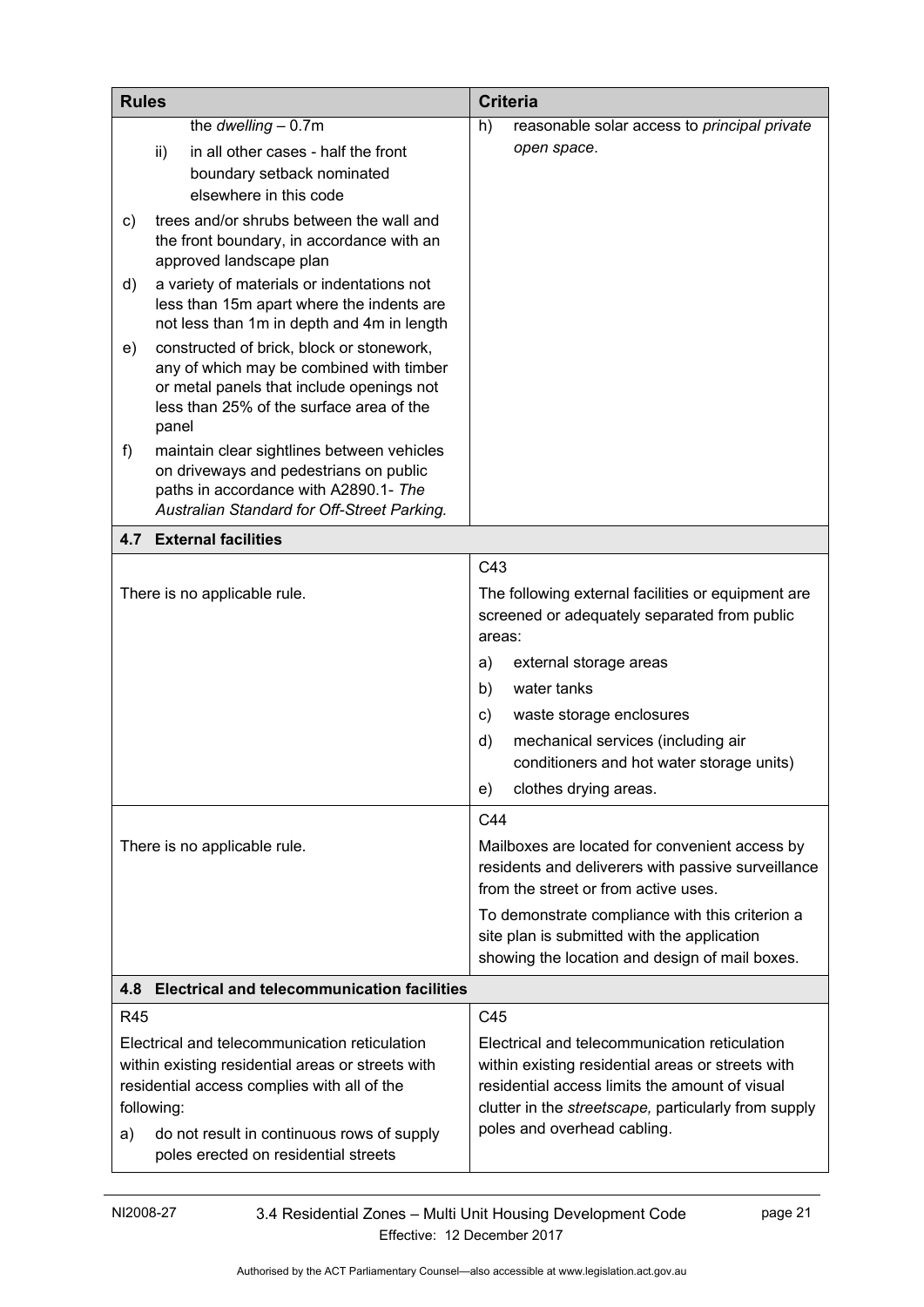| Rules | Criteria |
|---|---|
| the *dwelling* – 0.7m<br>ii) in all other cases - half the front boundary setback nominated elsewhere in this code<br>c) trees and/or shrubs between the wall and the front boundary, in accordance with an approved landscape plan<br>d) a variety of materials or indentations not less than 15m apart where the indents are not less than 1m in depth and 4m in length<br>e) constructed of brick, block or stonework, any of which may be combined with timber or metal panels that include openings not less than 25% of the surface area of the panel<br>f) maintain clear sightlines between vehicles on driveways and pedestrians on public paths in accordance with A2890.1- *The Australian Standard for Off-Street Parking.* | h) reasonable solar access to *principal private open space*. |
| **4.7 External facilities** | |
| There is no applicable rule. | C43<br>The following external facilities or equipment are screened or adequately separated from public areas:<br>a) external storage areas<br>b) water tanks<br>c) waste storage enclosures<br>d) mechanical services (including air conditioners and hot water storage units)<br>e) clothes drying areas. |
| There is no applicable rule. | C44<br>Mailboxes are located for convenient access by residents and deliverers with passive surveillance from the street or from active uses.<br>To demonstrate compliance with this criterion a site plan is submitted with the application showing the location and design of mail boxes. |
| **4.8 Electrical and telecommunication facilities** | |
| R45<br>Electrical and telecommunication reticulation within existing residential areas or streets with residential access complies with all of the following:<br>a) do not result in continuous rows of supply poles erected on residential streets | C45<br>Electrical and telecommunication reticulation within existing residential areas or streets with residential access limits the amount of visual clutter in the *streetscape,* particularly from supply poles and overhead cabling. |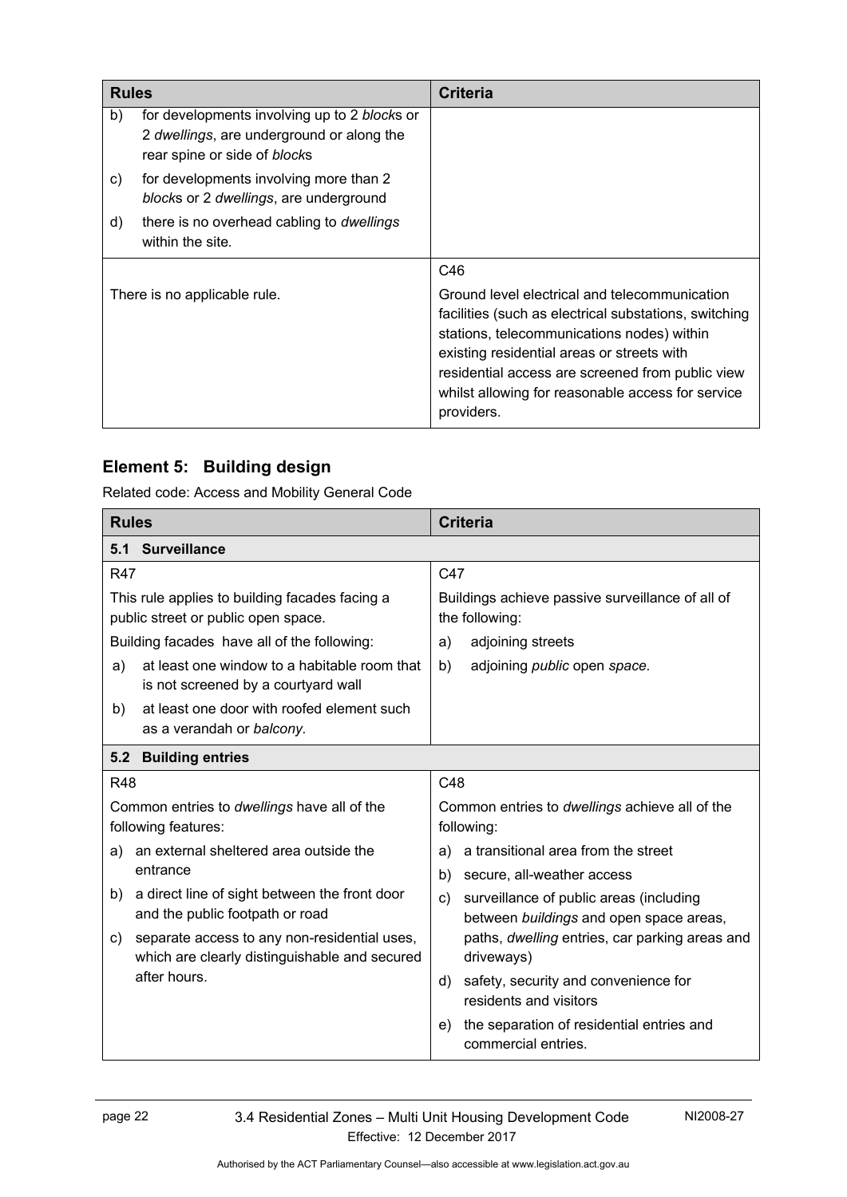| Rules | Criteria |
|---|---|
| b) for developments involving up to 2 *block*s or 2 *dwellings*, are underground or along the rear spine or side of *block*s<br>c) for developments involving more than 2 *block*s or 2 *dwellings*, are underground<br>d) there is no overhead cabling to *dwellings* within the site. | |
| There is no applicable rule. | C46<br>Ground level electrical and telecommunication facilities (such as electrical substations, switching stations, telecommunications nodes) within existing residential areas or streets with residential access are screened from public view whilst allowing for reasonable access for service providers. |

## Element 5: Building design

Related code: Access and Mobility General Code

| Rules | Criteria |
|---|---|
| **5.1 Surveillance** | |
| R47<br>This rule applies to building facades facing a public street or public open space.<br>Building facades have all of the following:<br>a) at least one window to a habitable room that is not screened by a courtyard wall<br>b) at least one door with roofed element such as a verandah or *balcony.* | C47<br>Buildings achieve passive surveillance of all of the following:<br>a) adjoining streets<br>b) adjoining *public* open *space.* |
| **5.2 Building entries** | |
| R48<br>Common entries to *dwellings* have all of the following features:<br>a) an external sheltered area outside the entrance<br>b) a direct line of sight between the front door and the public footpath or road<br>c) separate access to any non-residential uses, which are clearly distinguishable and secured after hours. | C48<br>Common entries to *dwellings* achieve all of the following:<br>a) a transitional area from the street<br>b) secure, all-weather access<br>c) surveillance of public areas (including between *buildings* and open space areas, paths, *dwelling* entries, car parking areas and driveways)<br>d) safety, security and convenience for residents and visitors<br>e) the separation of residential entries and commercial entries. |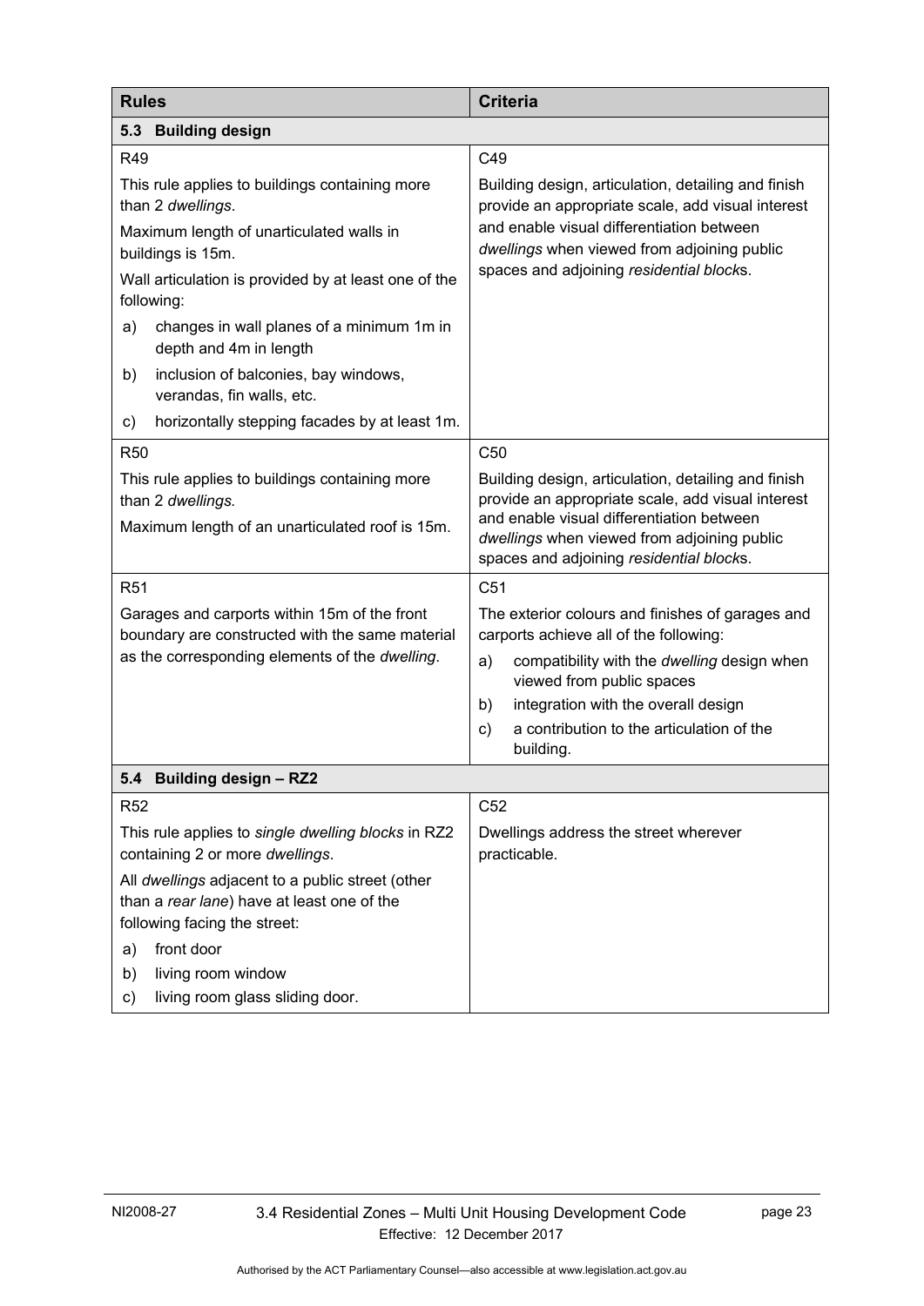| Rules | Criteria |
|---|---|
| **5.3 Building design** | |
| R49<br><br>This rule applies to buildings containing more than 2 *dwellings*.<br><br>Maximum length of unarticulated walls in buildings is 15m.<br><br>Wall articulation is provided by at least one of the following:<br><br>a) changes in wall planes of a minimum 1m in depth and 4m in length<br>b) inclusion of balconies, bay windows, verandas, fin walls, etc.<br>c) horizontally stepping facades by at least 1m. | C49<br><br>Building design, articulation, detailing and finish provide an appropriate scale, add visual interest and enable visual differentiation between *dwellings* when viewed from adjoining public spaces and adjoining *residential blocks*. |
| R50<br><br>This rule applies to buildings containing more than 2 *dwellings.*<br><br>Maximum length of an unarticulated roof is 15m. | C50<br><br>Building design, articulation, detailing and finish provide an appropriate scale, add visual interest and enable visual differentiation between *dwellings* when viewed from adjoining public spaces and adjoining *residential blocks*. |
| R51<br><br>Garages and carports within 15m of the front boundary are constructed with the same material as the corresponding elements of the *dwelling*. | C51<br><br>The exterior colours and finishes of garages and carports achieve all of the following:<br><br>a) compatibility with the *dwelling* design when viewed from public spaces<br>b) integration with the overall design<br>c) a contribution to the articulation of the building. |
| **5.4 Building design – RZ2** | |
| R52<br><br>This rule applies to *single dwelling blocks* in RZ2 containing 2 or more *dwellings*.<br><br>All *dwellings* adjacent to a public street (other than a *rear lane*) have at least one of the following facing the street:<br><br>a) front door<br>b) living room window<br>c) living room glass sliding door. | C52<br><br>Dwellings address the street wherever practicable. |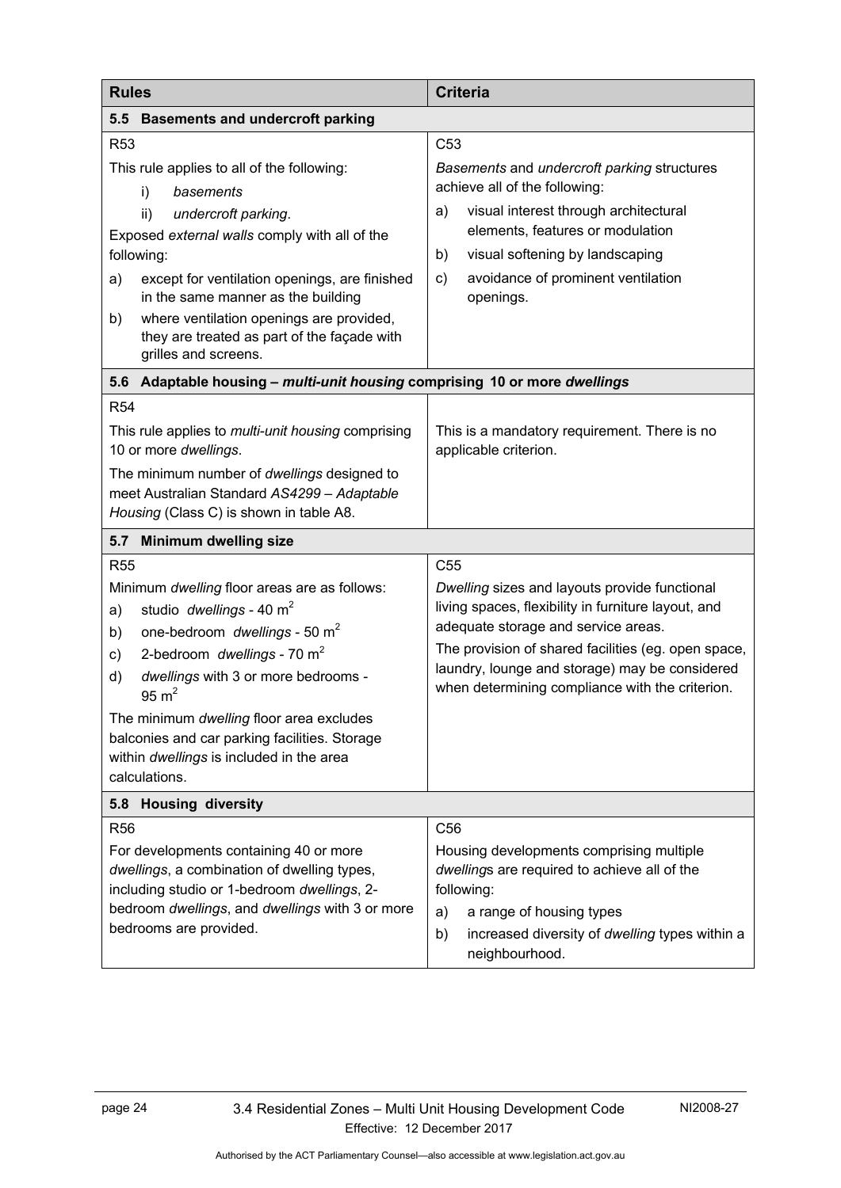| Rules | Criteria |
|---|---|
| **5.5 Basements and undercroft parking** | |
| R53<br><br>This rule applies to all of the following:<br>i) *basements*<br>ii) *undercroft parking*.<br><br>Exposed *external walls* comply with all of the following:<br>a) except for ventilation openings, are finished in the same manner as the building<br>b) where ventilation openings are provided, they are treated as part of the façade with grilles and screens. | C53<br><br>*Basements* and *undercroft parking* structures achieve all of the following:<br>a) visual interest through architectural elements, features or modulation<br>b) visual softening by landscaping<br>c) avoidance of prominent ventilation openings. |
| **5.6 Adaptable housing – *multi-unit housing* comprising 10 or more *dwellings*** | |
| R54<br><br>This rule applies to *multi-unit housing* comprising 10 or more *dwellings*.<br><br>The minimum number of *dwellings* designed to meet Australian Standard *AS4299 – Adaptable Housing* (Class C) is shown in table A8. | This is a mandatory requirement. There is no applicable criterion. |
| **5.7 Minimum dwelling size** | |
| R55<br><br>Minimum *dwelling* floor areas are as follows:<br>a) studio *dwellings* - 40 $m^2$<br>b) one-bedroom *dwellings* - 50 $m^2$<br>c) 2-bedroom *dwellings* - 70 $m^2$<br>d) *dwellings* with 3 or more bedrooms - 95 $m^2$<br><br>The minimum *dwelling* floor area excludes balconies and car parking facilities. Storage within *dwellings* is included in the area calculations. | C55<br><br>*Dwelling* sizes and layouts provide functional living spaces, flexibility in furniture layout, and adequate storage and service areas.<br><br>The provision of shared facilities (eg. open space, laundry, lounge and storage) may be considered when determining compliance with the criterion. |
| **5.8 Housing diversity** | |
| R56<br><br>For developments containing 40 or more *dwellings*, a combination of dwelling types, including studio or 1-bedroom *dwellings*, 2-bedroom *dwellings*, and *dwellings* with 3 or more bedrooms are provided. | C56<br><br>Housing developments comprising multiple *dwelling*s are required to achieve all of the following:<br>a) a range of housing types<br>b) increased diversity of *dwelling* types within a neighbourhood. |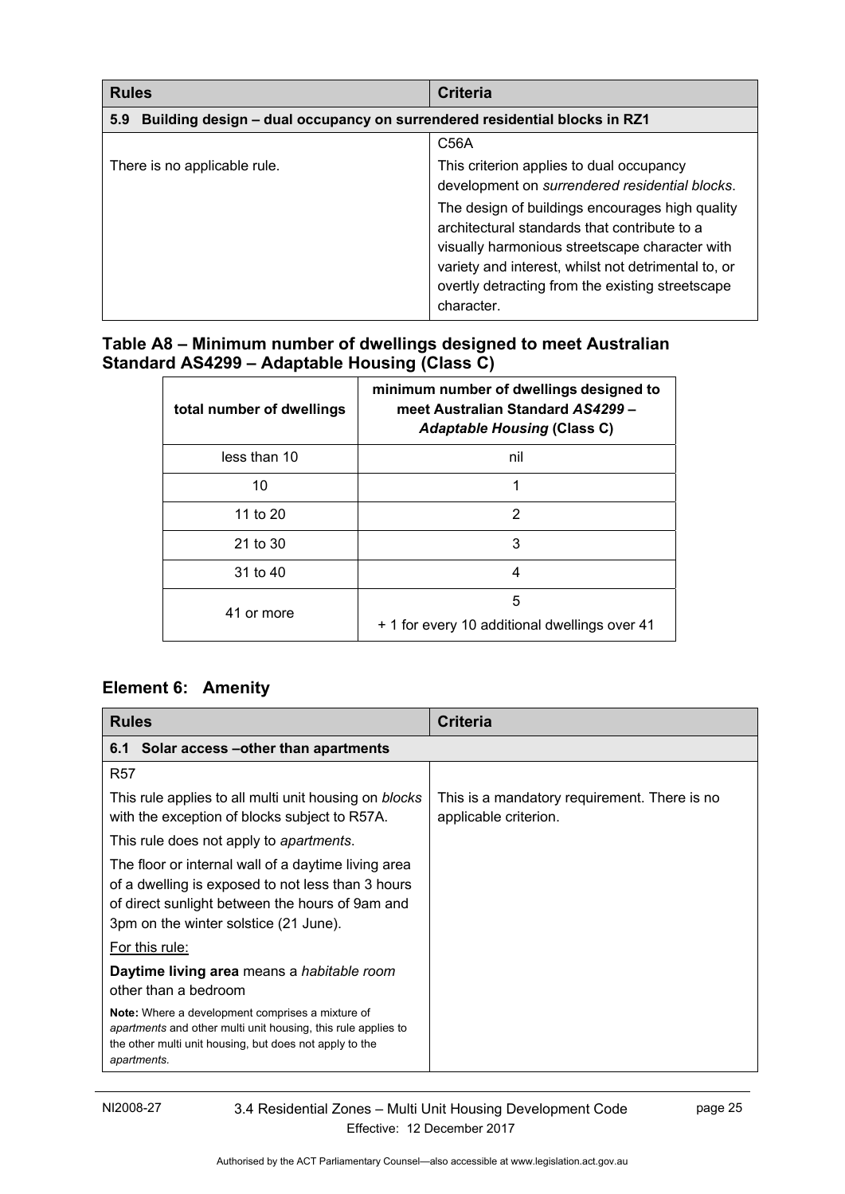| Rules | Criteria |
|---|---|
| **5.9 Building design – dual occupancy on surrendered residential blocks in RZ1** | |
| There is no applicable rule. | C56A<br><br>This criterion applies to dual occupancy development on *surrendered residential blocks*.<br><br>The design of buildings encourages high quality architectural standards that contribute to a visually harmonious streetscape character with variety and interest, whilst not detrimental to, or overtly detracting from the existing streetscape character. |

### Table A8 – Minimum number of dwellings designed to meet Australian Standard AS4299 – Adaptable Housing (Class C)

| total number of dwellings | minimum number of dwellings designed to meet Australian Standard *AS4299 – Adaptable Housing* (Class C) |
|---|---|
| less than 10 | nil |
| 10 | 1 |
| 11 to 20 | 2 |
| 21 to 30 | 3 |
| 31 to 40 | 4 |
| 41 or more | 5<br>+ 1 for every 10 additional dwellings over 41 |

## Element 6: Amenity

| Rules | Criteria |
|---|---|
| **6.1 Solar access –other than apartments** | |
| R57<br><br>This rule applies to all multi unit housing on *blocks* with the exception of blocks subject to R57A.<br><br>This rule does not apply to *apartments*.<br><br>The floor or internal wall of a daytime living area of a dwelling is exposed to not less than 3 hours of direct sunlight between the hours of 9am and 3pm on the winter solstice (21 June).<br><br><u>For this rule:</u><br><br>**Daytime living area** means a *habitable room* other than a bedroom<br><br>**Note:** Where a development comprises a mixture of *apartments* and other multi unit housing, this rule applies to the other multi unit housing, but does not apply to the *apartments*. | This is a mandatory requirement. There is no applicable criterion. |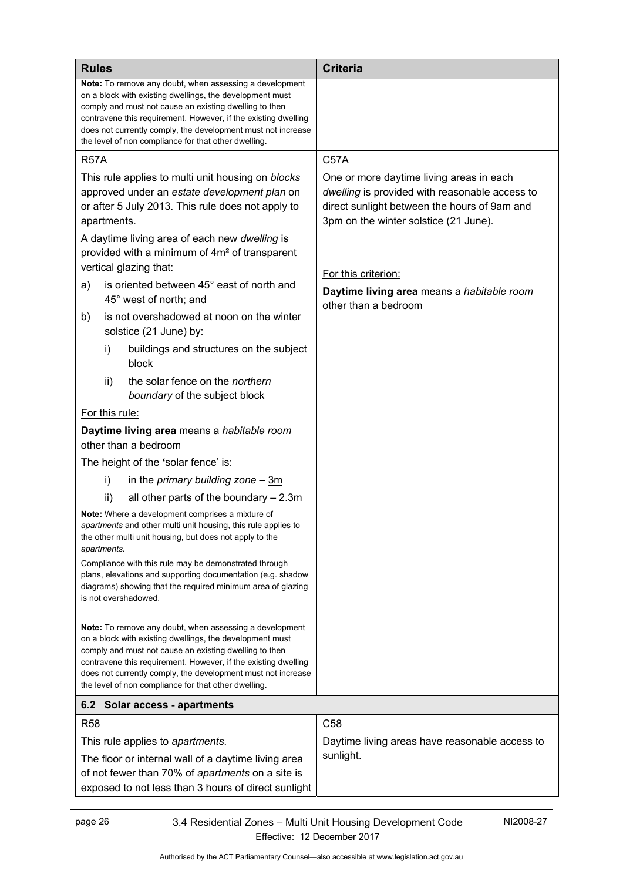| Rules | Criteria |
|---|---|
| **Note:** To remove any doubt, when assessing a development on a block with existing dwellings, the development must comply and must not cause an existing dwelling to then contravene this requirement. However, if the existing dwelling does not currently comply, the development must not increase the level of non compliance for that other dwelling. | |
| R57A<br><br>This rule applies to multi unit housing on *blocks* approved under an *estate development plan* on or after 5 July 2013. This rule does not apply to apartments.<br><br>A daytime living area of each new *dwelling* is provided with a minimum of 4m² of transparent vertical glazing that:<br><br>a) is oriented between 45° east of north and 45° west of north; and<br><br>b) is not overshadowed at noon on the winter solstice (21 June) by:<br><br>i) buildings and structures on the subject block<br><br>ii) the solar fence on the *northern boundary* of the subject block<br><br>For this rule:<br><br>**Daytime living area** means a *habitable room* other than a bedroom<br><br>The height of the 'solar fence' is:<br><br>i) in the *primary building zone* – 3m<br><br>ii) all other parts of the boundary – 2.3m<br><br>**Note:** Where a development comprises a mixture of *apartments* and other multi unit housing, this rule applies to the other multi unit housing, but does not apply to the *apartments*.<br><br>Compliance with this rule may be demonstrated through plans, elevations and supporting documentation (e.g. shadow diagrams) showing that the required minimum area of glazing is not overshadowed.<br><br>**Note:** To remove any doubt, when assessing a development on a block with existing dwellings, the development must comply and must not cause an existing dwelling to then contravene this requirement. However, if the existing dwelling does not currently comply, the development must not increase the level of non compliance for that other dwelling. | C57A<br><br>One or more daytime living areas in each *dwelling* is provided with reasonable access to direct sunlight between the hours of 9am and 3pm on the winter solstice (21 June).<br><br>For this criterion:<br><br>**Daytime living area** means a *habitable room* other than a bedroom |
| **6.2 Solar access - apartments** | |
| R58<br><br>This rule applies to *apartments*.<br><br>The floor or internal wall of a daytime living area of not fewer than 70% of *apartments* on a site is exposed to not less than 3 hours of direct sunlight | C58<br><br>Daytime living areas have reasonable access to sunlight. |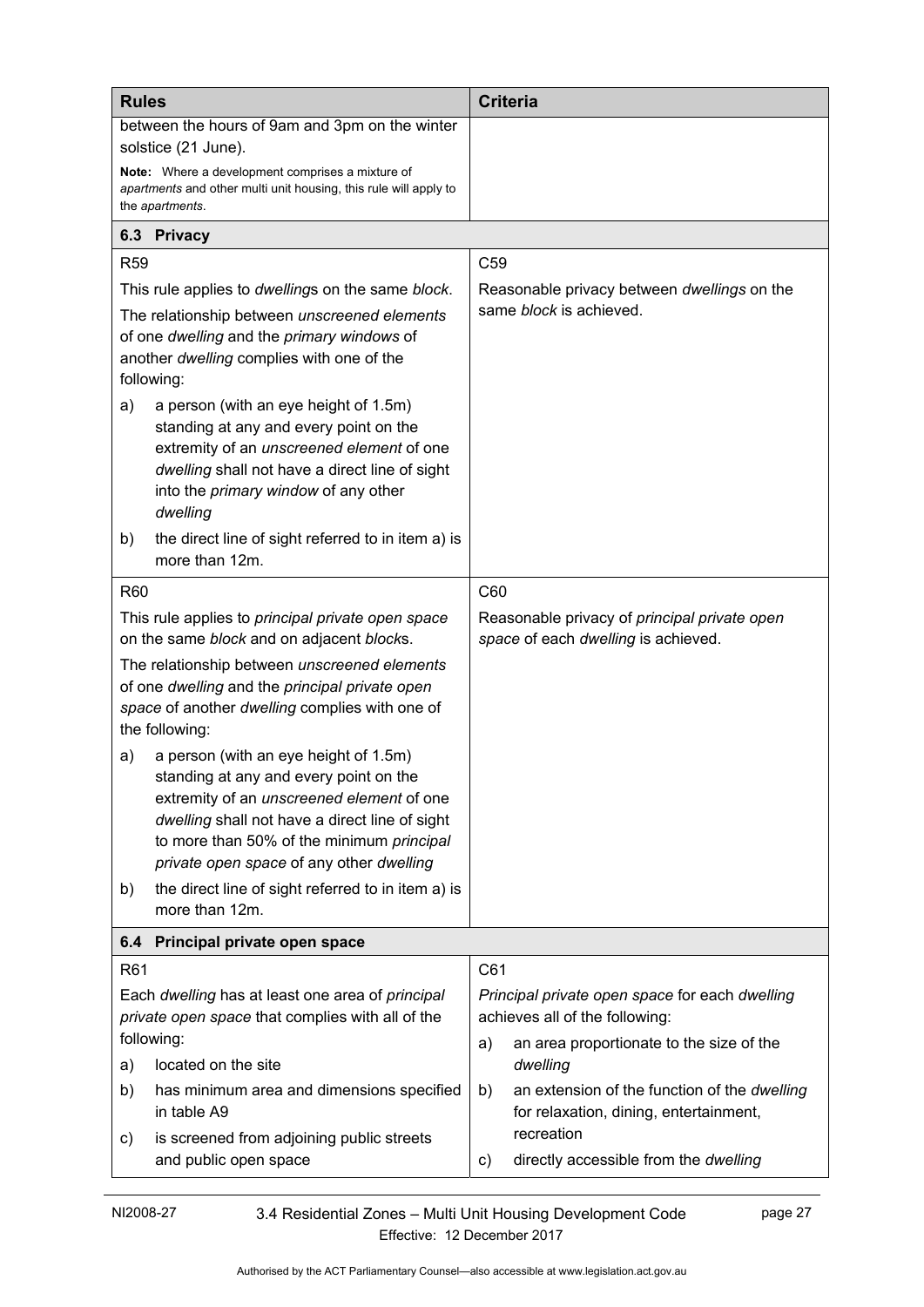| Rules | Criteria |
|---|---|
| between the hours of 9am and 3pm on the winter solstice (21 June).<br><br>**Note:** Where a development comprises a mixture of *apartments* and other multi unit housing, this rule will apply to the *apartments*. | |
| **6.3 Privacy** | |
| R59<br><br>This rule applies to *dwelling*s on the same *block*.<br><br>The relationship between *unscreened elements* of one *dwelling* and the *primary windows* of another *dwelling* complies with one of the following:<br><br>a) a person (with an eye height of 1.5m) standing at any and every point on the extremity of an *unscreened element* of one *dwelling* shall not have a direct line of sight into the *primary window* of any other *dwelling*<br><br>b) the direct line of sight referred to in item a) is more than 12m. | C59<br><br>Reasonable privacy between *dwellings* on the same *block* is achieved. |
| R60<br><br>This rule applies to *principal private open space* on the same *block* and on adjacent *block*s.<br><br>The relationship between *unscreened elements* of one *dwelling* and the *principal private open space* of another *dwelling* complies with one of the following:<br><br>a) a person (with an eye height of 1.5m) standing at any and every point on the extremity of an *unscreened element* of one *dwelling* shall not have a direct line of sight to more than 50% of the minimum *principal private open space* of any other *dwelling*<br><br>b) the direct line of sight referred to in item a) is more than 12m. | C60<br><br>Reasonable privacy of *principal private open space* of each *dwelling* is achieved. |
| **6.4 Principal private open space** | |
| R61<br><br>Each *dwelling* has at least one area of *principal private open space* that complies with all of the following:<br><br>a) located on the site<br><br>b) has minimum area and dimensions specified in table A9<br><br>c) is screened from adjoining public streets and public open space | C61<br><br>*Principal private open space* for each *dwelling* achieves all of the following:<br><br>a) an area proportionate to the size of the *dwelling*<br><br>b) an extension of the function of the *dwelling* for relaxation, dining, entertainment, recreation<br><br>c) directly accessible from the *dwelling* |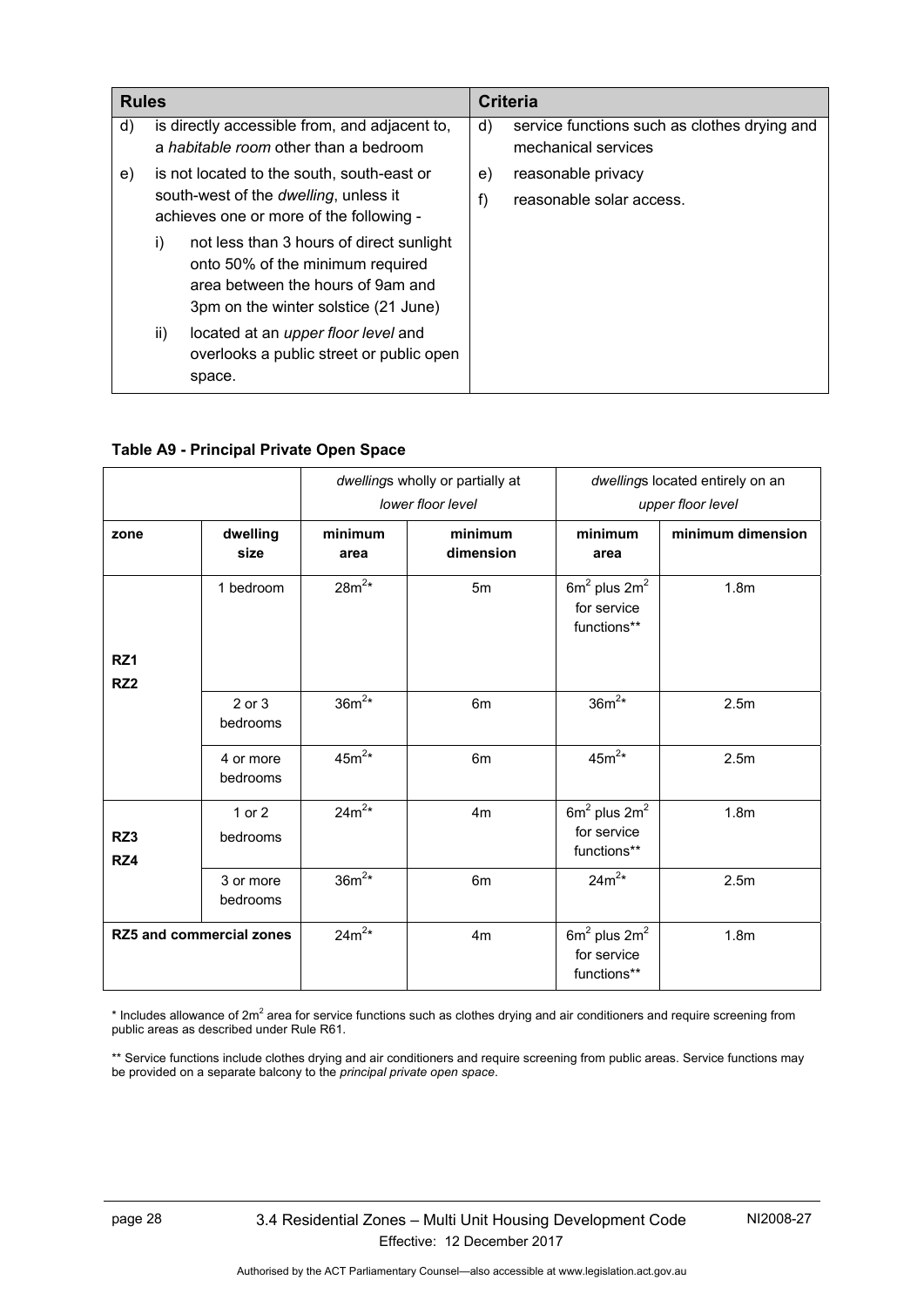| Rules | Criteria |
|---|---|
| d) is directly accessible from, and adjacent to, a *habitable room* other than a bedroom<br>e) is not located to the south, south-east or south-west of the *dwelling*, unless it achieves one or more of the following -<br>i) not less than 3 hours of direct sunlight onto 50% of the minimum required area between the hours of 9am and 3pm on the winter solstice (21 June)<br>ii) located at an *upper floor level* and overlooks a public street or public open space. | d) service functions such as clothes drying and mechanical services<br>e) reasonable privacy<br>f) reasonable solar access. |

**Table A9 - Principal Private Open Space**

| | | *dwelling*s wholly or partially at *lower floor level* | | *dwelling*s located entirely on an *upper floor level* | |
|---|---|---|---|---|---|
| **zone** | **dwelling size** | **minimum area** | **minimum dimension** | **minimum area** | **minimum dimension** |
| **RZ1 RZ2** | 1 bedroom | $28m^2$* | 5m | $6m^2$ plus $2m^2$ for service functions** | 1.8m |
| | 2 or 3 bedrooms | $36m^2$* | 6m | $36m^2$* | 2.5m |
| | 4 or more bedrooms | $45m^2$* | 6m | $45m^2$* | 2.5m |
| **RZ3 RZ4** | 1 or 2 bedrooms | $24m^2$* | 4m | $6m^2$ plus $2m^2$ for service functions** | 1.8m |
| | 3 or more bedrooms | $36m^2$* | 6m | $24m^2$* | 2.5m |
| **RZ5 and commercial zones** | | $24m^2$* | 4m | $6m^2$ plus $2m^2$ for service functions** | 1.8m |

\* Includes allowance of $2m^2$ area for service functions such as clothes drying and air conditioners and require screening from public areas as described under Rule R61.

** Service functions include clothes drying and air conditioners and require screening from public areas. Service functions may be provided on a separate balcony to the *principal private open space*.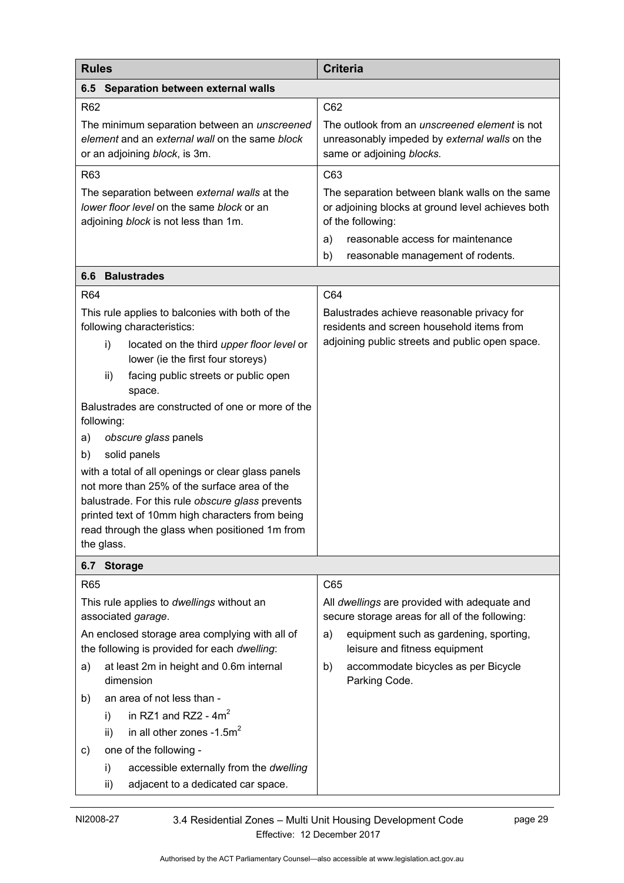| Rules | Criteria |
|---|---|
| **6.5 Separation between external walls** | |
| R62<br><br>The minimum separation between an *unscreened element* and an *external wall* on the same *block* or an adjoining *block*, is 3m. | C62<br><br>The outlook from an *unscreened element* is not unreasonably impeded by *external walls* on the same or adjoining *blocks.* |
| R63<br><br>The separation between *external walls* at the *lower floor level* on the same *block* or an adjoining *block* is not less than 1m. | C63<br><br>The separation between blank walls on the same or adjoining blocks at ground level achieves both of the following:<br><br>a) reasonable access for maintenance<br><br>b) reasonable management of rodents. |
| **6.6 Balustrades** | |
| R64<br><br>This rule applies to balconies with both of the following characteristics:<br><br>i) located on the third *upper floor level* or lower (ie the first four storeys)<br><br>ii) facing public streets or public open space.<br><br>Balustrades are constructed of one or more of the following:<br><br>a) *obscure glass* panels<br><br>b) solid panels<br><br>with a total of all openings or clear glass panels not more than 25% of the surface area of the balustrade. For this rule *obscure glass* prevents printed text of 10mm high characters from being read through the glass when positioned 1m from the glass. | C64<br><br>Balustrades achieve reasonable privacy for residents and screen household items from adjoining public streets and public open space. |
| **6.7 Storage** | |
| R65<br><br>This rule applies to *dwellings* without an associated *garage*.<br><br>An enclosed storage area complying with all of the following is provided for each *dwelling*:<br><br>a) at least 2m in height and 0.6m internal dimension<br><br>b) an area of not less than -<br><br>i) in RZ1 and RZ2 - $4m^2$<br><br>ii) in all other zones -$1.5m^2$<br><br>c) one of the following -<br><br>i) accessible externally from the *dwelling*<br><br>ii) adjacent to a dedicated car space. | C65<br><br>All *dwellings* are provided with adequate and secure storage areas for all of the following:<br><br>a) equipment such as gardening, sporting, leisure and fitness equipment<br><br>b) accommodate bicycles as per Bicycle Parking Code. |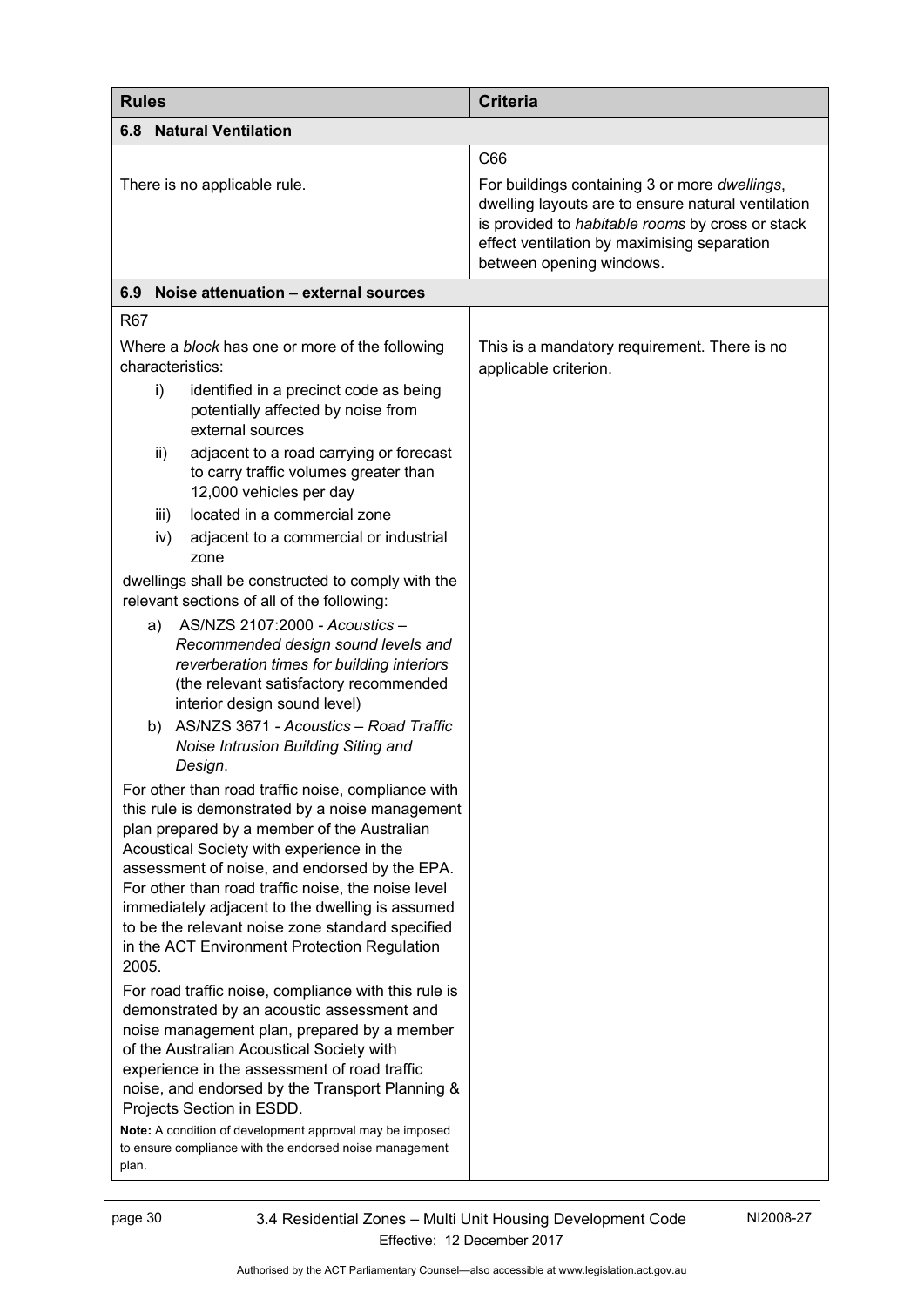| Rules | Criteria |
| --- | --- |
| **6.8 Natural Ventilation** | |
| There is no applicable rule. | C66<br><br>For buildings containing 3 or more *dwellings*, dwelling layouts are to ensure natural ventilation is provided to *habitable rooms* by cross or stack effect ventilation by maximising separation between opening windows. |
| **6.9 Noise attenuation – external sources** | |
| R67<br><br>Where a *block* has one or more of the following characteristics:<br>i) identified in a precinct code as being potentially affected by noise from external sources<br>ii) adjacent to a road carrying or forecast to carry traffic volumes greater than 12,000 vehicles per day<br>iii) located in a commercial zone<br>iv) adjacent to a commercial or industrial zone<br><br>dwellings shall be constructed to comply with the relevant sections of all of the following:<br>a) AS/NZS 2107:2000 - *Acoustics – Recommended design sound levels and reverberation times for building interiors* (the relevant satisfactory recommended interior design sound level)<br>b) AS/NZS 3671 - *Acoustics – Road Traffic Noise Intrusion Building Siting and Design*.<br><br>For other than road traffic noise, compliance with this rule is demonstrated by a noise management plan prepared by a member of the Australian Acoustical Society with experience in the assessment of noise, and endorsed by the EPA. For other than road traffic noise, the noise level immediately adjacent to the dwelling is assumed to be the relevant noise zone standard specified in the ACT Environment Protection Regulation 2005.<br><br>For road traffic noise, compliance with this rule is demonstrated by an acoustic assessment and noise management plan, prepared by a member of the Australian Acoustical Society with experience in the assessment of road traffic noise, and endorsed by the Transport Planning & Projects Section in ESDD.<br><br>**Note:** A condition of development approval may be imposed to ensure compliance with the endorsed noise management plan. | This is a mandatory requirement. There is no applicable criterion. |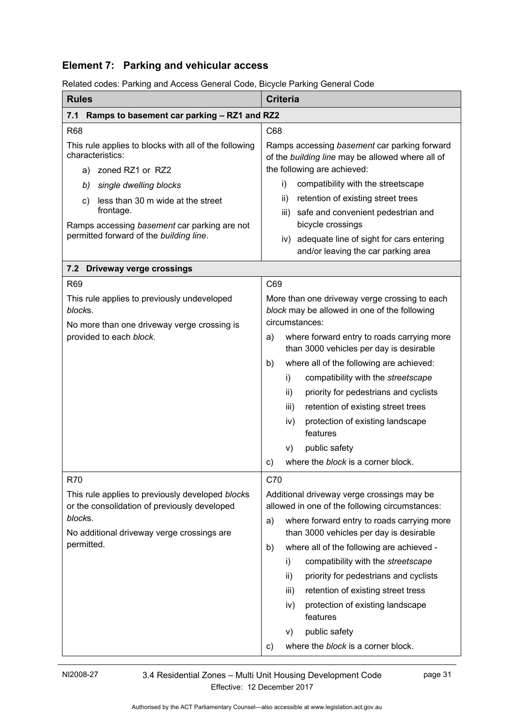## Element 7: Parking and vehicular access

Related codes: Parking and Access General Code, Bicycle Parking General Code

| Rules | Criteria |
|---|---|
| **7.1 Ramps to basement car parking – RZ1 and RZ2** | |
| R68<br><br>This rule applies to blocks with all of the following characteristics:<br>a) zoned RZ1 or RZ2<br>b) *single dwelling blocks*<br>c) less than 30 m wide at the street frontage.<br><br>Ramps accessing *basement* car parking are not permitted forward of the *building line*. | C68<br><br>Ramps accessing *basement* car parking forward of the *building line* may be allowed where all of the following are achieved:<br>i) compatibility with the streetscape<br>ii) retention of existing street trees<br>iii) safe and convenient pedestrian and bicycle crossings<br>iv) adequate line of sight for cars entering and/or leaving the car parking area |
| **7.2 Driveway verge crossings** | |
| R69<br><br>This rule applies to previously undeveloped *block*s.<br><br>No more than one driveway verge crossing is provided to each *block*. | C69<br><br>More than one driveway verge crossing to each *block* may be allowed in one of the following circumstances:<br>a) where forward entry to roads carrying more than 3000 vehicles per day is desirable<br>b) where all of the following are achieved:<br>i) compatibility with the *streetscape*<br>ii) priority for pedestrians and cyclists<br>iii) retention of existing street trees<br>iv) protection of existing landscape features<br>v) public safety<br>c) where the *block* is a corner block. |
| R70<br><br>This rule applies to previously developed *block*s or the consolidation of previously developed *block*s.<br><br>No additional driveway verge crossings are permitted. | C70<br><br>Additional driveway verge crossings may be allowed in one of the following circumstances:<br>a) where forward entry to roads carrying more than 3000 vehicles per day is desirable<br>b) where all of the following are achieved -<br>i) compatibility with the *streetscape*<br>ii) priority for pedestrians and cyclists<br>iii) retention of existing street tress<br>iv) protection of existing landscape features<br>v) public safety<br>c) where the *block* is a corner block. |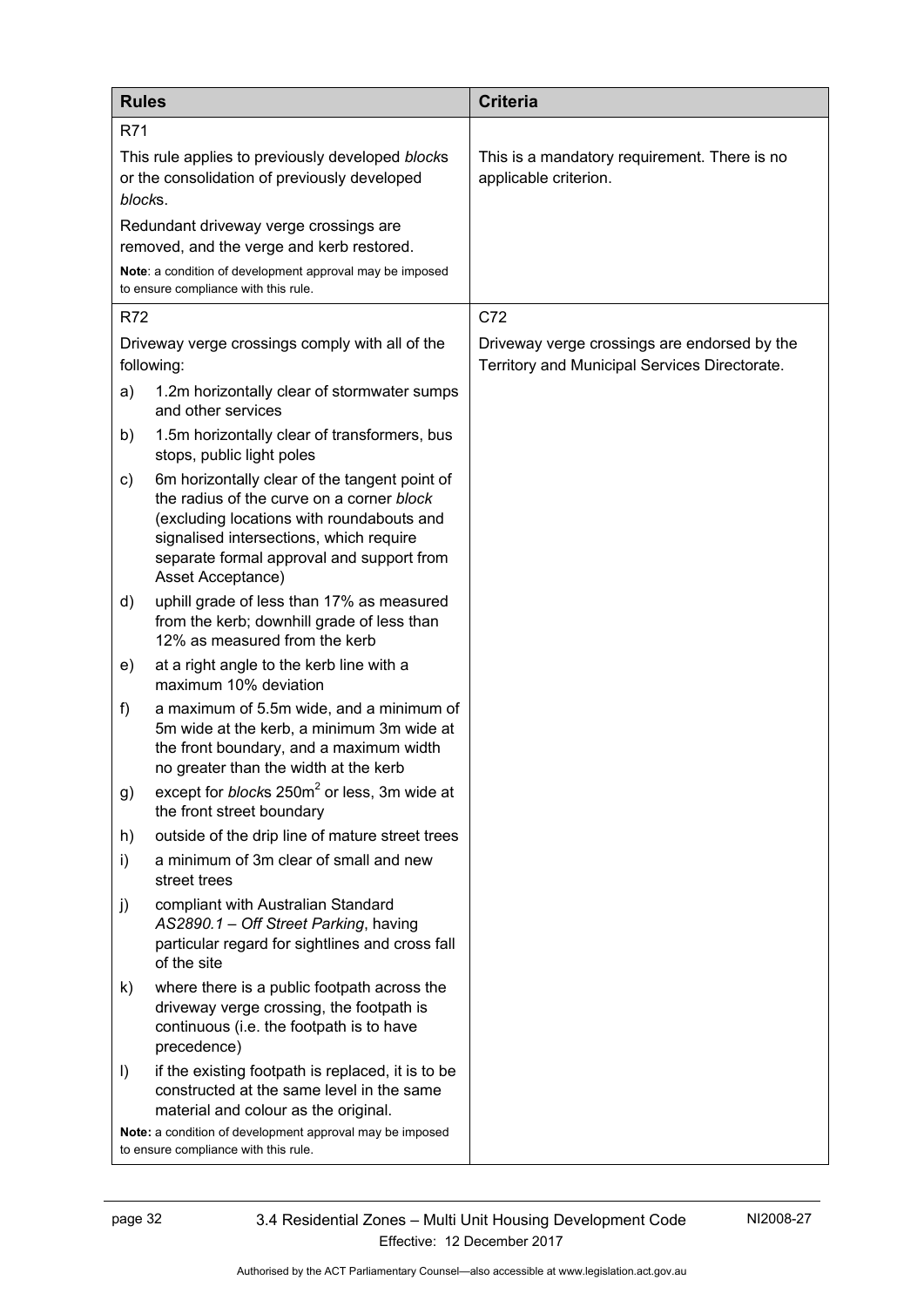| Rules | Criteria |
| --- | --- |
| R71<br><br>This rule applies to previously developed *block*s or the consolidation of previously developed *block*s.<br><br>Redundant driveway verge crossings are removed, and the verge and kerb restored.<br><br>**Note**: a condition of development approval may be imposed to ensure compliance with this rule. | This is a mandatory requirement. There is no applicable criterion. |
| R72<br><br>Driveway verge crossings comply with all of the following:<br><br>a) 1.2m horizontally clear of stormwater sumps and other services<br><br>b) 1.5m horizontally clear of transformers, bus stops, public light poles<br><br>c) 6m horizontally clear of the tangent point of the radius of the curve on a corner *block* (excluding locations with roundabouts and signalised intersections, which require separate formal approval and support from Asset Acceptance)<br><br>d) uphill grade of less than 17% as measured from the kerb; downhill grade of less than 12% as measured from the kerb<br><br>e) at a right angle to the kerb line with a maximum 10% deviation<br><br>f) a maximum of 5.5m wide, and a minimum of 5m wide at the kerb, a minimum 3m wide at the front boundary, and a maximum width no greater than the width at the kerb<br><br>g) except for *block*s 250m$^2$ or less, 3m wide at the front street boundary<br><br>h) outside of the drip line of mature street trees<br><br>i) a minimum of 3m clear of small and new street trees<br><br>j) compliant with Australian Standard *AS2890.1 – Off Street Parking*, having particular regard for sightlines and cross fall of the site<br><br>k) where there is a public footpath across the driveway verge crossing, the footpath is continuous (i.e. the footpath is to have precedence)<br><br>l) if the existing footpath is replaced, it is to be constructed at the same level in the same material and colour as the original.<br><br>**Note:** a condition of development approval may be imposed to ensure compliance with this rule. | C72<br><br>Driveway verge crossings are endorsed by the Territory and Municipal Services Directorate. |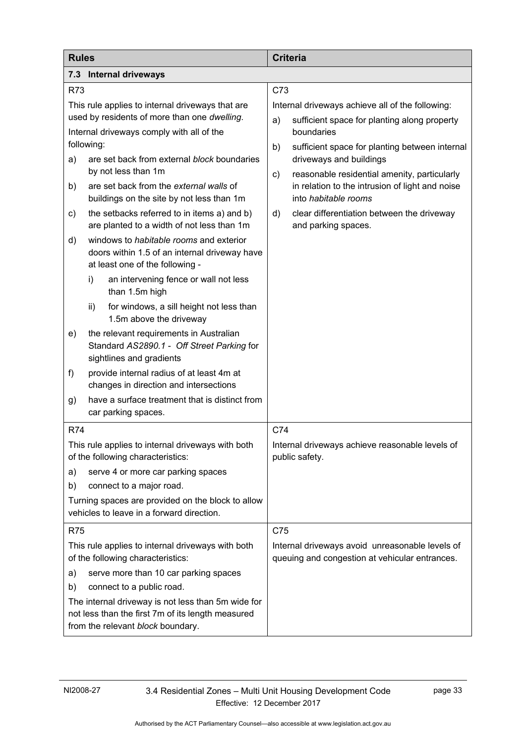| Rules | Criteria |
| --- | --- |
| **7.3 Internal driveways** | |
| R73<br>This rule applies to internal driveways that are used by residents of more than one *dwelling*.<br>Internal driveways comply with all of the following:<br>a) are set back from external *block* boundaries by not less than 1m<br>b) are set back from the *external walls* of buildings on the site by not less than 1m<br>c) the setbacks referred to in items a) and b) are planted to a width of not less than 1m<br>d) windows to *habitable rooms* and exterior doors within 1.5 of an internal driveway have at least one of the following -<br>i) an intervening fence or wall not less than 1.5m high<br>ii) for windows, a sill height not less than 1.5m above the driveway<br>e) the relevant requirements in Australian Standard *AS2890.1 - Off Street Parking* for sightlines and gradients<br>f) provide internal radius of at least 4m at changes in direction and intersections<br>g) have a surface treatment that is distinct from car parking spaces. | C73<br>Internal driveways achieve all of the following:<br>a) sufficient space for planting along property boundaries<br>b) sufficient space for planting between internal driveways and buildings<br>c) reasonable residential amenity, particularly in relation to the intrusion of light and noise into *habitable rooms*<br>d) clear differentiation between the driveway and parking spaces. |
| R74<br>This rule applies to internal driveways with both of the following characteristics:<br>a) serve 4 or more car parking spaces<br>b) connect to a major road.<br>Turning spaces are provided on the block to allow vehicles to leave in a forward direction. | C74<br>Internal driveways achieve reasonable levels of public safety. |
| R75<br>This rule applies to internal driveways with both of the following characteristics:<br>a) serve more than 10 car parking spaces<br>b) connect to a public road.<br>The internal driveway is not less than 5m wide for not less than the first 7m of its length measured from the relevant *block* boundary. | C75<br>Internal driveways avoid unreasonable levels of queuing and congestion at vehicular entrances. |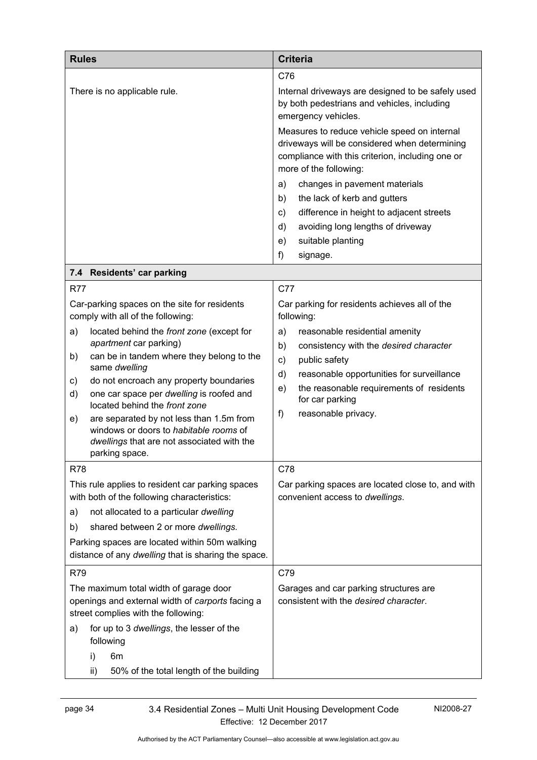| Rules | Criteria |
|---|---|
| There is no applicable rule. | C76<br>Internal driveways are designed to be safely used by both pedestrians and vehicles, including emergency vehicles.<br>Measures to reduce vehicle speed on internal driveways will be considered when determining compliance with this criterion, including one or more of the following:<br>a) changes in pavement materials<br>b) the lack of kerb and gutters<br>c) difference in height to adjacent streets<br>d) avoiding long lengths of driveway<br>e) suitable planting<br>f) signage. |
| **7.4 Residents' car parking** | |
| R77<br>Car-parking spaces on the site for residents comply with all of the following:<br>a) located behind the *front zone* (except for *apartment* car parking)<br>b) can be in tandem where they belong to the same *dwelling*<br>c) do not encroach any property boundaries<br>d) one car space per *dwelling* is roofed and located behind the *front zone*<br>e) are separated by not less than 1.5m from windows or doors to *habitable rooms* of *dwellings* that are not associated with the parking space. | C77<br>Car parking for residents achieves all of the following:<br>a) reasonable residential amenity<br>b) consistency with the *desired character*<br>c) public safety<br>d) reasonable opportunities for surveillance<br>e) the reasonable requirements of residents for car parking<br>f) reasonable privacy. |
| R78<br>This rule applies to resident car parking spaces with both of the following characteristics:<br>a) not allocated to a particular *dwelling*<br>b) shared between 2 or more *dwellings.*<br>Parking spaces are located within 50m walking distance of any *dwelling* that is sharing the space. | C78<br>Car parking spaces are located close to, and with convenient access to *dwellings*. |
| R79<br>The maximum total width of garage door openings and external width of *carports* facing a street complies with the following:<br>a) for up to 3 *dwellings*, the lesser of the following<br>i) 6m<br>ii) 50% of the total length of the building | C79<br>Garages and car parking structures are consistent with the *desired character*. |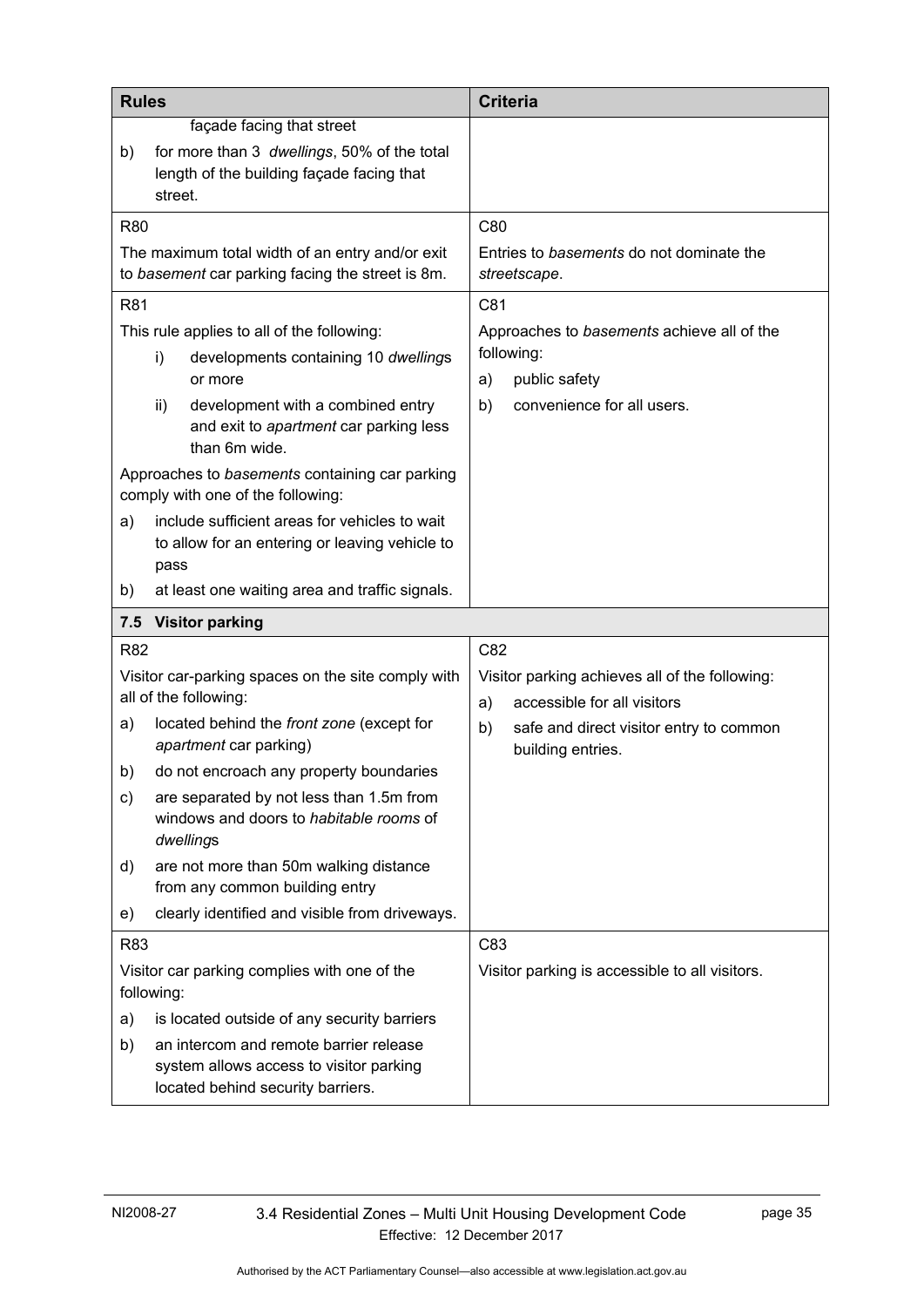| Rules | Criteria |
| --- | --- |
| façade facing that street<br>b) for more than 3 *dwellings*, 50% of the total length of the building façade facing that street. | |
| R80<br>The maximum total width of an entry and/or exit to *basement* car parking facing the street is 8m. | C80<br>Entries to *basements* do not dominate the *streetscape*. |
| R81<br>This rule applies to all of the following:<br>i) developments containing 10 *dwelling*s or more<br>ii) development with a combined entry and exit to *apartment* car parking less than 6m wide.<br>Approaches to *basements* containing car parking comply with one of the following:<br>a) include sufficient areas for vehicles to wait to allow for an entering or leaving vehicle to pass<br>b) at least one waiting area and traffic signals. | C81<br>Approaches to *basements* achieve all of the following:<br>a) public safety<br>b) convenience for all users. |
| **7.5 Visitor parking** | |
| R82<br>Visitor car-parking spaces on the site comply with all of the following:<br>a) located behind the *front zone* (except for *apartment* car parking)<br>b) do not encroach any property boundaries<br>c) are separated by not less than 1.5m from windows and doors to *habitable rooms* of *dwelling*s<br>d) are not more than 50m walking distance from any common building entry<br>e) clearly identified and visible from driveways. | C82<br>Visitor parking achieves all of the following:<br>a) accessible for all visitors<br>b) safe and direct visitor entry to common building entries. |
| R83<br>Visitor car parking complies with one of the following:<br>a) is located outside of any security barriers<br>b) an intercom and remote barrier release system allows access to visitor parking located behind security barriers. | C83<br>Visitor parking is accessible to all visitors. |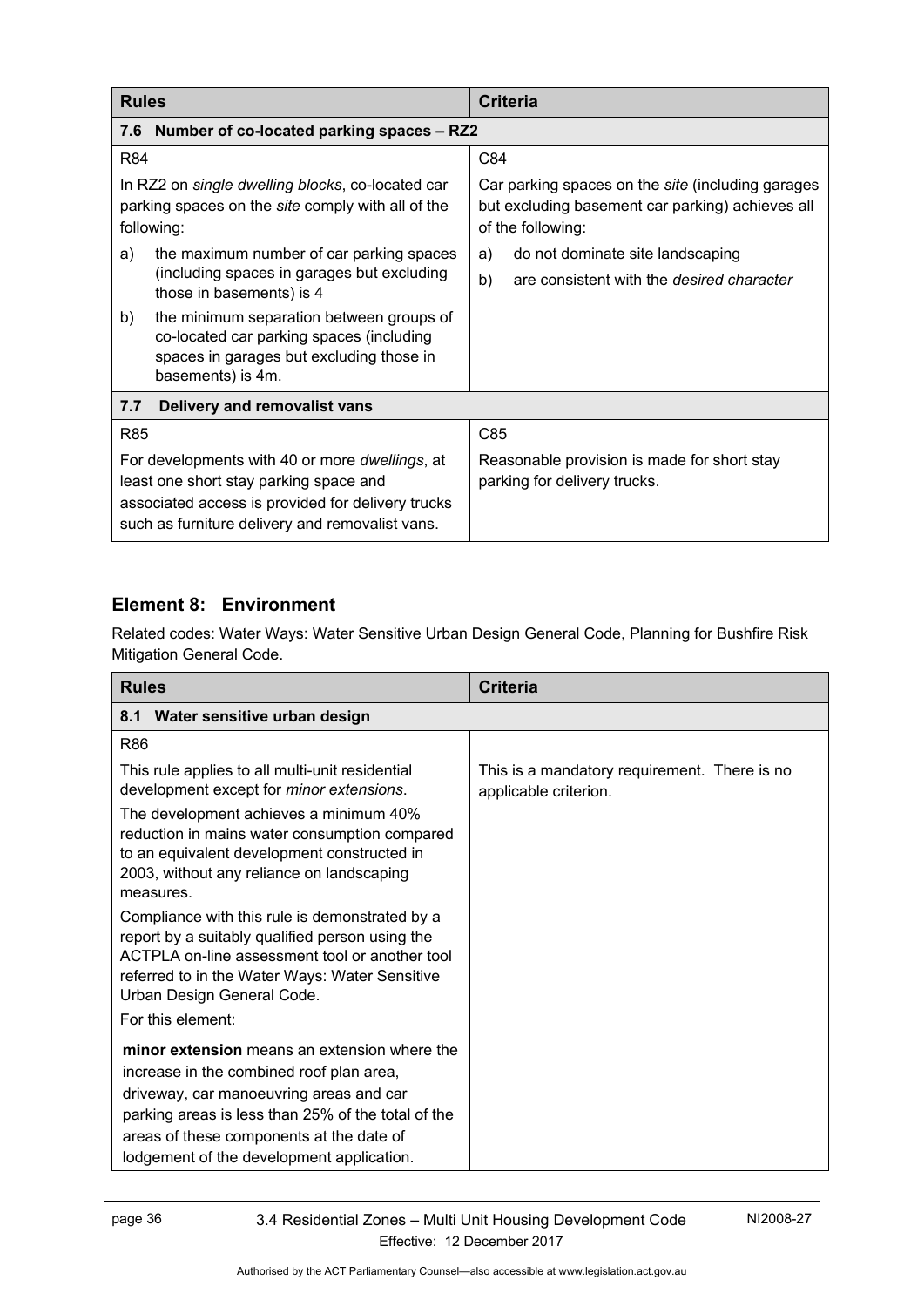| Rules | Criteria |
|---|---|
| **7.6 Number of co-located parking spaces – RZ2** | |
| R84<br><br>In RZ2 on *single dwelling blocks*, co-located car parking spaces on the *site* comply with all of the following:<br><br>a) the maximum number of car parking spaces (including spaces in garages but excluding those in basements) is 4<br><br>b) the minimum separation between groups of co-located car parking spaces (including spaces in garages but excluding those in basements) is 4m. | C84<br><br>Car parking spaces on the *site* (including garages but excluding basement car parking) achieves all of the following:<br><br>a) do not dominate site landscaping<br><br>b) are consistent with the *desired character* |
| **7.7 Delivery and removalist vans** | |
| R85<br><br>For developments with 40 or more *dwellings*, at least one short stay parking space and associated access is provided for delivery trucks such as furniture delivery and removalist vans. | C85<br><br>Reasonable provision is made for short stay parking for delivery trucks. |

## Element 8: Environment

Related codes: Water Ways: Water Sensitive Urban Design General Code, Planning for Bushfire Risk Mitigation General Code.

| Rules | Criteria |
|---|---|
| **8.1 Water sensitive urban design** | |
| R86<br><br>This rule applies to all multi-unit residential development except for *minor extensions*.<br><br>The development achieves a minimum 40% reduction in mains water consumption compared to an equivalent development constructed in 2003, without any reliance on landscaping measures.<br><br>Compliance with this rule is demonstrated by a report by a suitably qualified person using the ACTPLA on-line assessment tool or another tool referred to in the Water Ways: Water Sensitive Urban Design General Code.<br><br>For this element:<br><br>**minor extension** means an extension where the increase in the combined roof plan area, driveway, car manoeuvring areas and car parking areas is less than 25% of the total of the areas of these components at the date of lodgement of the development application. | This is a mandatory requirement. There is no applicable criterion. |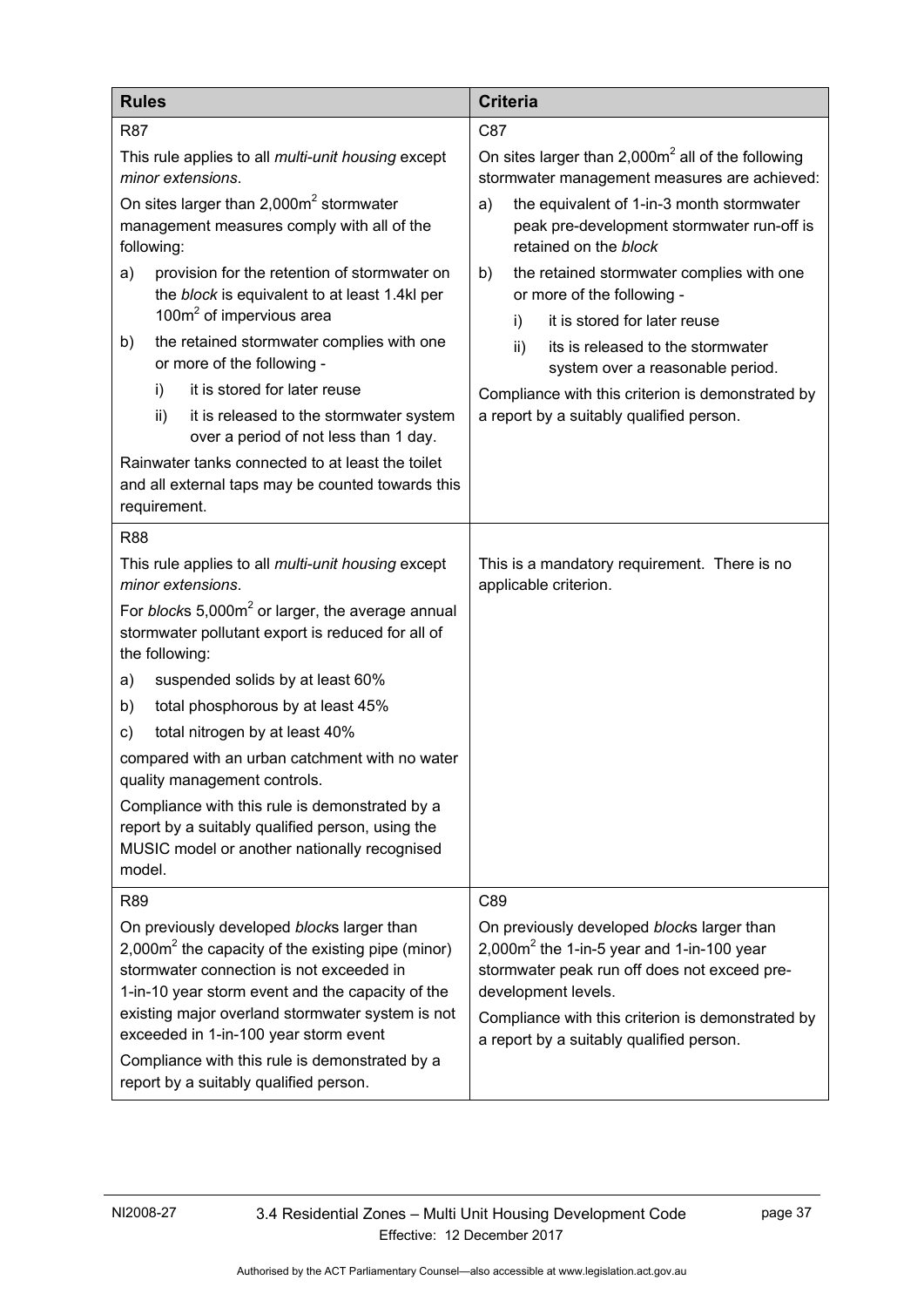| Rules | Criteria |
|---|---|
| R87<br><br>This rule applies to all *multi-unit housing* except *minor extensions*.<br><br>On sites larger than 2,000m$^2$ stormwater management measures comply with all of the following:<br><br>a) provision for the retention of stormwater on the *block* is equivalent to at least 1.4kl per 100m$^2$ of impervious area<br><br>b) the retained stormwater complies with one or more of the following -<br><br>i) it is stored for later reuse<br><br>ii) it is released to the stormwater system over a period of not less than 1 day.<br><br>Rainwater tanks connected to at least the toilet and all external taps may be counted towards this requirement. | C87<br><br>On sites larger than 2,000m$^2$ all of the following stormwater management measures are achieved:<br><br>a) the equivalent of 1-in-3 month stormwater peak pre-development stormwater run-off is retained on the *block*<br><br>b) the retained stormwater complies with one or more of the following -<br><br>i) it is stored for later reuse<br><br>ii) its is released to the stormwater system over a reasonable period.<br><br>Compliance with this criterion is demonstrated by a report by a suitably qualified person. |
| R88<br><br>This rule applies to all *multi-unit housing* except *minor extensions*.<br><br>For *block*s 5,000m$^2$ or larger, the average annual stormwater pollutant export is reduced for all of the following:<br><br>a) suspended solids by at least 60%<br><br>b) total phosphorous by at least 45%<br><br>c) total nitrogen by at least 40%<br><br>compared with an urban catchment with no water quality management controls.<br><br>Compliance with this rule is demonstrated by a report by a suitably qualified person, using the MUSIC model or another nationally recognised model. | This is a mandatory requirement. There is no applicable criterion. |
| R89<br><br>On previously developed *block*s larger than 2,000m$^2$ the capacity of the existing pipe (minor) stormwater connection is not exceeded in 1-in-10 year storm event and the capacity of the existing major overland stormwater system is not exceeded in 1-in-100 year storm event<br><br>Compliance with this rule is demonstrated by a report by a suitably qualified person. | C89<br><br>On previously developed *block*s larger than 2,000m$^2$ the 1-in-5 year and 1-in-100 year stormwater peak run off does not exceed pre-development levels.<br><br>Compliance with this criterion is demonstrated by a report by a suitably qualified person. |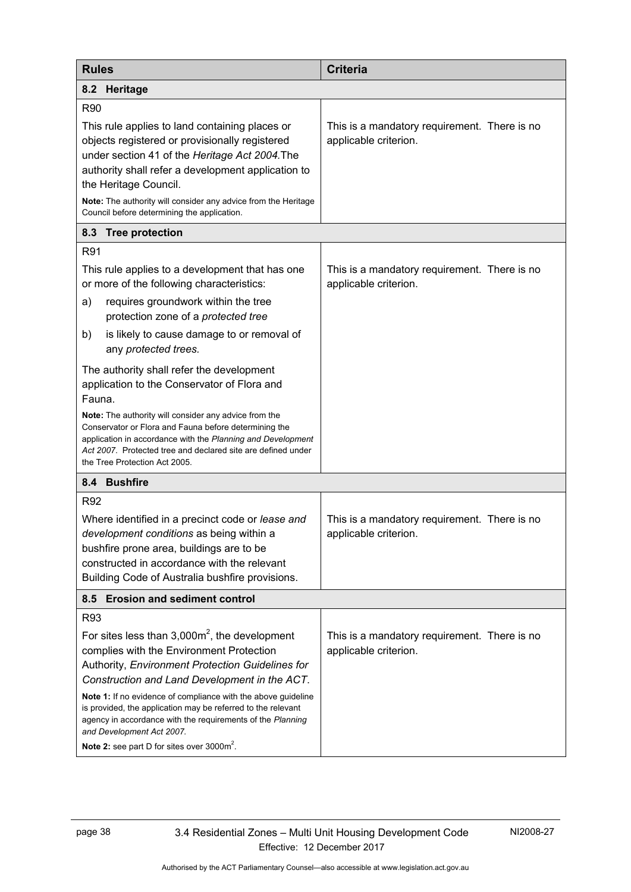| Rules | Criteria |
|---|---|
| **8.2 Heritage** | |
| R90<br><br>This rule applies to land containing places or objects registered or provisionally registered under section 41 of the *Heritage Act 2004*.The authority shall refer a development application to the Heritage Council.<br><br>**Note:** The authority will consider any advice from the Heritage Council before determining the application. | This is a mandatory requirement. There is no applicable criterion. |
| **8.3 Tree protection** | |
| R91<br><br>This rule applies to a development that has one or more of the following characteristics:<br><br>a) requires groundwork within the tree protection zone of a *protected tree*<br><br>b) is likely to cause damage to or removal of any *protected trees.*<br><br>The authority shall refer the development application to the Conservator of Flora and Fauna.<br><br>**Note:** The authority will consider any advice from the Conservator or Flora and Fauna before determining the application in accordance with the *Planning and Development Act 2007*. Protected tree and declared site are defined under the Tree Protection Act 2005. | This is a mandatory requirement. There is no applicable criterion. |
| **8.4 Bushfire** | |
| R92<br><br>Where identified in a precinct code or *lease and development conditions* as being within a bushfire prone area, buildings are to be constructed in accordance with the relevant Building Code of Australia bushfire provisions. | This is a mandatory requirement. There is no applicable criterion. |
| **8.5 Erosion and sediment control** | |
| R93<br><br>For sites less than 3,000m$^2$, the development complies with the Environment Protection Authority, *Environment Protection Guidelines for Construction and Land Development in the ACT*.<br><br>**Note 1:** If no evidence of compliance with the above guideline is provided, the application may be referred to the relevant agency in accordance with the requirements of the *Planning and Development Act 2007.*<br><br>**Note 2:** see part D for sites over 3000m$^2$. | This is a mandatory requirement. There is no applicable criterion. |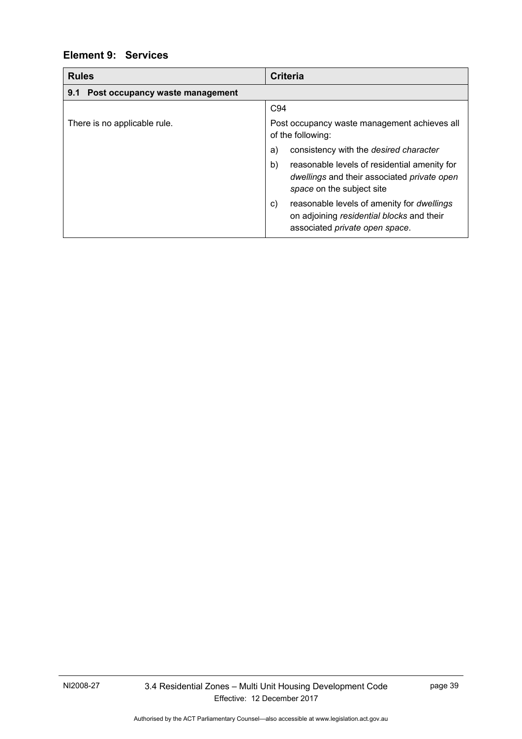## Element 9: Services

| Rules | Criteria |
|---|---|
| **9.1 Post occupancy waste management** | |
| There is no applicable rule. | C94<br>Post occupancy waste management achieves all of the following:<br>a) consistency with the *desired character*<br>b) reasonable levels of residential amenity for *dwellings* and their associated *private open space* on the subject site<br>c) reasonable levels of amenity for *dwellings* on adjoining *residential blocks* and their associated *private open space*. |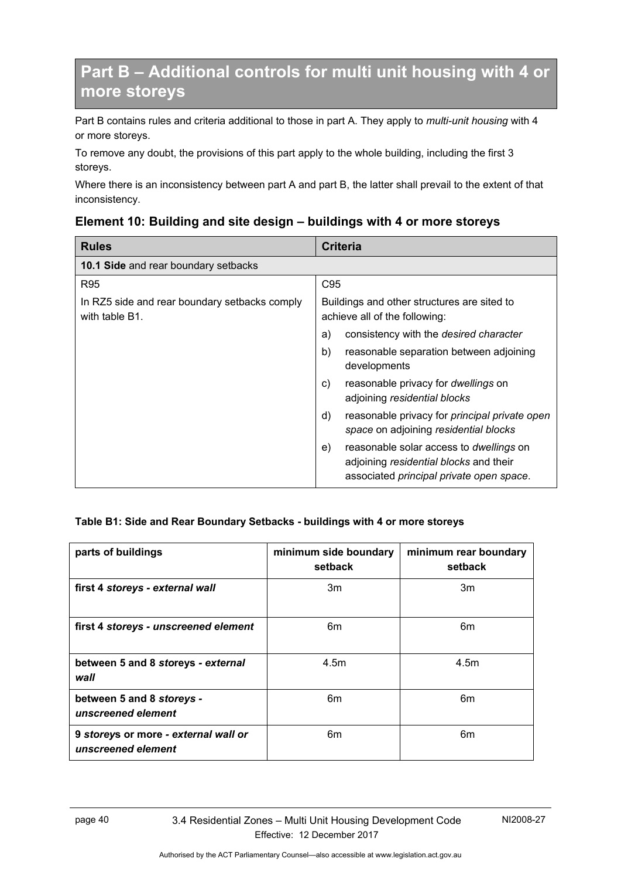# Part B – Additional controls for multi unit housing with 4 or more storeys

Part B contains rules and criteria additional to those in part A. They apply to *multi-unit housing* with 4 or more storeys.

To remove any doubt, the provisions of this part apply to the whole building, including the first 3 storeys.

Where there is an inconsistency between part A and part B, the latter shall prevail to the extent of that inconsistency.

## Element 10: Building and site design – buildings with 4 or more storeys

| Rules | Criteria |
|---|---|
| **10.1 Side** and rear boundary setbacks | |
| R95<br><br>In RZ5 side and rear boundary setbacks comply with table B1. | C95<br><br>Buildings and other structures are sited to achieve all of the following:<br>a) consistency with the *desired character*<br>b) reasonable separation between adjoining developments<br>c) reasonable privacy for *dwellings* on adjoining *residential blocks*<br>d) reasonable privacy for *principal private open space* on adjoining *residential blocks*<br>e) reasonable solar access to *dwellings* on adjoining *residential blocks* and their associated *principal private open space*. |

**Table B1: Side and Rear Boundary Setbacks - buildings with 4 or more storeys**

| parts of buildings | minimum side boundary setback | minimum rear boundary setback |
|---|---|---|
| **first 4 *storeys - external wall*** | 3m | 3m |
| **first 4 *storeys - unscreened element*** | 6m | 6m |
| **between 5 and 8 *storeys - external wall*** | 4.5m | 4.5m |
| **between 5 and 8 *storeys - unscreened element*** | 6m | 6m |
| **9 *storeys* or more *- external wall* or *unscreened element*** | 6m | 6m |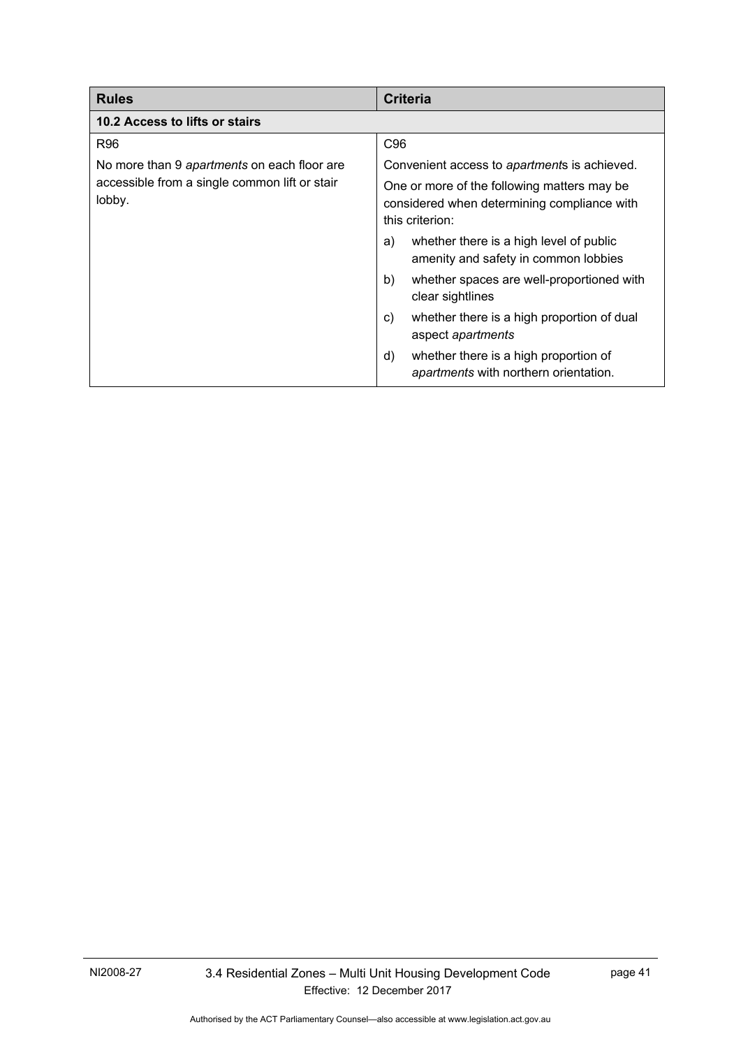| Rules | Criteria |
|---|---|
| **10.2 Access to lifts or stairs** | |
| R96<br><br>No more than 9 *apartments* on each floor are accessible from a single common lift or stair lobby. | C96<br><br>Convenient access to *apartment*s is achieved.<br><br>One or more of the following matters may be considered when determining compliance with this criterion:<br><br>a) whether there is a high level of public amenity and safety in common lobbies<br><br>b) whether spaces are well-proportioned with clear sightlines<br><br>c) whether there is a high proportion of dual aspect *apartments*<br><br>d) whether there is a high proportion of *apartments* with northern orientation. |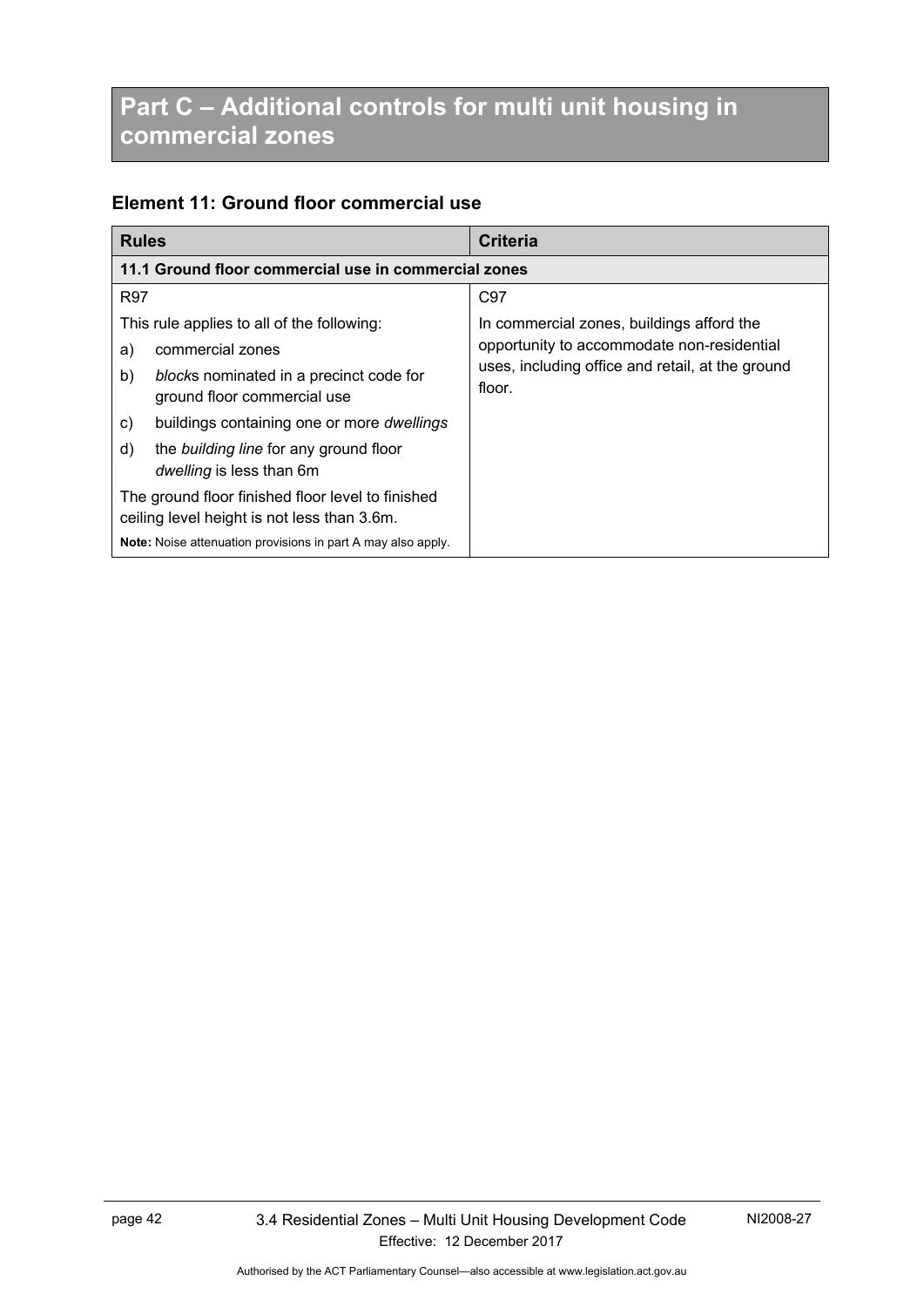# Part C – Additional controls for multi unit housing in commercial zones

## Element 11: Ground floor commercial use

| Rules | Criteria |
| --- | --- |
| **11.1 Ground floor commercial use in commercial zones** | |
| R97<br><br>This rule applies to all of the following:<br><br>a) commercial zones<br><br>b) *block*s nominated in a precinct code for ground floor commercial use<br><br>c) buildings containing one or more *dwellings*<br><br>d) the *building line* for any ground floor *dwelling* is less than 6m<br><br>The ground floor finished floor level to finished ceiling level height is not less than 3.6m.<br><br>**Note:** Noise attenuation provisions in part A may also apply. | C97<br><br>In commercial zones, buildings afford the opportunity to accommodate non-residential uses, including office and retail, at the ground floor. |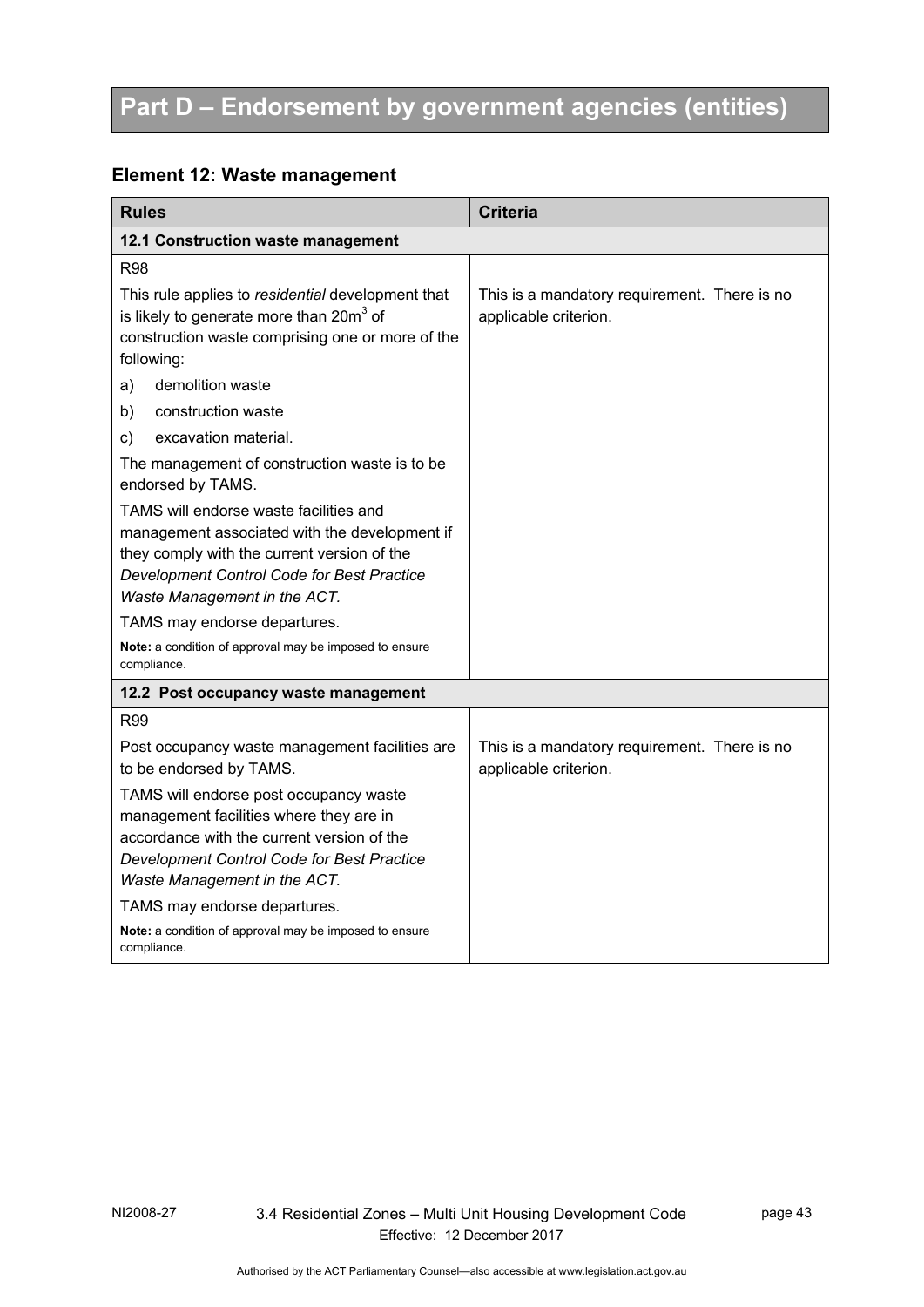# Part D – Endorsement by government agencies (entities)

## Element 12: Waste management

| Rules | Criteria |
|---|---|
| **12.1 Construction waste management** | |
| R98<br><br>This rule applies to *residential* development that is likely to generate more than $20m^3$ of construction waste comprising one or more of the following:<br><br>a) demolition waste<br>b) construction waste<br>c) excavation material.<br><br>The management of construction waste is to be endorsed by TAMS.<br><br>TAMS will endorse waste facilities and management associated with the development if they comply with the current version of the *Development Control Code for Best Practice Waste Management in the ACT.*<br><br>TAMS may endorse departures.<br><br>**Note:** a condition of approval may be imposed to ensure compliance. | This is a mandatory requirement. There is no applicable criterion. |
| **12.2 Post occupancy waste management** | |
| R99<br><br>Post occupancy waste management facilities are to be endorsed by TAMS.<br><br>TAMS will endorse post occupancy waste management facilities where they are in accordance with the current version of the *Development Control Code for Best Practice Waste Management in the ACT.*<br><br>TAMS may endorse departures.<br><br>**Note:** a condition of approval may be imposed to ensure compliance. | This is a mandatory requirement. There is no applicable criterion. |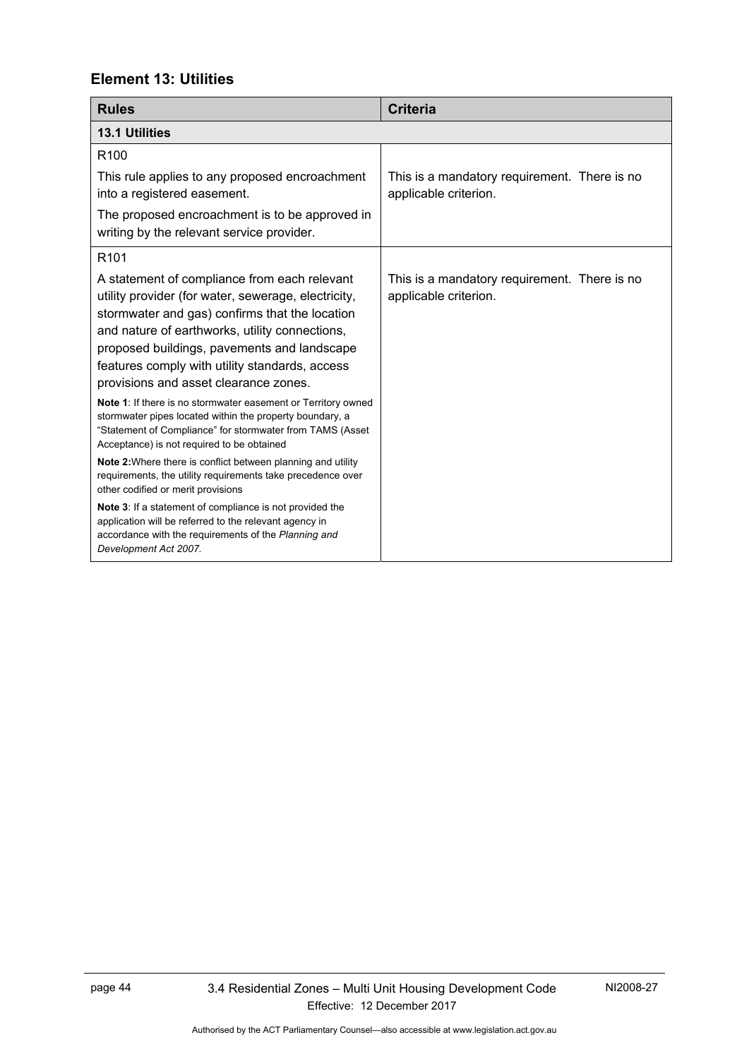## Element 13: Utilities

| Rules | Criteria |
|---|---|
| **13.1 Utilities** | |
| R100<br><br>This rule applies to any proposed encroachment into a registered easement.<br><br>The proposed encroachment is to be approved in writing by the relevant service provider. | This is a mandatory requirement. There is no applicable criterion. |
| R101<br><br>A statement of compliance from each relevant utility provider (for water, sewerage, electricity, stormwater and gas) confirms that the location and nature of earthworks, utility connections, proposed buildings, pavements and landscape features comply with utility standards, access provisions and asset clearance zones.<br><br>**Note 1**: If there is no stormwater easement or Territory owned stormwater pipes located within the property boundary, a "Statement of Compliance" for stormwater from TAMS (Asset Acceptance) is not required to be obtained<br><br>**Note 2:** Where there is conflict between planning and utility requirements, the utility requirements take precedence over other codified or merit provisions<br><br>**Note 3**: If a statement of compliance is not provided the application will be referred to the relevant agency in accordance with the requirements of the *Planning and Development Act 2007.* | This is a mandatory requirement. There is no applicable criterion. |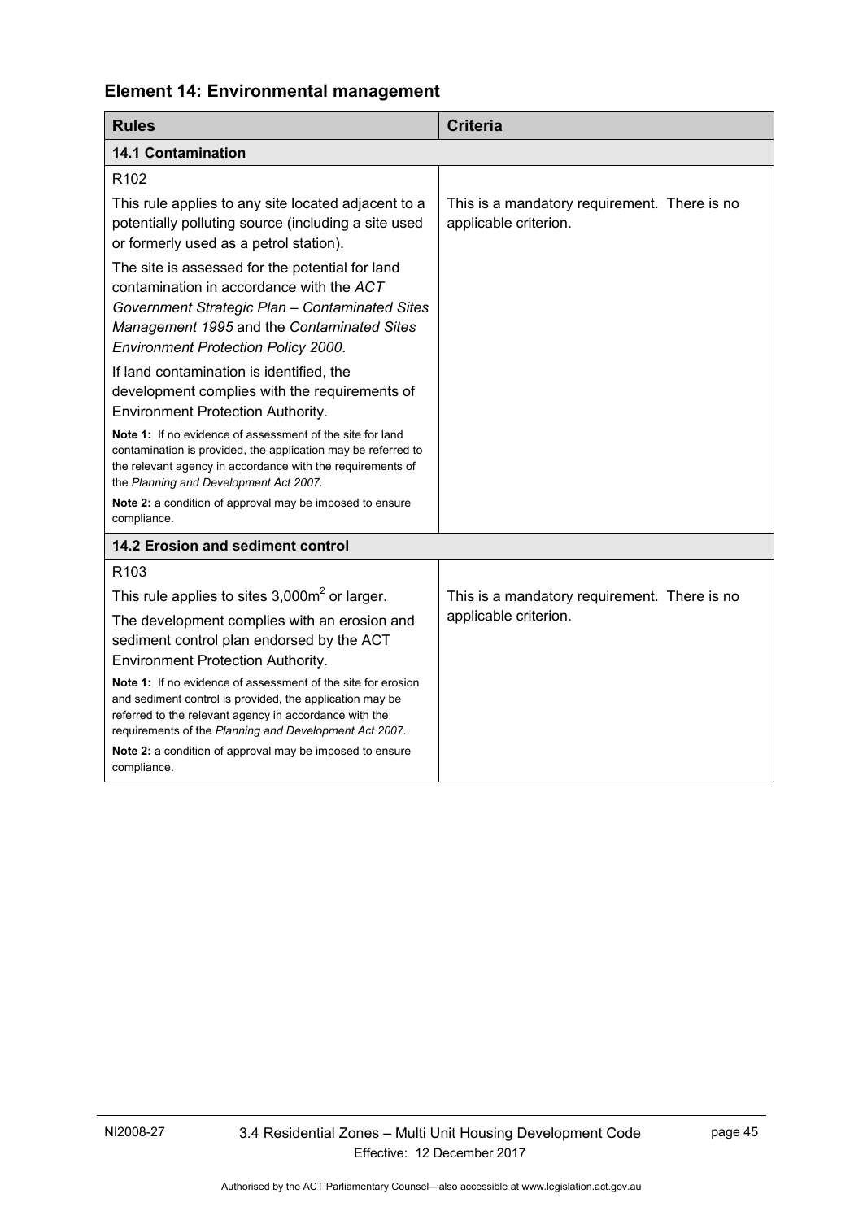## Element 14: Environmental management

| Rules | Criteria |
|---|---|
| **14.1 Contamination** | |
| R102<br><br>This rule applies to any site located adjacent to a potentially polluting source (including a site used or formerly used as a petrol station).<br><br>The site is assessed for the potential for land contamination in accordance with the *ACT Government Strategic Plan – Contaminated Sites Management 1995* and the *Contaminated Sites Environment Protection Policy 2000*.<br><br>If land contamination is identified, the development complies with the requirements of Environment Protection Authority.<br><br>**Note 1:** If no evidence of assessment of the site for land contamination is provided, the application may be referred to the relevant agency in accordance with the requirements of the *Planning and Development Act 2007.*<br><br>**Note 2:** a condition of approval may be imposed to ensure compliance. | This is a mandatory requirement. There is no applicable criterion. |
| **14.2 Erosion and sediment control** | |
| R103<br><br>This rule applies to sites 3,000m² or larger.<br><br>The development complies with an erosion and sediment control plan endorsed by the ACT Environment Protection Authority.<br><br>**Note 1:** If no evidence of assessment of the site for erosion and sediment control is provided, the application may be referred to the relevant agency in accordance with the requirements of the *Planning and Development Act 2007.*<br><br>**Note 2:** a condition of approval may be imposed to ensure compliance. | This is a mandatory requirement. There is no applicable criterion. |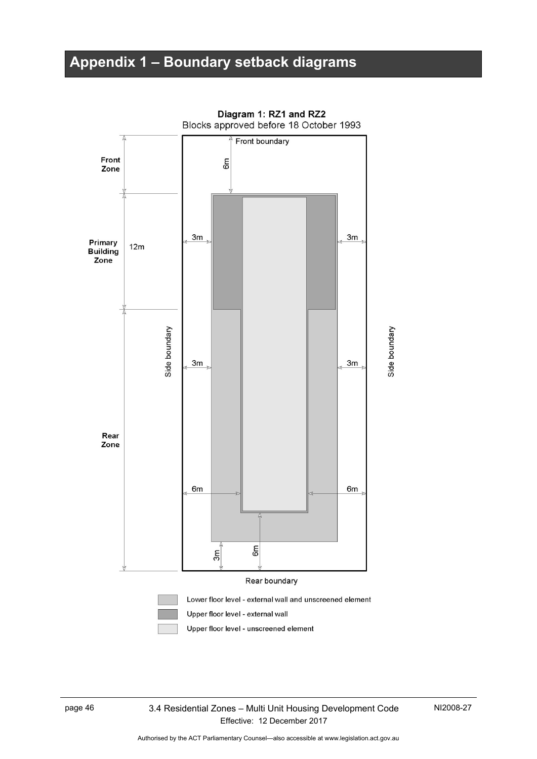# Appendix 1 – Boundary setback diagrams

**Diagram 1: RZ1 and RZ2**

Blocks approved before 18 October 1993

Front boundary

Front Zone

6m

Primary Building Zone

12m

3m

3m

Side boundary

Side boundary

3m

3m

Rear Zone

6m

6m

3m

6m

Rear boundary

Lower floor level - external wall and unscreened element

Upper floor level - external wall

Upper floor level - unscreened element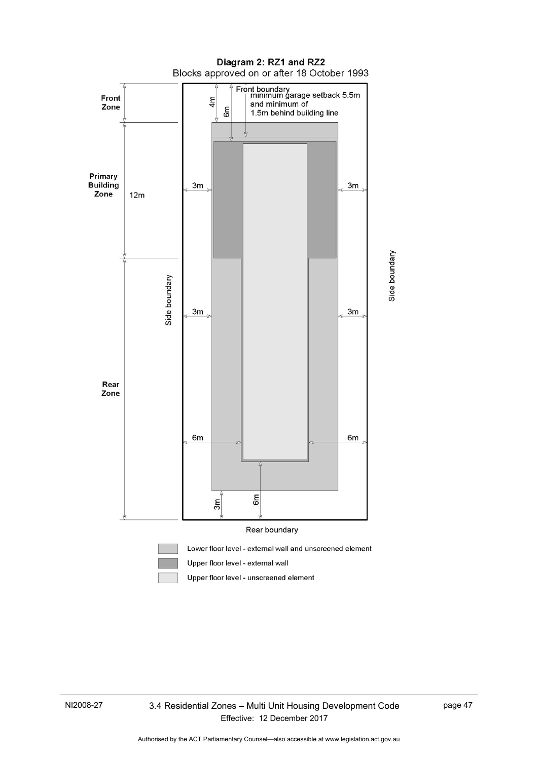**Diagram 2: RZ1 and RZ2**

Blocks approved on or after 18 October 1993

Front Zone

Primary Building Zone 12m

Rear Zone

Front boundary

minimum garage setback 5.5m and minimum of 1.5m behind building line

4m

6m

3m

3m

3m

3m

6m

6m

3m

6m

Side boundary

Side boundary

Rear boundary

Lower floor level - external wall and unscreened element

Upper floor level - external wall

Upper floor level - unscreened element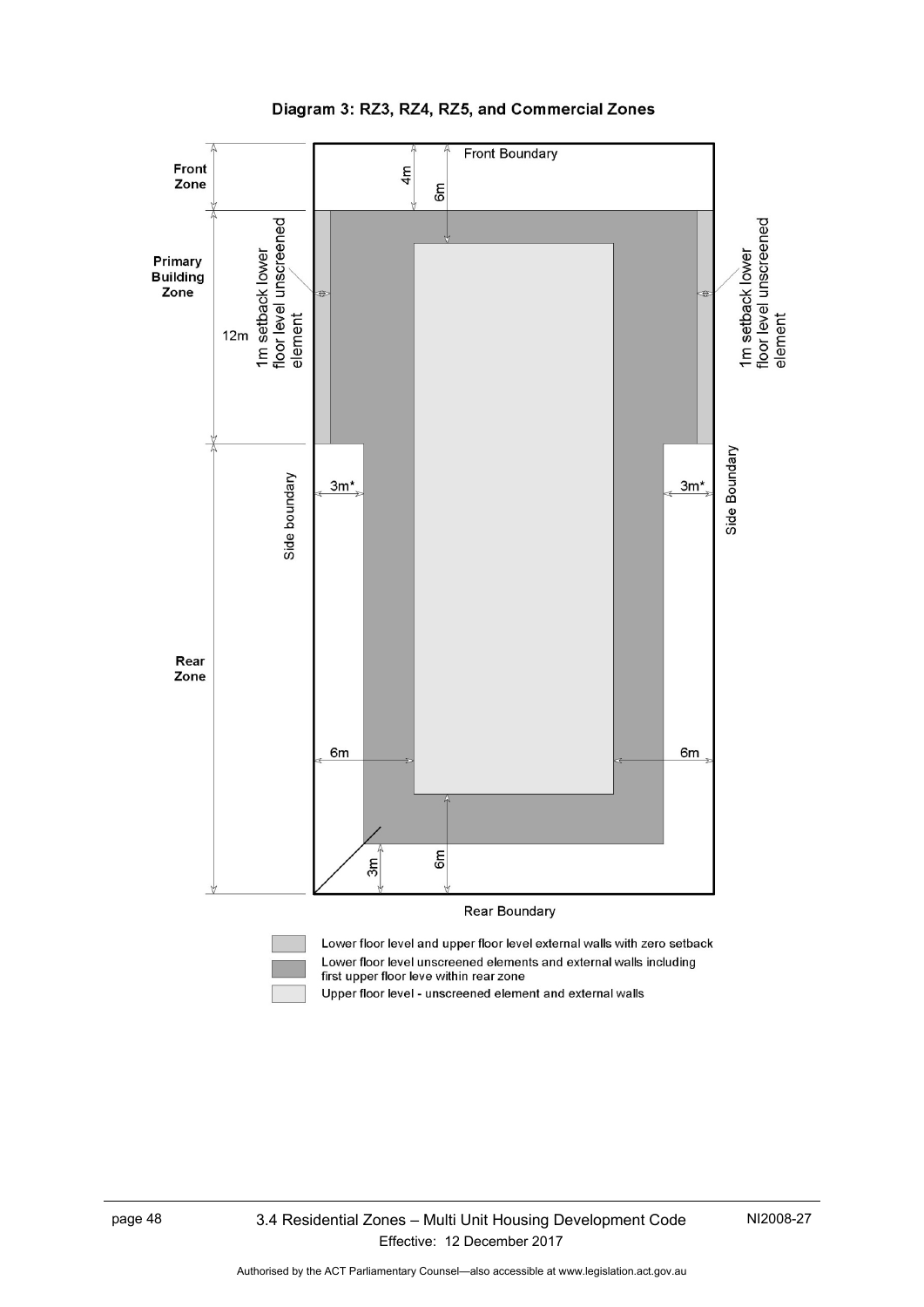Diagram 3: RZ3, RZ4, RZ5, and Commercial Zones

Front Boundary

Front Zone

4m

6m

Primary Building Zone

12m

1m setback lower floor level unscreened element

1m setback lower floor level unscreened element

Side boundary

Side Boundary

3m*

3m*

Rear Zone

6m

6m

3m

6m

Rear Boundary

Lower floor level and upper floor level external walls with zero setback

Lower floor level unscreened elements and external walls including first upper floor leve within rear zone

Upper floor level - unscreened element and external walls